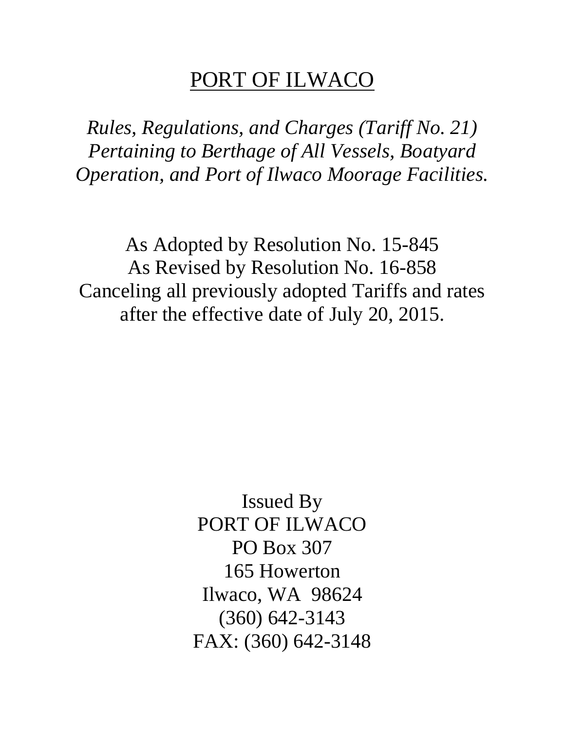# PORT OF ILWACO

*Rules, Regulations, and Charges (Tariff No. 21) Pertaining to Berthage of All Vessels, Boatyard Operation, and Port of Ilwaco Moorage Facilities.*

As Adopted by Resolution No. 15-845
As Revised by Resolution No. 16-858
Canceling all previously adopted Tariffs and rates after the effective date of July 20, 2015.

Issued By
PORT OF ILWACO
PO Box 307
165 Howerton
Ilwaco, WA 98624
(360) 642-3143
FAX: (360) 642-3148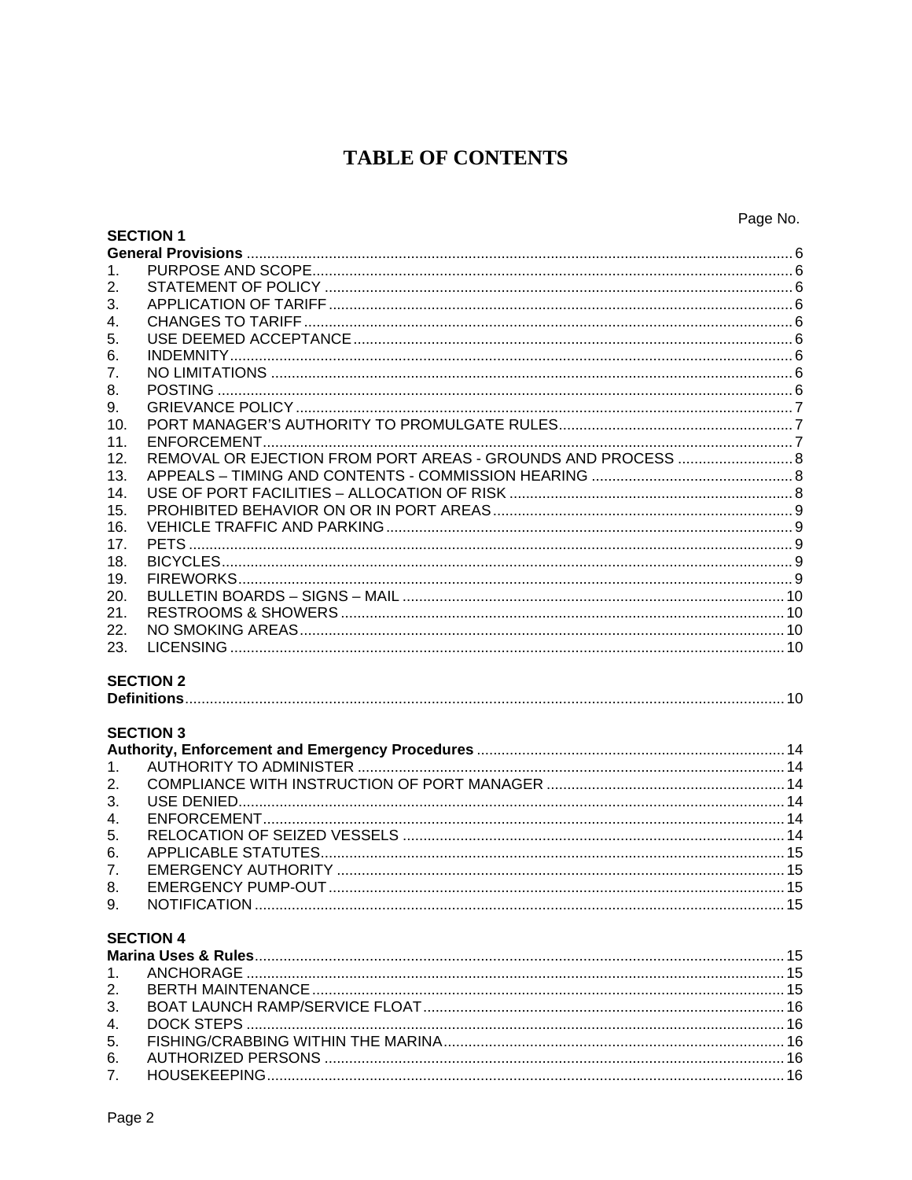# TABLE OF CONTENTS

| | | Page No. |
|---|---|---|
| **SECTION 1** | | |
| **General Provisions** | | 6 |
| 1. | PURPOSE AND SCOPE | 6 |
| 2. | STATEMENT OF POLICY | 6 |
| 3. | APPLICATION OF TARIFF | 6 |
| 4. | CHANGES TO TARIFF | 6 |
| 5. | USE DEEMED ACCEPTANCE | 6 |
| 6. | INDEMNITY | 6 |
| 7. | NO LIMITATIONS | 6 |
| 8. | POSTING | 6 |
| 9. | GRIEVANCE POLICY | 7 |
| 10. | PORT MANAGER'S AUTHORITY TO PROMULGATE RULES | 7 |
| 11. | ENFORCEMENT | 7 |
| 12. | REMOVAL OR EJECTION FROM PORT AREAS - GROUNDS AND PROCESS | 8 |
| 13. | APPEALS – TIMING AND CONTENTS - COMMISSION HEARING | 8 |
| 14. | USE OF PORT FACILITIES – ALLOCATION OF RISK | 8 |
| 15. | PROHIBITED BEHAVIOR ON OR IN PORT AREAS | 9 |
| 16. | VEHICLE TRAFFIC AND PARKING | 9 |
| 17. | PETS | 9 |
| 18. | BICYCLES | 9 |
| 19. | FIREWORKS | 9 |
| 20. | BULLETIN BOARDS – SIGNS – MAIL | 10 |
| 21. | RESTROOMS & SHOWERS | 10 |
| 22. | NO SMOKING AREAS | 10 |
| 23. | LICENSING | 10 |
| **SECTION 2** | | |
| **Definitions** | | 10 |
| **SECTION 3** | | |
| **Authority, Enforcement and Emergency Procedures** | | 14 |
| 1. | AUTHORITY TO ADMINISTER | 14 |
| 2. | COMPLIANCE WITH INSTRUCTION OF PORT MANAGER | 14 |
| 3. | USE DENIED | 14 |
| 4. | ENFORCEMENT | 14 |
| 5. | RELOCATION OF SEIZED VESSELS | 14 |
| 6. | APPLICABLE STATUTES | 15 |
| 7. | EMERGENCY AUTHORITY | 15 |
| 8. | EMERGENCY PUMP-OUT | 15 |
| 9. | NOTIFICATION | 15 |
| **SECTION 4** | | |
| **Marina Uses & Rules** | | 15 |
| 1. | ANCHORAGE | 15 |
| 2. | BERTH MAINTENANCE | 15 |
| 3. | BOAT LAUNCH RAMP/SERVICE FLOAT | 16 |
| 4. | DOCK STEPS | 16 |
| 5. | FISHING/CRABBING WITHIN THE MARINA | 16 |
| 6. | AUTHORIZED PERSONS | 16 |
| 7. | HOUSEKEEPING | 16 |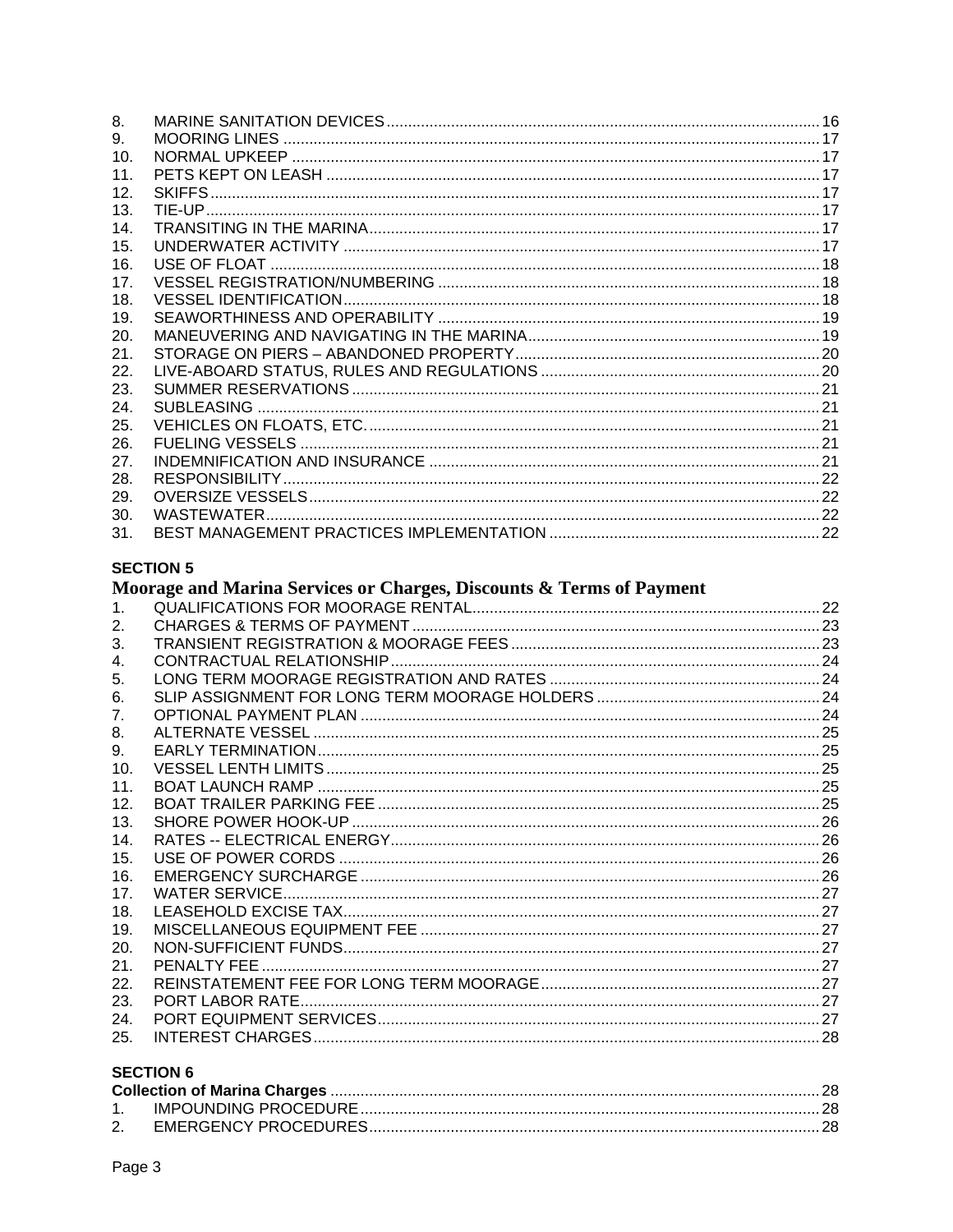8. MARINE SANITATION DEVICES .... 16
9. MOORING LINES .... 17
10. NORMAL UPKEEP .... 17
11. PETS KEPT ON LEASH .... 17
12. SKIFFS .... 17
13. TIE-UP .... 17
14. TRANSITING IN THE MARINA .... 17
15. UNDERWATER ACTIVITY .... 17
16. USE OF FLOAT .... 18
17. VESSEL REGISTRATION/NUMBERING .... 18
18. VESSEL IDENTIFICATION .... 18
19. SEAWORTHINESS AND OPERABILITY .... 19
20. MANEUVERING AND NAVIGATING IN THE MARINA .... 19
21. STORAGE ON PIERS – ABANDONED PROPERTY .... 20
22. LIVE-ABOARD STATUS, RULES AND REGULATIONS .... 20
23. SUMMER RESERVATIONS .... 21
24. SUBLEASING .... 21
25. VEHICLES ON FLOATS, ETC. .... 21
26. FUELING VESSELS .... 21
27. INDEMNIFICATION AND INSURANCE .... 21
28. RESPONSIBILITY .... 22
29. OVERSIZE VESSELS .... 22
30. WASTEWATER .... 22
31. BEST MANAGEMENT PRACTICES IMPLEMENTATION .... 22

**SECTION 5**

**Moorage and Marina Services or Charges, Discounts & Terms of Payment**

1. QUALIFICATIONS FOR MOORAGE RENTAL .... 22
2. CHARGES & TERMS OF PAYMENT .... 23
3. TRANSIENT REGISTRATION & MOORAGE FEES .... 23
4. CONTRACTUAL RELATIONSHIP .... 24
5. LONG TERM MOORAGE REGISTRATION AND RATES .... 24
6. SLIP ASSIGNMENT FOR LONG TERM MOORAGE HOLDERS .... 24
7. OPTIONAL PAYMENT PLAN .... 24
8. ALTERNATE VESSEL .... 25
9. EARLY TERMINATION .... 25
10. VESSEL LENTH LIMITS .... 25
11. BOAT LAUNCH RAMP .... 25
12. BOAT TRAILER PARKING FEE .... 25
13. SHORE POWER HOOK-UP .... 26
14. RATES -- ELECTRICAL ENERGY .... 26
15. USE OF POWER CORDS .... 26
16. EMERGENCY SURCHARGE .... 26
17. WATER SERVICE .... 27
18. LEASEHOLD EXCISE TAX .... 27
19. MISCELLANEOUS EQUIPMENT FEE .... 27
20. NON-SUFFICIENT FUNDS .... 27
21. PENALTY FEE .... 27
22. REINSTATEMENT FEE FOR LONG TERM MOORAGE .... 27
23. PORT LABOR RATE .... 27
24. PORT EQUIPMENT SERVICES .... 27
25. INTEREST CHARGES .... 28

**SECTION 6**

**Collection of Marina Charges** .... 28

1. IMPOUNDING PROCEDURE .... 28
2. EMERGENCY PROCEDURES .... 28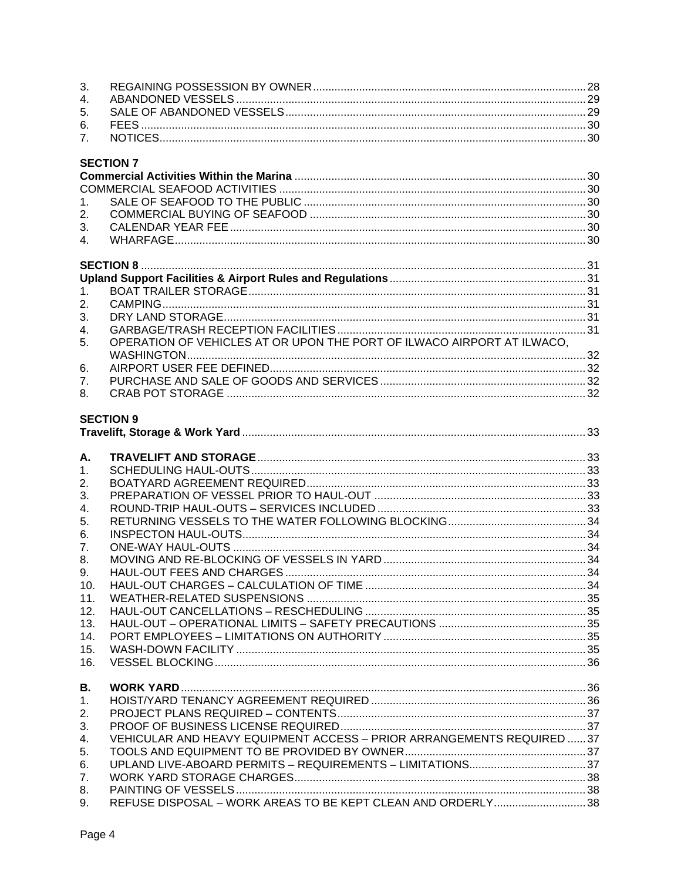3. REGAINING POSSESSION BY OWNER ........ 28
4. ABANDONED VESSELS ........ 29
5. SALE OF ABANDONED VESSELS ........ 29
6. FEES ........ 30
7. NOTICES ........ 30

**SECTION 7**

**Commercial Activities Within the Marina** ........ 30

COMMERCIAL SEAFOOD ACTIVITIES ........ 30

1. SALE OF SEAFOOD TO THE PUBLIC ........ 30
2. COMMERCIAL BUYING OF SEAFOOD ........ 30
3. CALENDAR YEAR FEE ........ 30
4. WHARFAGE ........ 30

**SECTION 8** ........ 31

**Upland Support Facilities & Airport Rules and Regulations** ........ 31

1. BOAT TRAILER STORAGE ........ 31
2. CAMPING ........ 31
3. DRY LAND STORAGE ........ 31
4. GARBAGE/TRASH RECEPTION FACILITIES ........ 31
5. OPERATION OF VEHICLES AT OR UPON THE PORT OF ILWACO AIRPORT AT ILWACO, WASHINGTON ........ 32
6. AIRPORT USER FEE DEFINED ........ 32
7. PURCHASE AND SALE OF GOODS AND SERVICES ........ 32
8. CRAB POT STORAGE ........ 32

**SECTION 9**

**Travelift, Storage & Work Yard** ........ 33

**A. TRAVELIFT AND STORAGE** ........ 33

1. SCHEDULING HAUL-OUTS ........ 33
2. BOATYARD AGREEMENT REQUIRED ........ 33
3. PREPARATION OF VESSEL PRIOR TO HAUL-OUT ........ 33
4. ROUND-TRIP HAUL-OUTS – SERVICES INCLUDED ........ 33
5. RETURNING VESSELS TO THE WATER FOLLOWING BLOCKING ........ 34
6. INSPECTON HAUL-OUTS ........ 34
7. ONE-WAY HAUL-OUTS ........ 34
8. MOVING AND RE-BLOCKING OF VESSELS IN YARD ........ 34
9. HAUL-OUT FEES AND CHARGES ........ 34
10. HAUL-OUT CHARGES – CALCULATION OF TIME ........ 34
11. WEATHER-RELATED SUSPENSIONS ........ 35
12. HAUL-OUT CANCELLATIONS – RESCHEDULING ........ 35
13. HAUL-OUT – OPERATIONAL LIMITS – SAFETY PRECAUTIONS ........ 35
14. PORT EMPLOYEES – LIMITATIONS ON AUTHORITY ........ 35
15. WASH-DOWN FACILITY ........ 35
16. VESSEL BLOCKING ........ 36

**B. WORK YARD** ........ 36

1. HOIST/YARD TENANCY AGREEMENT REQUIRED ........ 36
2. PROJECT PLANS REQUIRED – CONTENTS ........ 37
3. PROOF OF BUSINESS LICENSE REQUIRED ........ 37
4. VEHICULAR AND HEAVY EQUIPMENT ACCESS – PRIOR ARRANGEMENTS REQUIRED ........ 37
5. TOOLS AND EQUIPMENT TO BE PROVIDED BY OWNER ........ 37
6. UPLAND LIVE-ABOARD PERMITS – REQUIREMENTS – LIMITATIONS ........ 37
7. WORK YARD STORAGE CHARGES ........ 38
8. PAINTING OF VESSELS ........ 38
9. REFUSE DISPOSAL – WORK AREAS TO BE KEPT CLEAN AND ORDERLY ........ 38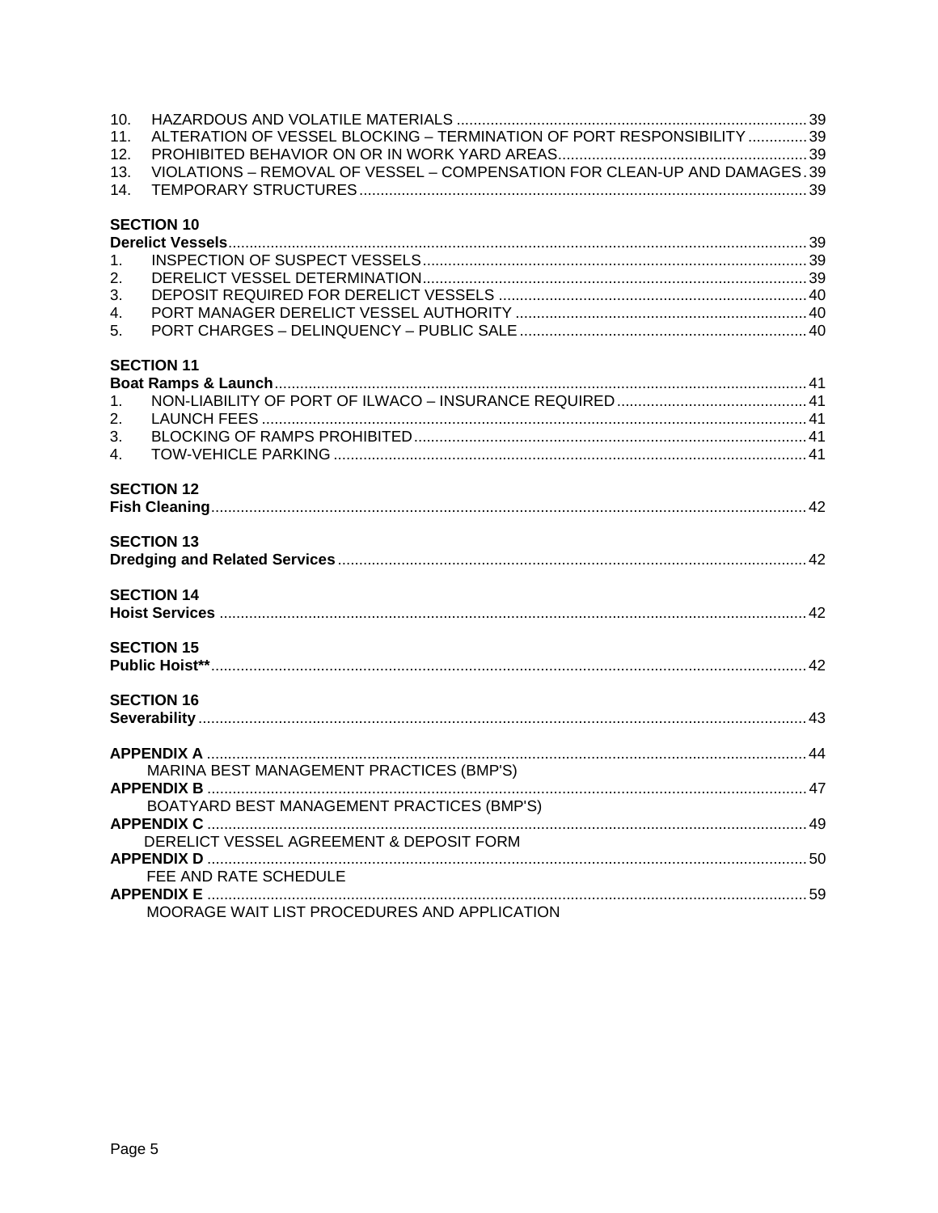10. HAZARDOUS AND VOLATILE MATERIALS .......... 39
11. ALTERATION OF VESSEL BLOCKING – TERMINATION OF PORT RESPONSIBILITY .......... 39
12. PROHIBITED BEHAVIOR ON OR IN WORK YARD AREAS .......... 39
13. VIOLATIONS – REMOVAL OF VESSEL – COMPENSATION FOR CLEAN-UP AND DAMAGES . 39
14. TEMPORARY STRUCTURES .......... 39

**SECTION 10**
**Derelict Vessels** .......... 39
1. INSPECTION OF SUSPECT VESSELS .......... 39
2. DERELICT VESSEL DETERMINATION .......... 39
3. DEPOSIT REQUIRED FOR DERELICT VESSELS .......... 40
4. PORT MANAGER DERELICT VESSEL AUTHORITY .......... 40
5. PORT CHARGES – DELINQUENCY – PUBLIC SALE .......... 40

**SECTION 11**
**Boat Ramps & Launch** .......... 41
1. NON-LIABILITY OF PORT OF ILWACO – INSURANCE REQUIRED .......... 41
2. LAUNCH FEES .......... 41
3. BLOCKING OF RAMPS PROHIBITED .......... 41
4. TOW-VEHICLE PARKING .......... 41

**SECTION 12**
**Fish Cleaning** .......... 42

**SECTION 13**
**Dredging and Related Services** .......... 42

**SECTION 14**
**Hoist Services** .......... 42

**SECTION 15**
**Public Hoist**** .......... 42

**SECTION 16**
**Severability** .......... 43

**APPENDIX A** .......... 44
MARINA BEST MANAGEMENT PRACTICES (BMP'S)
**APPENDIX B** .......... 47
BOATYARD BEST MANAGEMENT PRACTICES (BMP'S)
**APPENDIX C** .......... 49
DERELICT VESSEL AGREEMENT & DEPOSIT FORM
**APPENDIX D** .......... 50
FEE AND RATE SCHEDULE
**APPENDIX E** .......... 59
MOORAGE WAIT LIST PROCEDURES AND APPLICATION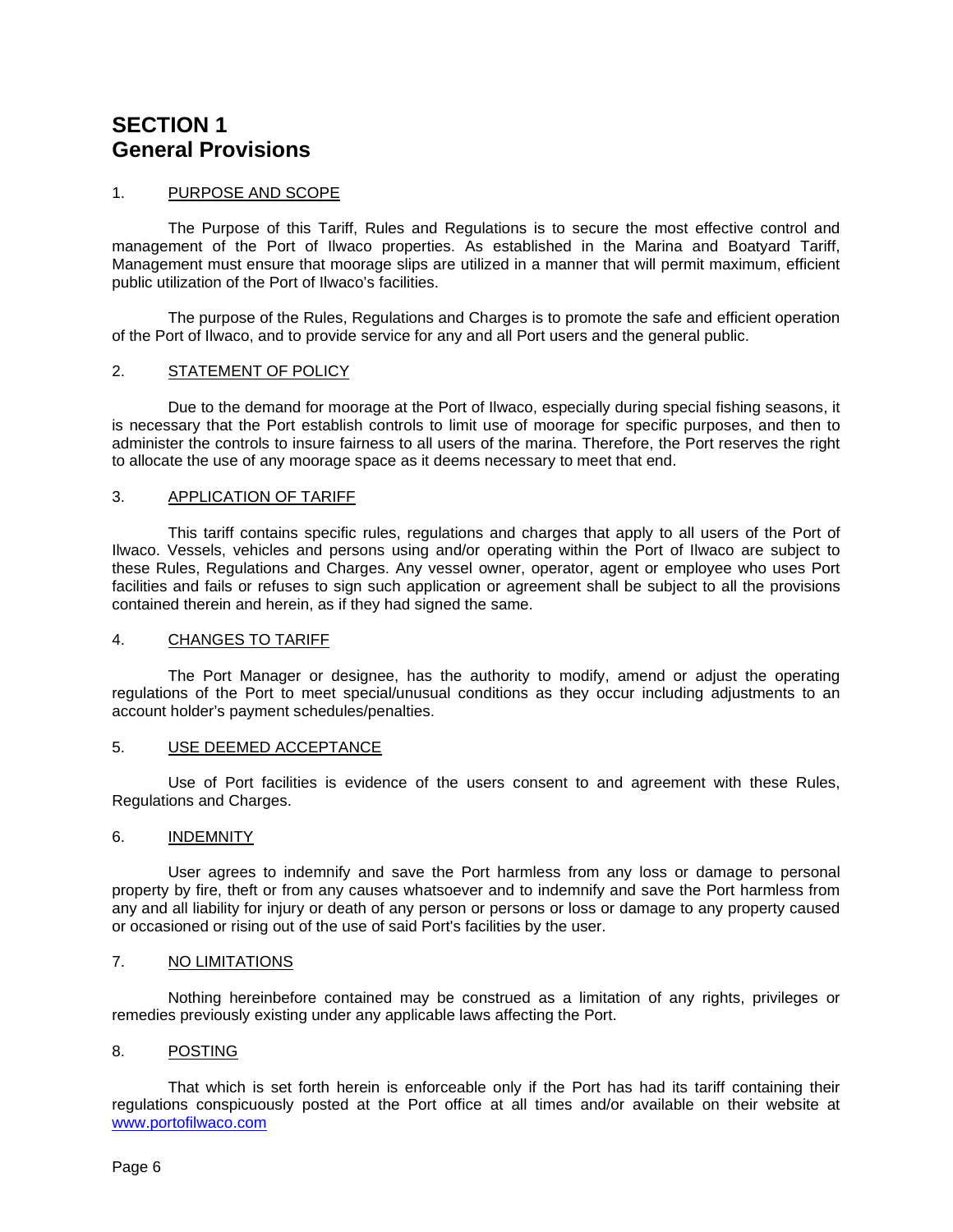# SECTION 1
# General Provisions

1. PURPOSE AND SCOPE

The Purpose of this Tariff, Rules and Regulations is to secure the most effective control and management of the Port of Ilwaco properties. As established in the Marina and Boatyard Tariff, Management must ensure that moorage slips are utilized in a manner that will permit maximum, efficient public utilization of the Port of Ilwaco's facilities.

The purpose of the Rules, Regulations and Charges is to promote the safe and efficient operation of the Port of Ilwaco, and to provide service for any and all Port users and the general public.

2. STATEMENT OF POLICY

Due to the demand for moorage at the Port of Ilwaco, especially during special fishing seasons, it is necessary that the Port establish controls to limit use of moorage for specific purposes, and then to administer the controls to insure fairness to all users of the marina. Therefore, the Port reserves the right to allocate the use of any moorage space as it deems necessary to meet that end.

3. APPLICATION OF TARIFF

This tariff contains specific rules, regulations and charges that apply to all users of the Port of Ilwaco. Vessels, vehicles and persons using and/or operating within the Port of Ilwaco are subject to these Rules, Regulations and Charges. Any vessel owner, operator, agent or employee who uses Port facilities and fails or refuses to sign such application or agreement shall be subject to all the provisions contained therein and herein, as if they had signed the same.

4. CHANGES TO TARIFF

The Port Manager or designee, has the authority to modify, amend or adjust the operating regulations of the Port to meet special/unusual conditions as they occur including adjustments to an account holder's payment schedules/penalties.

5. USE DEEMED ACCEPTANCE

Use of Port facilities is evidence of the users consent to and agreement with these Rules, Regulations and Charges.

6. INDEMNITY

User agrees to indemnify and save the Port harmless from any loss or damage to personal property by fire, theft or from any causes whatsoever and to indemnify and save the Port harmless from any and all liability for injury or death of any person or persons or loss or damage to any property caused or occasioned or rising out of the use of said Port's facilities by the user.

7. NO LIMITATIONS

Nothing hereinbefore contained may be construed as a limitation of any rights, privileges or remedies previously existing under any applicable laws affecting the Port.

8. POSTING

That which is set forth herein is enforceable only if the Port has had its tariff containing their regulations conspicuously posted at the Port office at all times and/or available on their website at www.portofilwaco.com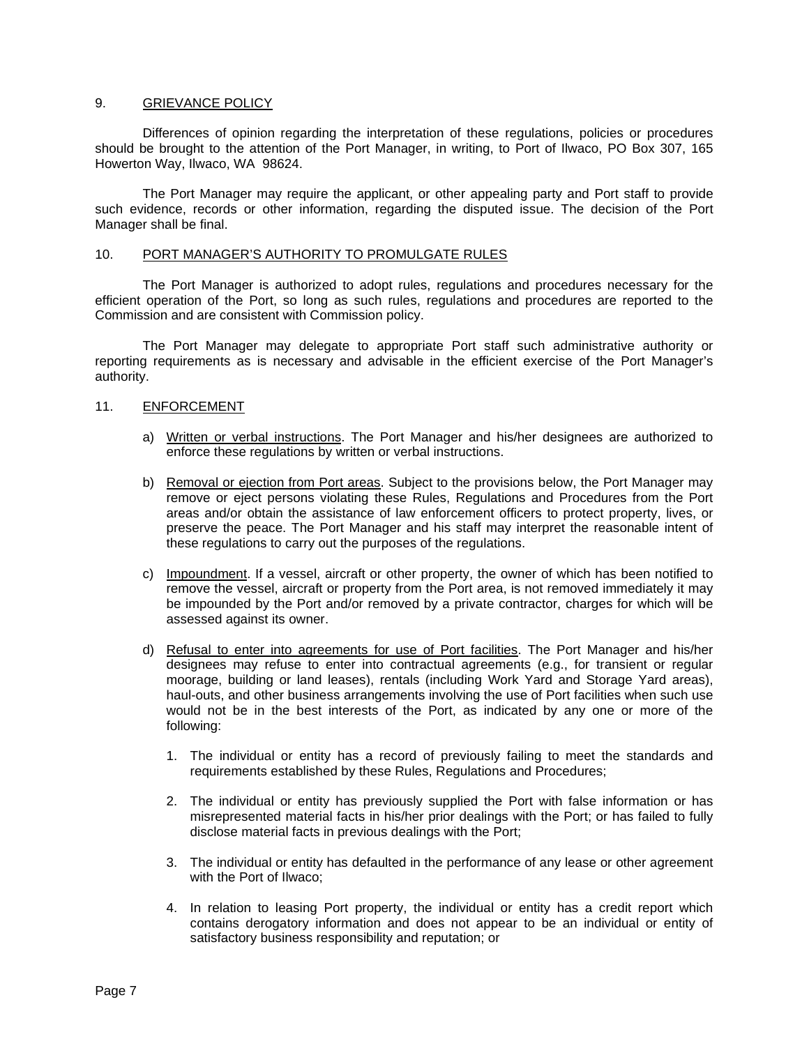## 9. GRIEVANCE POLICY

Differences of opinion regarding the interpretation of these regulations, policies or procedures should be brought to the attention of the Port Manager, in writing, to Port of Ilwaco, PO Box 307, 165 Howerton Way, Ilwaco, WA 98624.

The Port Manager may require the applicant, or other appealing party and Port staff to provide such evidence, records or other information, regarding the disputed issue. The decision of the Port Manager shall be final.

## 10. PORT MANAGER'S AUTHORITY TO PROMULGATE RULES

The Port Manager is authorized to adopt rules, regulations and procedures necessary for the efficient operation of the Port, so long as such rules, regulations and procedures are reported to the Commission and are consistent with Commission policy.

The Port Manager may delegate to appropriate Port staff such administrative authority or reporting requirements as is necessary and advisable in the efficient exercise of the Port Manager's authority.

## 11. ENFORCEMENT

a) Written or verbal instructions. The Port Manager and his/her designees are authorized to enforce these regulations by written or verbal instructions.

b) Removal or ejection from Port areas. Subject to the provisions below, the Port Manager may remove or eject persons violating these Rules, Regulations and Procedures from the Port areas and/or obtain the assistance of law enforcement officers to protect property, lives, or preserve the peace. The Port Manager and his staff may interpret the reasonable intent of these regulations to carry out the purposes of the regulations.

c) Impoundment. If a vessel, aircraft or other property, the owner of which has been notified to remove the vessel, aircraft or property from the Port area, is not removed immediately it may be impounded by the Port and/or removed by a private contractor, charges for which will be assessed against its owner.

d) Refusal to enter into agreements for use of Port facilities. The Port Manager and his/her designees may refuse to enter into contractual agreements (e.g., for transient or regular moorage, building or land leases), rentals (including Work Yard and Storage Yard areas), haul-outs, and other business arrangements involving the use of Port facilities when such use would not be in the best interests of the Port, as indicated by any one or more of the following:

   1. The individual or entity has a record of previously failing to meet the standards and requirements established by these Rules, Regulations and Procedures;

   2. The individual or entity has previously supplied the Port with false information or has misrepresented material facts in his/her prior dealings with the Port; or has failed to fully disclose material facts in previous dealings with the Port;

   3. The individual or entity has defaulted in the performance of any lease or other agreement with the Port of Ilwaco;

   4. In relation to leasing Port property, the individual or entity has a credit report which contains derogatory information and does not appear to be an individual or entity of satisfactory business responsibility and reputation; or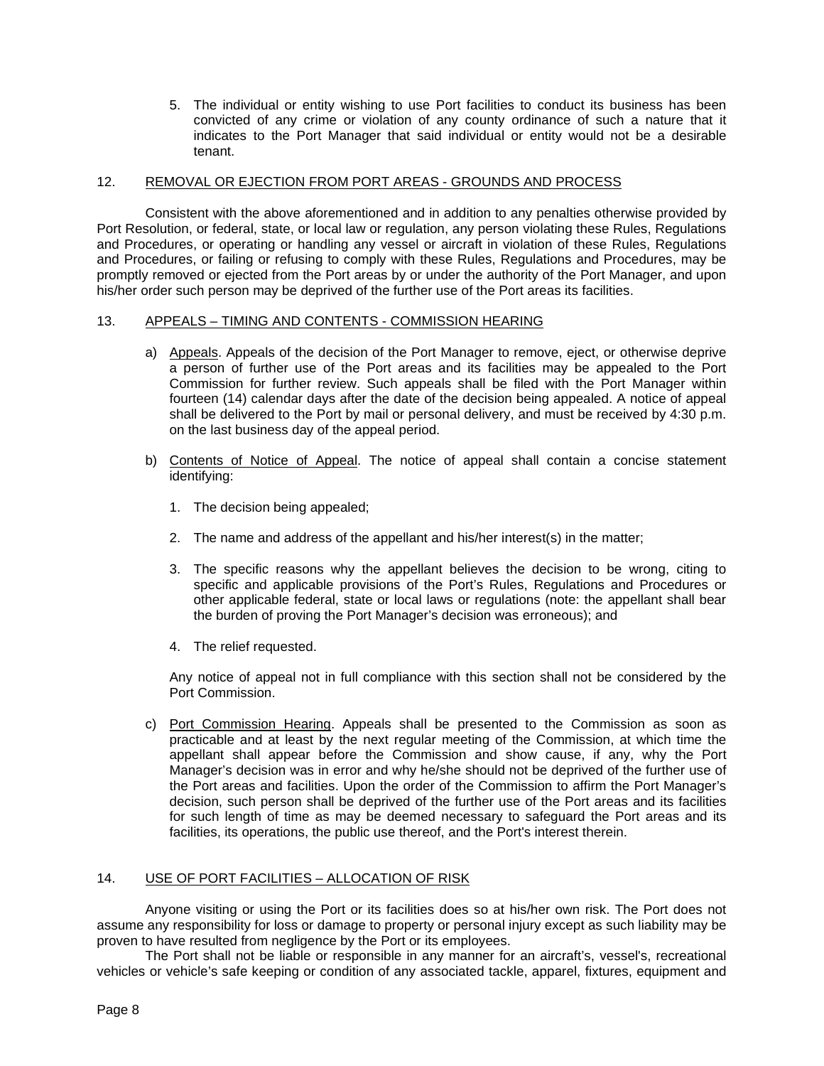5. The individual or entity wishing to use Port facilities to conduct its business has been convicted of any crime or violation of any county ordinance of such a nature that it indicates to the Port Manager that said individual or entity would not be a desirable tenant.

## 12. REMOVAL OR EJECTION FROM PORT AREAS - GROUNDS AND PROCESS

Consistent with the above aforementioned and in addition to any penalties otherwise provided by Port Resolution, or federal, state, or local law or regulation, any person violating these Rules, Regulations and Procedures, or operating or handling any vessel or aircraft in violation of these Rules, Regulations and Procedures, or failing or refusing to comply with these Rules, Regulations and Procedures, may be promptly removed or ejected from the Port areas by or under the authority of the Port Manager, and upon his/her order such person may be deprived of the further use of the Port areas its facilities.

## 13. APPEALS – TIMING AND CONTENTS - COMMISSION HEARING

a) Appeals. Appeals of the decision of the Port Manager to remove, eject, or otherwise deprive a person of further use of the Port areas and its facilities may be appealed to the Port Commission for further review. Such appeals shall be filed with the Port Manager within fourteen (14) calendar days after the date of the decision being appealed. A notice of appeal shall be delivered to the Port by mail or personal delivery, and must be received by 4:30 p.m. on the last business day of the appeal period.

b) Contents of Notice of Appeal. The notice of appeal shall contain a concise statement identifying:

   1. The decision being appealed;

   2. The name and address of the appellant and his/her interest(s) in the matter;

   3. The specific reasons why the appellant believes the decision to be wrong, citing to specific and applicable provisions of the Port's Rules, Regulations and Procedures or other applicable federal, state or local laws or regulations (note: the appellant shall bear the burden of proving the Port Manager's decision was erroneous); and

   4. The relief requested.

   Any notice of appeal not in full compliance with this section shall not be considered by the Port Commission.

c) Port Commission Hearing. Appeals shall be presented to the Commission as soon as practicable and at least by the next regular meeting of the Commission, at which time the appellant shall appear before the Commission and show cause, if any, why the Port Manager's decision was in error and why he/she should not be deprived of the further use of the Port areas and facilities. Upon the order of the Commission to affirm the Port Manager's decision, such person shall be deprived of the further use of the Port areas and its facilities for such length of time as may be deemed necessary to safeguard the Port areas and its facilities, its operations, the public use thereof, and the Port's interest therein.

## 14. USE OF PORT FACILITIES – ALLOCATION OF RISK

Anyone visiting or using the Port or its facilities does so at his/her own risk. The Port does not assume any responsibility for loss or damage to property or personal injury except as such liability may be proven to have resulted from negligence by the Port or its employees.

The Port shall not be liable or responsible in any manner for an aircraft's, vessel's, recreational vehicles or vehicle's safe keeping or condition of any associated tackle, apparel, fixtures, equipment and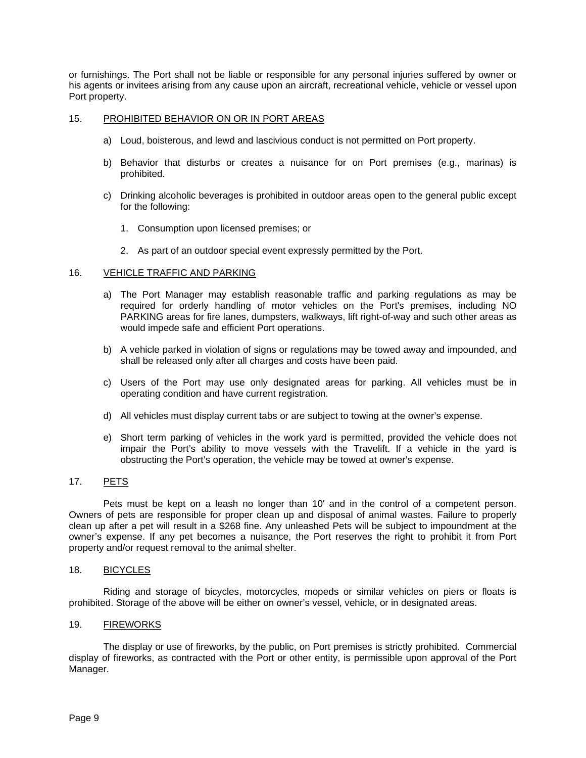or furnishings. The Port shall not be liable or responsible for any personal injuries suffered by owner or his agents or invitees arising from any cause upon an aircraft, recreational vehicle, vehicle or vessel upon Port property.

## 15. PROHIBITED BEHAVIOR ON OR IN PORT AREAS

a) Loud, boisterous, and lewd and lascivious conduct is not permitted on Port property.

b) Behavior that disturbs or creates a nuisance for on Port premises (e.g., marinas) is prohibited.

c) Drinking alcoholic beverages is prohibited in outdoor areas open to the general public except for the following:

   1. Consumption upon licensed premises; or

   2. As part of an outdoor special event expressly permitted by the Port.

## 16. VEHICLE TRAFFIC AND PARKING

a) The Port Manager may establish reasonable traffic and parking regulations as may be required for orderly handling of motor vehicles on the Port's premises, including NO PARKING areas for fire lanes, dumpsters, walkways, lift right-of-way and such other areas as would impede safe and efficient Port operations.

b) A vehicle parked in violation of signs or regulations may be towed away and impounded, and shall be released only after all charges and costs have been paid.

c) Users of the Port may use only designated areas for parking. All vehicles must be in operating condition and have current registration.

d) All vehicles must display current tabs or are subject to towing at the owner's expense.

e) Short term parking of vehicles in the work yard is permitted, provided the vehicle does not impair the Port's ability to move vessels with the Travelift. If a vehicle in the yard is obstructing the Port's operation, the vehicle may be towed at owner's expense.

## 17. PETS

Pets must be kept on a leash no longer than 10' and in the control of a competent person. Owners of pets are responsible for proper clean up and disposal of animal wastes. Failure to properly clean up after a pet will result in a $268 fine. Any unleashed Pets will be subject to impoundment at the owner's expense. If any pet becomes a nuisance, the Port reserves the right to prohibit it from Port property and/or request removal to the animal shelter.

## 18. BICYCLES

Riding and storage of bicycles, motorcycles, mopeds or similar vehicles on piers or floats is prohibited. Storage of the above will be either on owner's vessel, vehicle, or in designated areas.

## 19. FIREWORKS

The display or use of fireworks, by the public, on Port premises is strictly prohibited. Commercial display of fireworks, as contracted with the Port or other entity, is permissible upon approval of the Port Manager.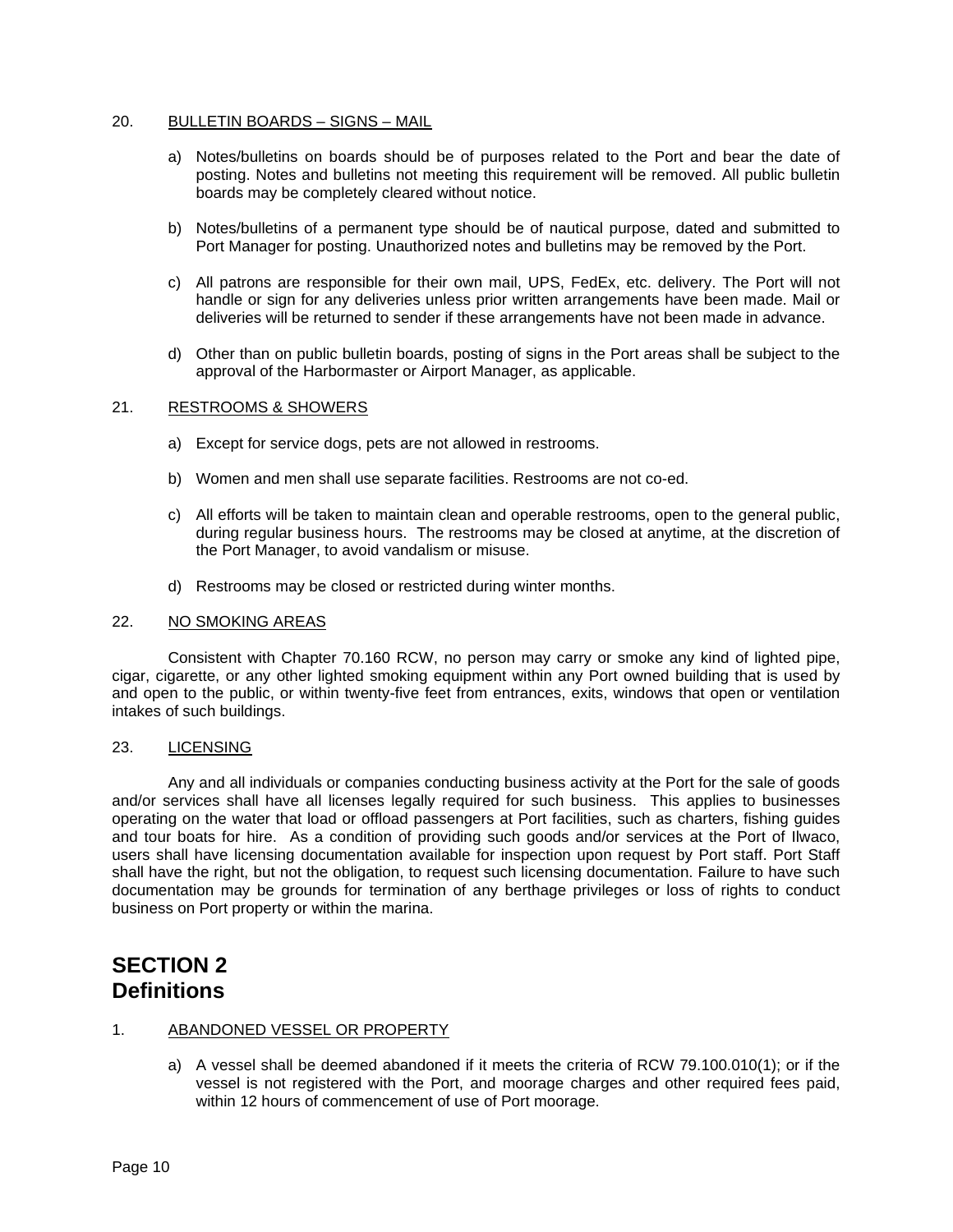20. <u>BULLETIN BOARDS – SIGNS – MAIL</u>

a) Notes/bulletins on boards should be of purposes related to the Port and bear the date of posting. Notes and bulletins not meeting this requirement will be removed. All public bulletin boards may be completely cleared without notice.

b) Notes/bulletins of a permanent type should be of nautical purpose, dated and submitted to Port Manager for posting. Unauthorized notes and bulletins may be removed by the Port.

c) All patrons are responsible for their own mail, UPS, FedEx, etc. delivery. The Port will not handle or sign for any deliveries unless prior written arrangements have been made. Mail or deliveries will be returned to sender if these arrangements have not been made in advance.

d) Other than on public bulletin boards, posting of signs in the Port areas shall be subject to the approval of the Harbormaster or Airport Manager, as applicable.

21. <u>RESTROOMS & SHOWERS</u>

a) Except for service dogs, pets are not allowed in restrooms.

b) Women and men shall use separate facilities. Restrooms are not co-ed.

c) All efforts will be taken to maintain clean and operable restrooms, open to the general public, during regular business hours. The restrooms may be closed at anytime, at the discretion of the Port Manager, to avoid vandalism or misuse.

d) Restrooms may be closed or restricted during winter months.

22. <u>NO SMOKING AREAS</u>

Consistent with Chapter 70.160 RCW, no person may carry or smoke any kind of lighted pipe, cigar, cigarette, or any other lighted smoking equipment within any Port owned building that is used by and open to the public, or within twenty-five feet from entrances, exits, windows that open or ventilation intakes of such buildings.

23. <u>LICENSING</u>

Any and all individuals or companies conducting business activity at the Port for the sale of goods and/or services shall have all licenses legally required for such business. This applies to businesses operating on the water that load or offload passengers at Port facilities, such as charters, fishing guides and tour boats for hire. As a condition of providing such goods and/or services at the Port of Ilwaco, users shall have licensing documentation available for inspection upon request by Port staff. Port Staff shall have the right, but not the obligation, to request such licensing documentation. Failure to have such documentation may be grounds for termination of any berthage privileges or loss of rights to conduct business on Port property or within the marina.

# SECTION 2
# Definitions

1. <u>ABANDONED VESSEL OR PROPERTY</u>

a) A vessel shall be deemed abandoned if it meets the criteria of RCW 79.100.010(1); or if the vessel is not registered with the Port, and moorage charges and other required fees paid, within 12 hours of commencement of use of Port moorage.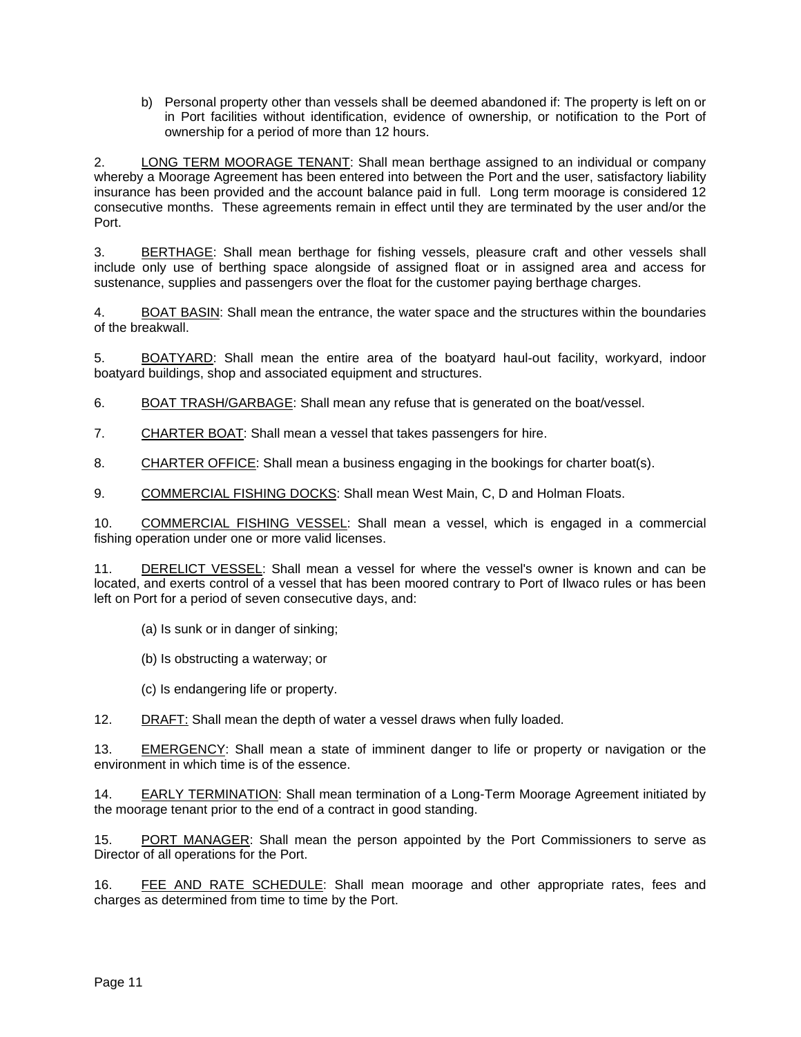b) Personal property other than vessels shall be deemed abandoned if: The property is left on or in Port facilities without identification, evidence of ownership, or notification to the Port of ownership for a period of more than 12 hours.

2. <u>LONG TERM MOORAGE TENANT</u>: Shall mean berthage assigned to an individual or company whereby a Moorage Agreement has been entered into between the Port and the user, satisfactory liability insurance has been provided and the account balance paid in full. Long term moorage is considered 12 consecutive months. These agreements remain in effect until they are terminated by the user and/or the Port.

3. <u>BERTHAGE</u>: Shall mean berthage for fishing vessels, pleasure craft and other vessels shall include only use of berthing space alongside of assigned float or in assigned area and access for sustenance, supplies and passengers over the float for the customer paying berthage charges.

4. <u>BOAT BASIN</u>: Shall mean the entrance, the water space and the structures within the boundaries of the breakwall.

5. <u>BOATYARD</u>: Shall mean the entire area of the boatyard haul-out facility, workyard, indoor boatyard buildings, shop and associated equipment and structures.

6. <u>BOAT TRASH/GARBAGE</u>: Shall mean any refuse that is generated on the boat/vessel.

7. <u>CHARTER BOAT</u>: Shall mean a vessel that takes passengers for hire.

8. <u>CHARTER OFFICE</u>: Shall mean a business engaging in the bookings for charter boat(s).

9. <u>COMMERCIAL FISHING DOCKS</u>: Shall mean West Main, C, D and Holman Floats.

10. <u>COMMERCIAL FISHING VESSEL</u>: Shall mean a vessel, which is engaged in a commercial fishing operation under one or more valid licenses.

11. <u>DERELICT VESSEL</u>: Shall mean a vessel for where the vessel's owner is known and can be located, and exerts control of a vessel that has been moored contrary to Port of Ilwaco rules or has been left on Port for a period of seven consecutive days, and:

(a) Is sunk or in danger of sinking;

(b) Is obstructing a waterway; or

(c) Is endangering life or property.

12. <u>DRAFT:</u> Shall mean the depth of water a vessel draws when fully loaded.

13. <u>EMERGENCY</u>: Shall mean a state of imminent danger to life or property or navigation or the environment in which time is of the essence.

14. <u>EARLY TERMINATION</u>: Shall mean termination of a Long-Term Moorage Agreement initiated by the moorage tenant prior to the end of a contract in good standing.

15. <u>PORT MANAGER</u>: Shall mean the person appointed by the Port Commissioners to serve as Director of all operations for the Port.

16. <u>FEE AND RATE SCHEDULE</u>: Shall mean moorage and other appropriate rates, fees and charges as determined from time to time by the Port.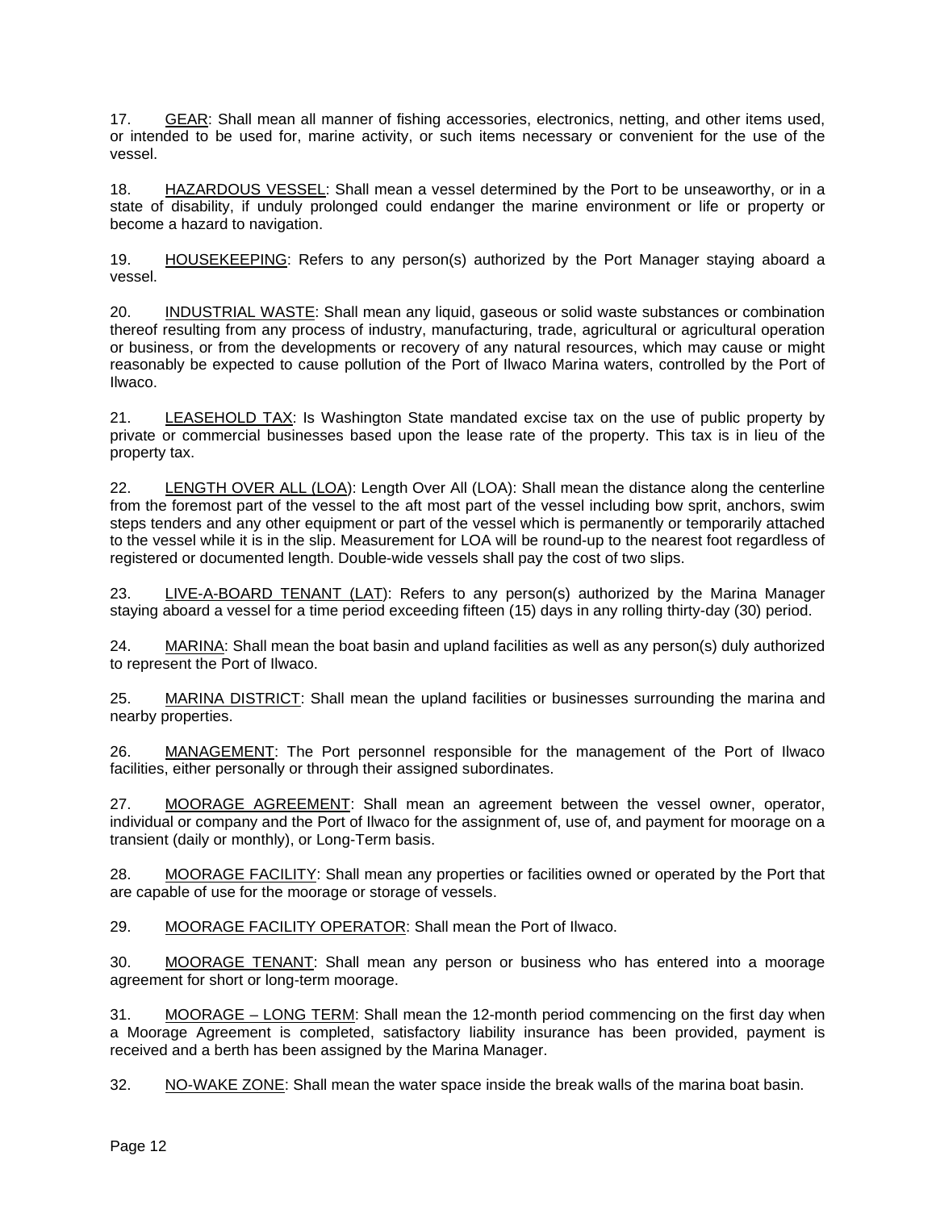17. GEAR: Shall mean all manner of fishing accessories, electronics, netting, and other items used, or intended to be used for, marine activity, or such items necessary or convenient for the use of the vessel.

18. HAZARDOUS VESSEL: Shall mean a vessel determined by the Port to be unseaworthy, or in a state of disability, if unduly prolonged could endanger the marine environment or life or property or become a hazard to navigation.

19. HOUSEKEEPING: Refers to any person(s) authorized by the Port Manager staying aboard a vessel.

20. INDUSTRIAL WASTE: Shall mean any liquid, gaseous or solid waste substances or combination thereof resulting from any process of industry, manufacturing, trade, agricultural or agricultural operation or business, or from the developments or recovery of any natural resources, which may cause or might reasonably be expected to cause pollution of the Port of Ilwaco Marina waters, controlled by the Port of Ilwaco.

21. LEASEHOLD TAX: Is Washington State mandated excise tax on the use of public property by private or commercial businesses based upon the lease rate of the property. This tax is in lieu of the property tax.

22. LENGTH OVER ALL (LOA): Length Over All (LOA): Shall mean the distance along the centerline from the foremost part of the vessel to the aft most part of the vessel including bow sprit, anchors, swim steps tenders and any other equipment or part of the vessel which is permanently or temporarily attached to the vessel while it is in the slip. Measurement for LOA will be round-up to the nearest foot regardless of registered or documented length. Double-wide vessels shall pay the cost of two slips.

23. LIVE-A-BOARD TENANT (LAT): Refers to any person(s) authorized by the Marina Manager staying aboard a vessel for a time period exceeding fifteen (15) days in any rolling thirty-day (30) period.

24. MARINA: Shall mean the boat basin and upland facilities as well as any person(s) duly authorized to represent the Port of Ilwaco.

25. MARINA DISTRICT: Shall mean the upland facilities or businesses surrounding the marina and nearby properties.

26. MANAGEMENT: The Port personnel responsible for the management of the Port of Ilwaco facilities, either personally or through their assigned subordinates.

27. MOORAGE AGREEMENT: Shall mean an agreement between the vessel owner, operator, individual or company and the Port of Ilwaco for the assignment of, use of, and payment for moorage on a transient (daily or monthly), or Long-Term basis.

28. MOORAGE FACILITY: Shall mean any properties or facilities owned or operated by the Port that are capable of use for the moorage or storage of vessels.

29. MOORAGE FACILITY OPERATOR: Shall mean the Port of Ilwaco.

30. MOORAGE TENANT: Shall mean any person or business who has entered into a moorage agreement for short or long-term moorage.

31. MOORAGE – LONG TERM: Shall mean the 12-month period commencing on the first day when a Moorage Agreement is completed, satisfactory liability insurance has been provided, payment is received and a berth has been assigned by the Marina Manager.

32. NO-WAKE ZONE: Shall mean the water space inside the break walls of the marina boat basin.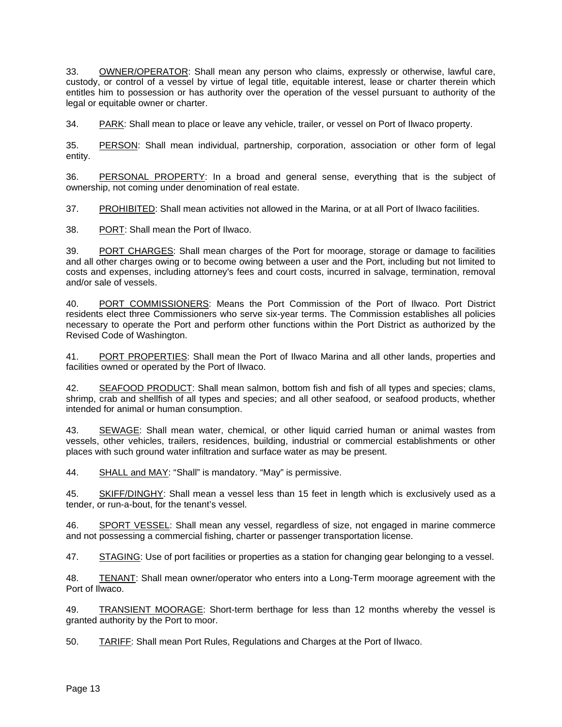33. <u>OWNER/OPERATOR</u>: Shall mean any person who claims, expressly or otherwise, lawful care, custody, or control of a vessel by virtue of legal title, equitable interest, lease or charter therein which entitles him to possession or has authority over the operation of the vessel pursuant to authority of the legal or equitable owner or charter.

34. <u>PARK</u>: Shall mean to place or leave any vehicle, trailer, or vessel on Port of Ilwaco property.

35. <u>PERSON</u>: Shall mean individual, partnership, corporation, association or other form of legal entity.

36. <u>PERSONAL PROPERTY</u>: In a broad and general sense, everything that is the subject of ownership, not coming under denomination of real estate.

37. <u>PROHIBITED</u>: Shall mean activities not allowed in the Marina, or at all Port of Ilwaco facilities.

38. <u>PORT</u>: Shall mean the Port of Ilwaco.

39. <u>PORT CHARGES</u>: Shall mean charges of the Port for moorage, storage or damage to facilities and all other charges owing or to become owing between a user and the Port, including but not limited to costs and expenses, including attorney's fees and court costs, incurred in salvage, termination, removal and/or sale of vessels.

40. <u>PORT COMMISSIONERS</u>: Means the Port Commission of the Port of Ilwaco. Port District residents elect three Commissioners who serve six-year terms. The Commission establishes all policies necessary to operate the Port and perform other functions within the Port District as authorized by the Revised Code of Washington.

41. <u>PORT PROPERTIES</u>: Shall mean the Port of Ilwaco Marina and all other lands, properties and facilities owned or operated by the Port of Ilwaco.

42. <u>SEAFOOD PRODUCT</u>: Shall mean salmon, bottom fish and fish of all types and species; clams, shrimp, crab and shellfish of all types and species; and all other seafood, or seafood products, whether intended for animal or human consumption.

43. <u>SEWAGE</u>: Shall mean water, chemical, or other liquid carried human or animal wastes from vessels, other vehicles, trailers, residences, building, industrial or commercial establishments or other places with such ground water infiltration and surface water as may be present.

44. <u>SHALL and MAY</u>: "Shall" is mandatory. "May" is permissive.

45. <u>SKIFF/DINGHY</u>: Shall mean a vessel less than 15 feet in length which is exclusively used as a tender, or run-a-bout, for the tenant's vessel.

46. <u>SPORT VESSEL</u>: Shall mean any vessel, regardless of size, not engaged in marine commerce and not possessing a commercial fishing, charter or passenger transportation license.

47. <u>STAGING</u>: Use of port facilities or properties as a station for changing gear belonging to a vessel.

48. <u>TENANT</u>: Shall mean owner/operator who enters into a Long-Term moorage agreement with the Port of Ilwaco.

49. <u>TRANSIENT MOORAGE</u>: Short-term berthage for less than 12 months whereby the vessel is granted authority by the Port to moor.

50. <u>TARIFF</u>: Shall mean Port Rules, Regulations and Charges at the Port of Ilwaco.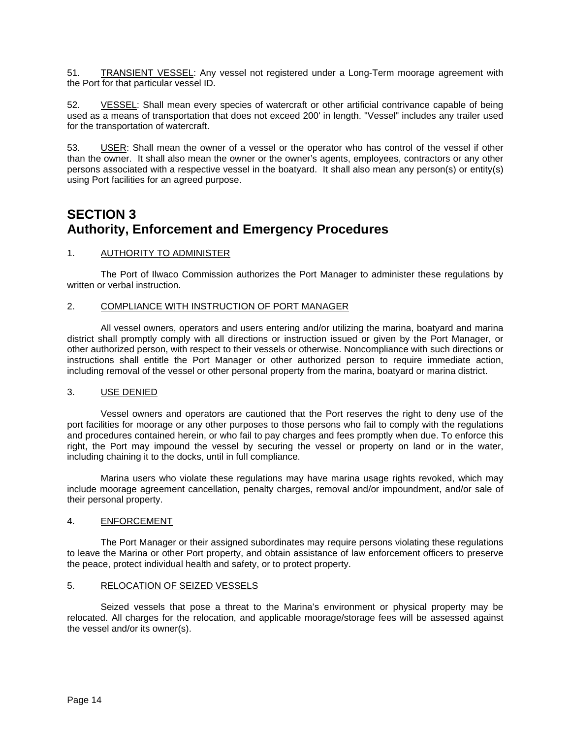51. TRANSIENT VESSEL: Any vessel not registered under a Long-Term moorage agreement with the Port for that particular vessel ID.

52. VESSEL: Shall mean every species of watercraft or other artificial contrivance capable of being used as a means of transportation that does not exceed 200' in length. "Vessel" includes any trailer used for the transportation of watercraft.

53. USER: Shall mean the owner of a vessel or the operator who has control of the vessel if other than the owner. It shall also mean the owner or the owner's agents, employees, contractors or any other persons associated with a respective vessel in the boatyard. It shall also mean any person(s) or entity(s) using Port facilities for an agreed purpose.

# SECTION 3
# Authority, Enforcement and Emergency Procedures

1. AUTHORITY TO ADMINISTER

The Port of Ilwaco Commission authorizes the Port Manager to administer these regulations by written or verbal instruction.

2. COMPLIANCE WITH INSTRUCTION OF PORT MANAGER

All vessel owners, operators and users entering and/or utilizing the marina, boatyard and marina district shall promptly comply with all directions or instruction issued or given by the Port Manager, or other authorized person, with respect to their vessels or otherwise. Noncompliance with such directions or instructions shall entitle the Port Manager or other authorized person to require immediate action, including removal of the vessel or other personal property from the marina, boatyard or marina district.

3. USE DENIED

Vessel owners and operators are cautioned that the Port reserves the right to deny use of the port facilities for moorage or any other purposes to those persons who fail to comply with the regulations and procedures contained herein, or who fail to pay charges and fees promptly when due. To enforce this right, the Port may impound the vessel by securing the vessel or property on land or in the water, including chaining it to the docks, until in full compliance.

Marina users who violate these regulations may have marina usage rights revoked, which may include moorage agreement cancellation, penalty charges, removal and/or impoundment, and/or sale of their personal property.

4. ENFORCEMENT

The Port Manager or their assigned subordinates may require persons violating these regulations to leave the Marina or other Port property, and obtain assistance of law enforcement officers to preserve the peace, protect individual health and safety, or to protect property.

5. RELOCATION OF SEIZED VESSELS

Seized vessels that pose a threat to the Marina's environment or physical property may be relocated. All charges for the relocation, and applicable moorage/storage fees will be assessed against the vessel and/or its owner(s).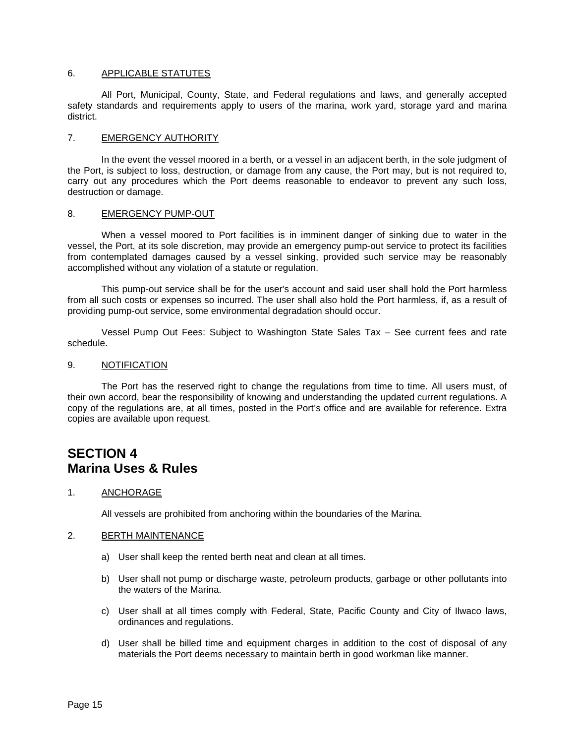6. APPLICABLE STATUTES

All Port, Municipal, County, State, and Federal regulations and laws, and generally accepted safety standards and requirements apply to users of the marina, work yard, storage yard and marina district.

7. EMERGENCY AUTHORITY

In the event the vessel moored in a berth, or a vessel in an adjacent berth, in the sole judgment of the Port, is subject to loss, destruction, or damage from any cause, the Port may, but is not required to, carry out any procedures which the Port deems reasonable to endeavor to prevent any such loss, destruction or damage.

8. EMERGENCY PUMP-OUT

When a vessel moored to Port facilities is in imminent danger of sinking due to water in the vessel, the Port, at its sole discretion, may provide an emergency pump-out service to protect its facilities from contemplated damages caused by a vessel sinking, provided such service may be reasonably accomplished without any violation of a statute or regulation.

This pump-out service shall be for the user's account and said user shall hold the Port harmless from all such costs or expenses so incurred. The user shall also hold the Port harmless, if, as a result of providing pump-out service, some environmental degradation should occur.

Vessel Pump Out Fees: Subject to Washington State Sales Tax – See current fees and rate schedule.

9. NOTIFICATION

The Port has the reserved right to change the regulations from time to time. All users must, of their own accord, bear the responsibility of knowing and understanding the updated current regulations. A copy of the regulations are, at all times, posted in the Port's office and are available for reference. Extra copies are available upon request.

## SECTION 4
## Marina Uses & Rules

1. ANCHORAGE

All vessels are prohibited from anchoring within the boundaries of the Marina.

2. BERTH MAINTENANCE

a) User shall keep the rented berth neat and clean at all times.

b) User shall not pump or discharge waste, petroleum products, garbage or other pollutants into the waters of the Marina.

c) User shall at all times comply with Federal, State, Pacific County and City of Ilwaco laws, ordinances and regulations.

d) User shall be billed time and equipment charges in addition to the cost of disposal of any materials the Port deems necessary to maintain berth in good workman like manner.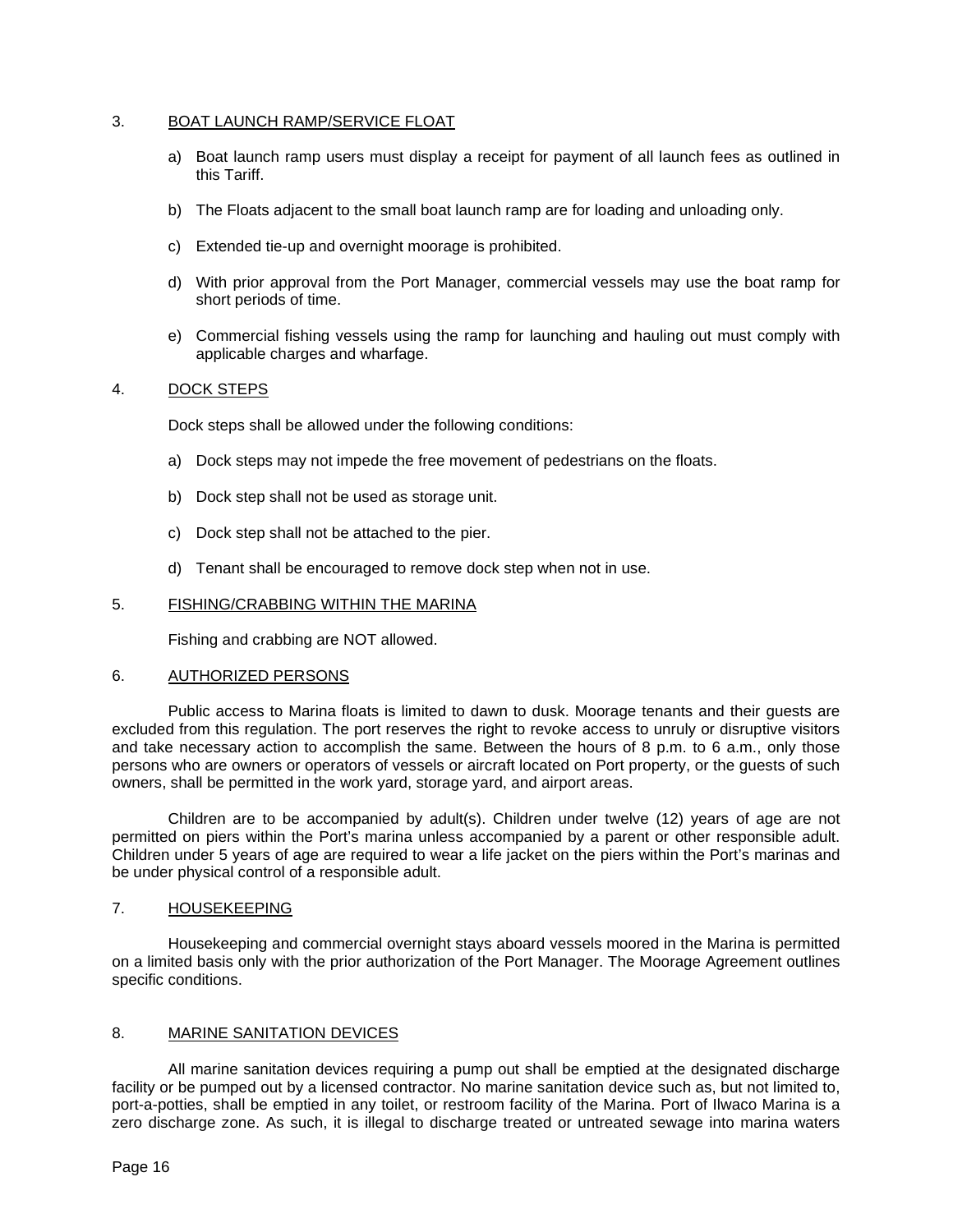## 3. BOAT LAUNCH RAMP/SERVICE FLOAT

a) Boat launch ramp users must display a receipt for payment of all launch fees as outlined in this Tariff.

b) The Floats adjacent to the small boat launch ramp are for loading and unloading only.

c) Extended tie-up and overnight moorage is prohibited.

d) With prior approval from the Port Manager, commercial vessels may use the boat ramp for short periods of time.

e) Commercial fishing vessels using the ramp for launching and hauling out must comply with applicable charges and wharfage.

## 4. DOCK STEPS

Dock steps shall be allowed under the following conditions:

a) Dock steps may not impede the free movement of pedestrians on the floats.

b) Dock step shall not be used as storage unit.

c) Dock step shall not be attached to the pier.

d) Tenant shall be encouraged to remove dock step when not in use.

## 5. FISHING/CRABBING WITHIN THE MARINA

Fishing and crabbing are NOT allowed.

## 6. AUTHORIZED PERSONS

Public access to Marina floats is limited to dawn to dusk. Moorage tenants and their guests are excluded from this regulation. The port reserves the right to revoke access to unruly or disruptive visitors and take necessary action to accomplish the same. Between the hours of 8 p.m. to 6 a.m., only those persons who are owners or operators of vessels or aircraft located on Port property, or the guests of such owners, shall be permitted in the work yard, storage yard, and airport areas.

Children are to be accompanied by adult(s). Children under twelve (12) years of age are not permitted on piers within the Port's marina unless accompanied by a parent or other responsible adult. Children under 5 years of age are required to wear a life jacket on the piers within the Port's marinas and be under physical control of a responsible adult.

## 7. HOUSEKEEPING

Housekeeping and commercial overnight stays aboard vessels moored in the Marina is permitted on a limited basis only with the prior authorization of the Port Manager. The Moorage Agreement outlines specific conditions.

## 8. MARINE SANITATION DEVICES

All marine sanitation devices requiring a pump out shall be emptied at the designated discharge facility or be pumped out by a licensed contractor. No marine sanitation device such as, but not limited to, port-a-potties, shall be emptied in any toilet, or restroom facility of the Marina. Port of Ilwaco Marina is a zero discharge zone. As such, it is illegal to discharge treated or untreated sewage into marina waters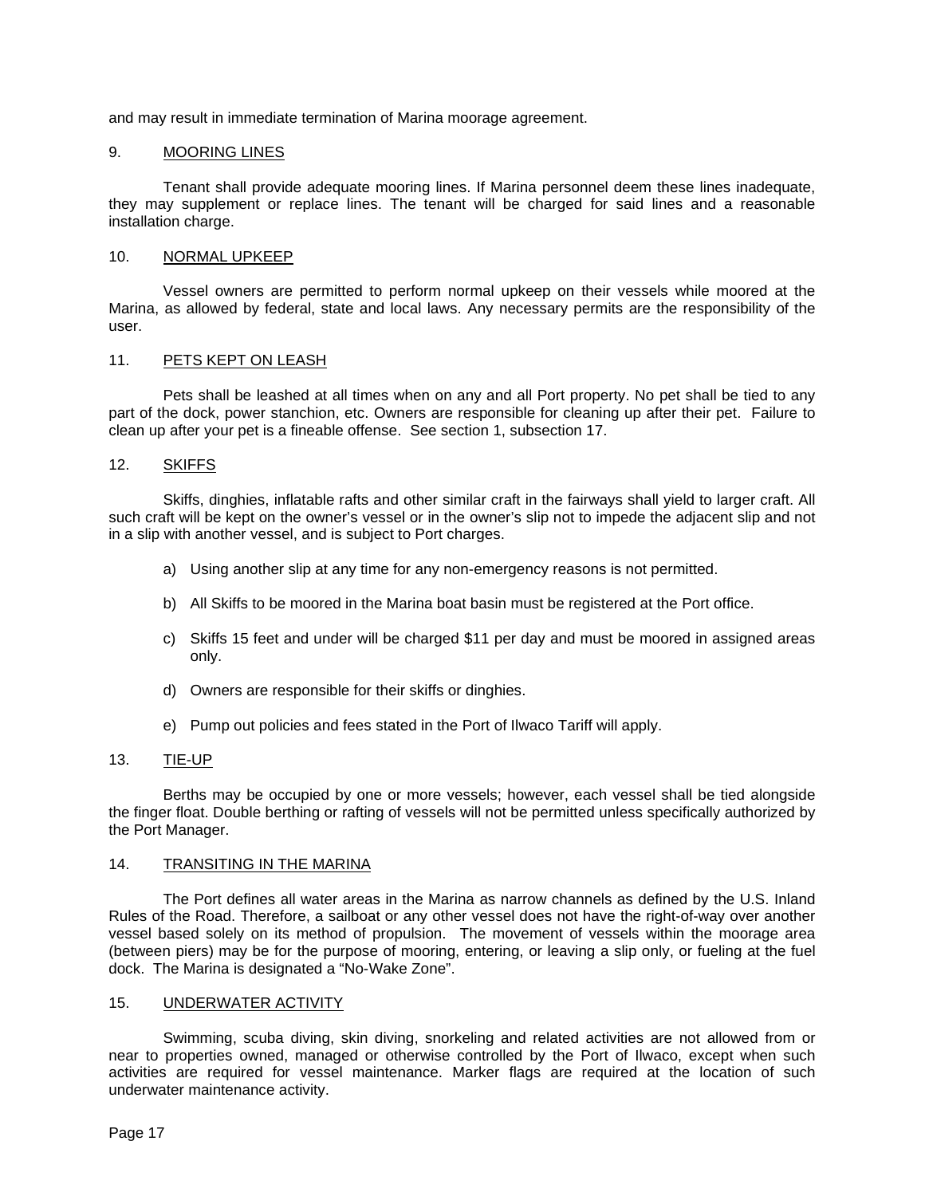and may result in immediate termination of Marina moorage agreement.

## 9. MOORING LINES

Tenant shall provide adequate mooring lines. If Marina personnel deem these lines inadequate, they may supplement or replace lines. The tenant will be charged for said lines and a reasonable installation charge.

## 10. NORMAL UPKEEP

Vessel owners are permitted to perform normal upkeep on their vessels while moored at the Marina, as allowed by federal, state and local laws. Any necessary permits are the responsibility of the user.

## 11. PETS KEPT ON LEASH

Pets shall be leashed at all times when on any and all Port property. No pet shall be tied to any part of the dock, power stanchion, etc. Owners are responsible for cleaning up after their pet. Failure to clean up after your pet is a fineable offense. See section 1, subsection 17.

## 12. SKIFFS

Skiffs, dinghies, inflatable rafts and other similar craft in the fairways shall yield to larger craft. All such craft will be kept on the owner's vessel or in the owner's slip not to impede the adjacent slip and not in a slip with another vessel, and is subject to Port charges.

a) Using another slip at any time for any non-emergency reasons is not permitted.

b) All Skiffs to be moored in the Marina boat basin must be registered at the Port office.

c) Skiffs 15 feet and under will be charged $11 per day and must be moored in assigned areas only.

d) Owners are responsible for their skiffs or dinghies.

e) Pump out policies and fees stated in the Port of Ilwaco Tariff will apply.

## 13. TIE-UP

Berths may be occupied by one or more vessels; however, each vessel shall be tied alongside the finger float. Double berthing or rafting of vessels will not be permitted unless specifically authorized by the Port Manager.

## 14. TRANSITING IN THE MARINA

The Port defines all water areas in the Marina as narrow channels as defined by the U.S. Inland Rules of the Road. Therefore, a sailboat or any other vessel does not have the right-of-way over another vessel based solely on its method of propulsion. The movement of vessels within the moorage area (between piers) may be for the purpose of mooring, entering, or leaving a slip only, or fueling at the fuel dock. The Marina is designated a "No-Wake Zone".

## 15. UNDERWATER ACTIVITY

Swimming, scuba diving, skin diving, snorkeling and related activities are not allowed from or near to properties owned, managed or otherwise controlled by the Port of Ilwaco, except when such activities are required for vessel maintenance. Marker flags are required at the location of such underwater maintenance activity.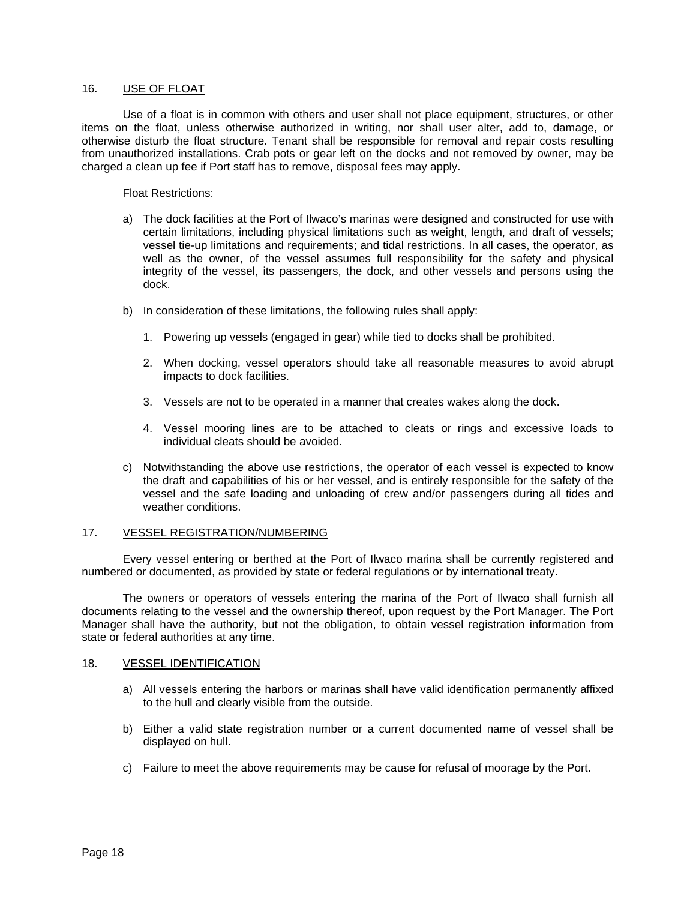## 16. USE OF FLOAT

Use of a float is in common with others and user shall not place equipment, structures, or other items on the float, unless otherwise authorized in writing, nor shall user alter, add to, damage, or otherwise disturb the float structure. Tenant shall be responsible for removal and repair costs resulting from unauthorized installations. Crab pots or gear left on the docks and not removed by owner, may be charged a clean up fee if Port staff has to remove, disposal fees may apply.

Float Restrictions:

a) The dock facilities at the Port of Ilwaco's marinas were designed and constructed for use with certain limitations, including physical limitations such as weight, length, and draft of vessels; vessel tie-up limitations and requirements; and tidal restrictions. In all cases, the operator, as well as the owner, of the vessel assumes full responsibility for the safety and physical integrity of the vessel, its passengers, the dock, and other vessels and persons using the dock.

b) In consideration of these limitations, the following rules shall apply:

   1. Powering up vessels (engaged in gear) while tied to docks shall be prohibited.

   2. When docking, vessel operators should take all reasonable measures to avoid abrupt impacts to dock facilities.

   3. Vessels are not to be operated in a manner that creates wakes along the dock.

   4. Vessel mooring lines are to be attached to cleats or rings and excessive loads to individual cleats should be avoided.

c) Notwithstanding the above use restrictions, the operator of each vessel is expected to know the draft and capabilities of his or her vessel, and is entirely responsible for the safety of the vessel and the safe loading and unloading of crew and/or passengers during all tides and weather conditions.

## 17. VESSEL REGISTRATION/NUMBERING

Every vessel entering or berthed at the Port of Ilwaco marina shall be currently registered and numbered or documented, as provided by state or federal regulations or by international treaty.

The owners or operators of vessels entering the marina of the Port of Ilwaco shall furnish all documents relating to the vessel and the ownership thereof, upon request by the Port Manager. The Port Manager shall have the authority, but not the obligation, to obtain vessel registration information from state or federal authorities at any time.

## 18. VESSEL IDENTIFICATION

a) All vessels entering the harbors or marinas shall have valid identification permanently affixed to the hull and clearly visible from the outside.

b) Either a valid state registration number or a current documented name of vessel shall be displayed on hull.

c) Failure to meet the above requirements may be cause for refusal of moorage by the Port.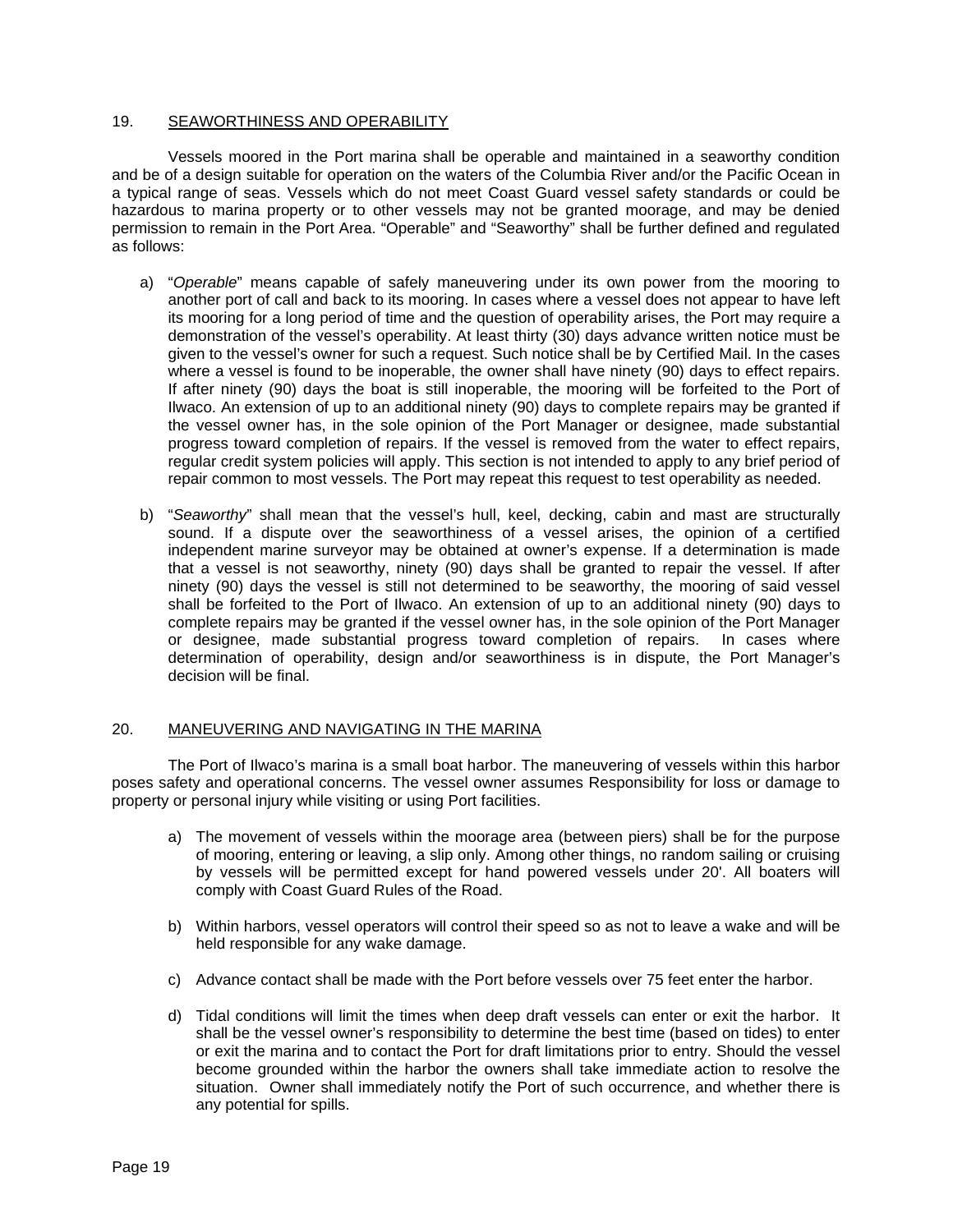## 19. SEAWORTHINESS AND OPERABILITY

Vessels moored in the Port marina shall be operable and maintained in a seaworthy condition and be of a design suitable for operation on the waters of the Columbia River and/or the Pacific Ocean in a typical range of seas. Vessels which do not meet Coast Guard vessel safety standards or could be hazardous to marina property or to other vessels may not be granted moorage, and may be denied permission to remain in the Port Area. "Operable" and "Seaworthy" shall be further defined and regulated as follows:

a) "*Operable*" means capable of safely maneuvering under its own power from the mooring to another port of call and back to its mooring. In cases where a vessel does not appear to have left its mooring for a long period of time and the question of operability arises, the Port may require a demonstration of the vessel's operability. At least thirty (30) days advance written notice must be given to the vessel's owner for such a request. Such notice shall be by Certified Mail. In the cases where a vessel is found to be inoperable, the owner shall have ninety (90) days to effect repairs. If after ninety (90) days the boat is still inoperable, the mooring will be forfeited to the Port of Ilwaco. An extension of up to an additional ninety (90) days to complete repairs may be granted if the vessel owner has, in the sole opinion of the Port Manager or designee, made substantial progress toward completion of repairs. If the vessel is removed from the water to effect repairs, regular credit system policies will apply. This section is not intended to apply to any brief period of repair common to most vessels. The Port may repeat this request to test operability as needed.

b) "*Seaworthy*" shall mean that the vessel's hull, keel, decking, cabin and mast are structurally sound. If a dispute over the seaworthiness of a vessel arises, the opinion of a certified independent marine surveyor may be obtained at owner's expense. If a determination is made that a vessel is not seaworthy, ninety (90) days shall be granted to repair the vessel. If after ninety (90) days the vessel is still not determined to be seaworthy, the mooring of said vessel shall be forfeited to the Port of Ilwaco. An extension of up to an additional ninety (90) days to complete repairs may be granted if the vessel owner has, in the sole opinion of the Port Manager or designee, made substantial progress toward completion of repairs. In cases where determination of operability, design and/or seaworthiness is in dispute, the Port Manager's decision will be final.

## 20. MANEUVERING AND NAVIGATING IN THE MARINA

The Port of Ilwaco's marina is a small boat harbor. The maneuvering of vessels within this harbor poses safety and operational concerns. The vessel owner assumes Responsibility for loss or damage to property or personal injury while visiting or using Port facilities.

a) The movement of vessels within the moorage area (between piers) shall be for the purpose of mooring, entering or leaving, a slip only. Among other things, no random sailing or cruising by vessels will be permitted except for hand powered vessels under 20'. All boaters will comply with Coast Guard Rules of the Road.

b) Within harbors, vessel operators will control their speed so as not to leave a wake and will be held responsible for any wake damage.

c) Advance contact shall be made with the Port before vessels over 75 feet enter the harbor.

d) Tidal conditions will limit the times when deep draft vessels can enter or exit the harbor. It shall be the vessel owner's responsibility to determine the best time (based on tides) to enter or exit the marina and to contact the Port for draft limitations prior to entry. Should the vessel become grounded within the harbor the owners shall take immediate action to resolve the situation. Owner shall immediately notify the Port of such occurrence, and whether there is any potential for spills.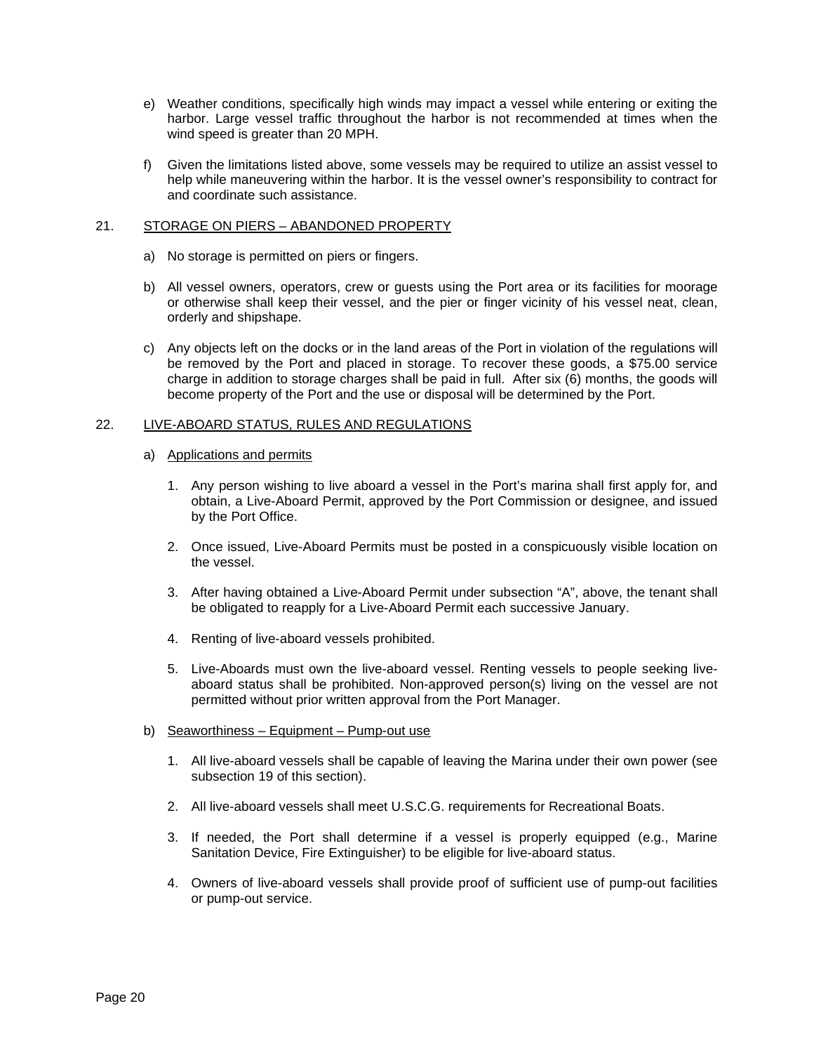e) Weather conditions, specifically high winds may impact a vessel while entering or exiting the harbor. Large vessel traffic throughout the harbor is not recommended at times when the wind speed is greater than 20 MPH.

f) Given the limitations listed above, some vessels may be required to utilize an assist vessel to help while maneuvering within the harbor. It is the vessel owner's responsibility to contract for and coordinate such assistance.

21. <u>STORAGE ON PIERS – ABANDONED PROPERTY</u>

a) No storage is permitted on piers or fingers.

b) All vessel owners, operators, crew or guests using the Port area or its facilities for moorage or otherwise shall keep their vessel, and the pier or finger vicinity of his vessel neat, clean, orderly and shipshape.

c) Any objects left on the docks or in the land areas of the Port in violation of the regulations will be removed by the Port and placed in storage. To recover these goods, a $75.00 service charge in addition to storage charges shall be paid in full. After six (6) months, the goods will become property of the Port and the use or disposal will be determined by the Port.

22. <u>LIVE-ABOARD STATUS, RULES AND REGULATIONS</u>

a) <u>Applications and permits</u>

1. Any person wishing to live aboard a vessel in the Port's marina shall first apply for, and obtain, a Live-Aboard Permit, approved by the Port Commission or designee, and issued by the Port Office.

2. Once issued, Live-Aboard Permits must be posted in a conspicuously visible location on the vessel.

3. After having obtained a Live-Aboard Permit under subsection "A", above, the tenant shall be obligated to reapply for a Live-Aboard Permit each successive January.

4. Renting of live-aboard vessels prohibited.

5. Live-Aboards must own the live-aboard vessel. Renting vessels to people seeking live-aboard status shall be prohibited. Non-approved person(s) living on the vessel are not permitted without prior written approval from the Port Manager.

b) <u>Seaworthiness – Equipment – Pump-out use</u>

1. All live-aboard vessels shall be capable of leaving the Marina under their own power (see subsection 19 of this section).

2. All live-aboard vessels shall meet U.S.C.G. requirements for Recreational Boats.

3. If needed, the Port shall determine if a vessel is properly equipped (e.g., Marine Sanitation Device, Fire Extinguisher) to be eligible for live-aboard status.

4. Owners of live-aboard vessels shall provide proof of sufficient use of pump-out facilities or pump-out service.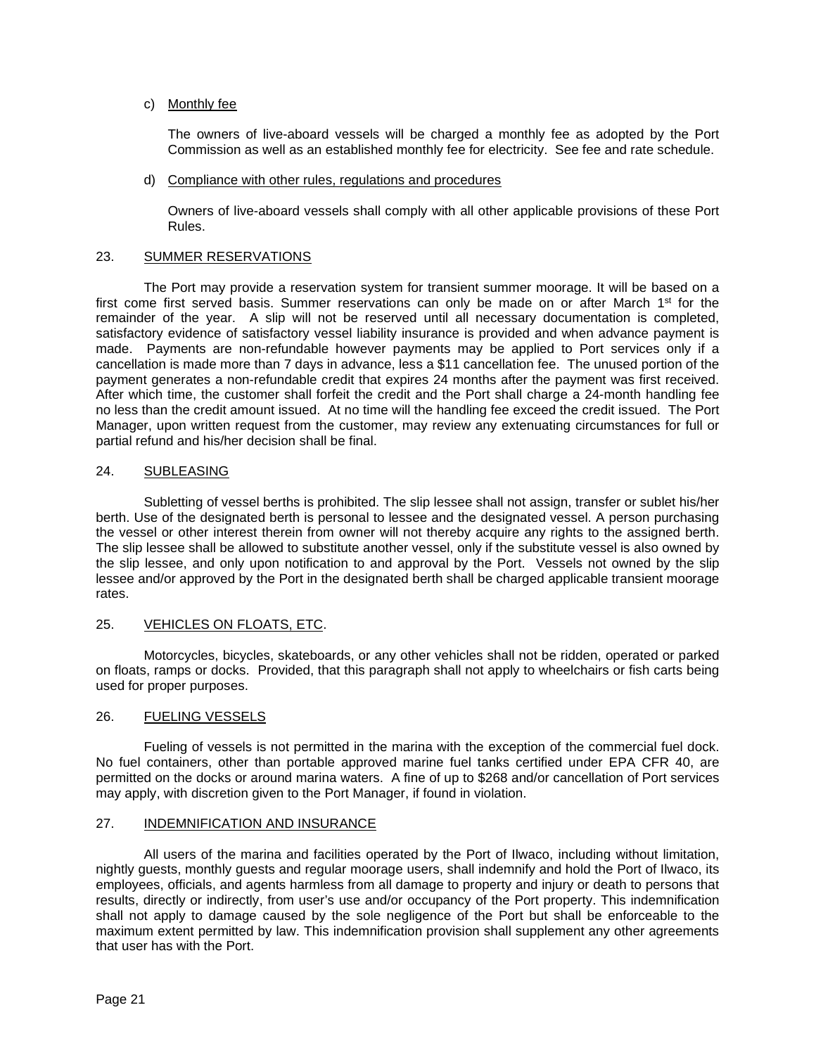c) Monthly fee

The owners of live-aboard vessels will be charged a monthly fee as adopted by the Port Commission as well as an established monthly fee for electricity. See fee and rate schedule.

d) Compliance with other rules, regulations and procedures

Owners of live-aboard vessels shall comply with all other applicable provisions of these Port Rules.

## 23. SUMMER RESERVATIONS

The Port may provide a reservation system for transient summer moorage. It will be based on a first come first served basis. Summer reservations can only be made on or after March 1st for the remainder of the year. A slip will not be reserved until all necessary documentation is completed, satisfactory evidence of satisfactory vessel liability insurance is provided and when advance payment is made. Payments are non-refundable however payments may be applied to Port services only if a cancellation is made more than 7 days in advance, less a $11 cancellation fee. The unused portion of the payment generates a non-refundable credit that expires 24 months after the payment was first received. After which time, the customer shall forfeit the credit and the Port shall charge a 24-month handling fee no less than the credit amount issued. At no time will the handling fee exceed the credit issued. The Port Manager, upon written request from the customer, may review any extenuating circumstances for full or partial refund and his/her decision shall be final.

## 24. SUBLEASING

Subletting of vessel berths is prohibited. The slip lessee shall not assign, transfer or sublet his/her berth. Use of the designated berth is personal to lessee and the designated vessel. A person purchasing the vessel or other interest therein from owner will not thereby acquire any rights to the assigned berth. The slip lessee shall be allowed to substitute another vessel, only if the substitute vessel is also owned by the slip lessee, and only upon notification to and approval by the Port. Vessels not owned by the slip lessee and/or approved by the Port in the designated berth shall be charged applicable transient moorage rates.

## 25. VEHICLES ON FLOATS, ETC.

Motorcycles, bicycles, skateboards, or any other vehicles shall not be ridden, operated or parked on floats, ramps or docks. Provided, that this paragraph shall not apply to wheelchairs or fish carts being used for proper purposes.

## 26. FUELING VESSELS

Fueling of vessels is not permitted in the marina with the exception of the commercial fuel dock. No fuel containers, other than portable approved marine fuel tanks certified under EPA CFR 40, are permitted on the docks or around marina waters. A fine of up to $268 and/or cancellation of Port services may apply, with discretion given to the Port Manager, if found in violation.

## 27. INDEMNIFICATION AND INSURANCE

All users of the marina and facilities operated by the Port of Ilwaco, including without limitation, nightly guests, monthly guests and regular moorage users, shall indemnify and hold the Port of Ilwaco, its employees, officials, and agents harmless from all damage to property and injury or death to persons that results, directly or indirectly, from user's use and/or occupancy of the Port property. This indemnification shall not apply to damage caused by the sole negligence of the Port but shall be enforceable to the maximum extent permitted by law. This indemnification provision shall supplement any other agreements that user has with the Port.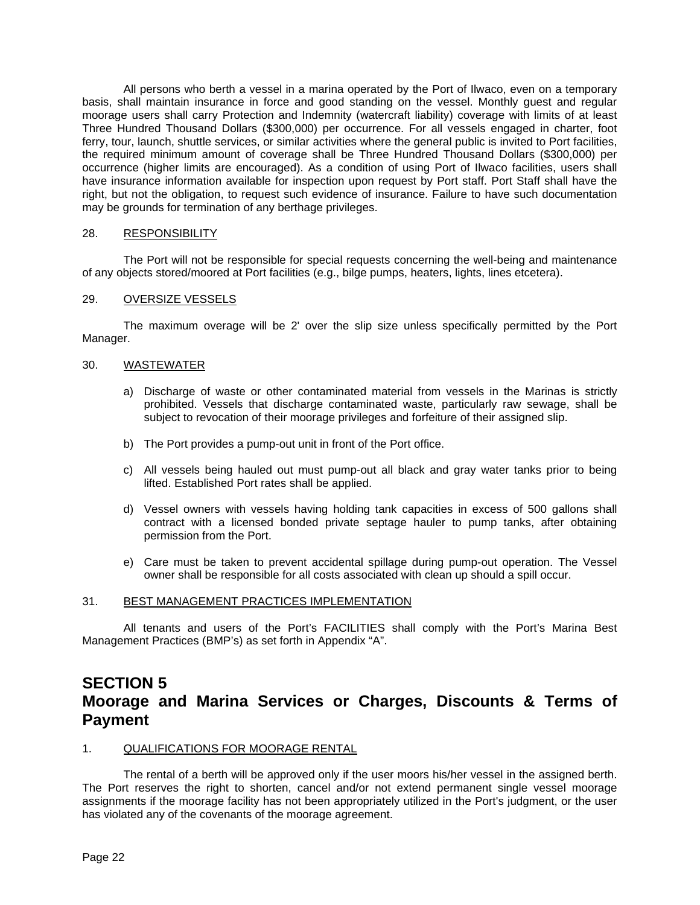All persons who berth a vessel in a marina operated by the Port of Ilwaco, even on a temporary basis, shall maintain insurance in force and good standing on the vessel. Monthly guest and regular moorage users shall carry Protection and Indemnity (watercraft liability) coverage with limits of at least Three Hundred Thousand Dollars ($300,000) per occurrence. For all vessels engaged in charter, foot ferry, tour, launch, shuttle services, or similar activities where the general public is invited to Port facilities, the required minimum amount of coverage shall be Three Hundred Thousand Dollars ($300,000) per occurrence (higher limits are encouraged). As a condition of using Port of Ilwaco facilities, users shall have insurance information available for inspection upon request by Port staff. Port Staff shall have the right, but not the obligation, to request such evidence of insurance. Failure to have such documentation may be grounds for termination of any berthage privileges.

28. RESPONSIBILITY

The Port will not be responsible for special requests concerning the well-being and maintenance of any objects stored/moored at Port facilities (e.g., bilge pumps, heaters, lights, lines etcetera).

29. OVERSIZE VESSELS

The maximum overage will be 2' over the slip size unless specifically permitted by the Port Manager.

30. WASTEWATER

a) Discharge of waste or other contaminated material from vessels in the Marinas is strictly prohibited. Vessels that discharge contaminated waste, particularly raw sewage, shall be subject to revocation of their moorage privileges and forfeiture of their assigned slip.

b) The Port provides a pump-out unit in front of the Port office.

c) All vessels being hauled out must pump-out all black and gray water tanks prior to being lifted. Established Port rates shall be applied.

d) Vessel owners with vessels having holding tank capacities in excess of 500 gallons shall contract with a licensed bonded private septage hauler to pump tanks, after obtaining permission from the Port.

e) Care must be taken to prevent accidental spillage during pump-out operation. The Vessel owner shall be responsible for all costs associated with clean up should a spill occur.

31. BEST MANAGEMENT PRACTICES IMPLEMENTATION

All tenants and users of the Port's FACILITIES shall comply with the Port's Marina Best Management Practices (BMP's) as set forth in Appendix "A".

# SECTION 5
# Moorage and Marina Services or Charges, Discounts & Terms of Payment

1. QUALIFICATIONS FOR MOORAGE RENTAL

The rental of a berth will be approved only if the user moors his/her vessel in the assigned berth. The Port reserves the right to shorten, cancel and/or not extend permanent single vessel moorage assignments if the moorage facility has not been appropriately utilized in the Port's judgment, or the user has violated any of the covenants of the moorage agreement.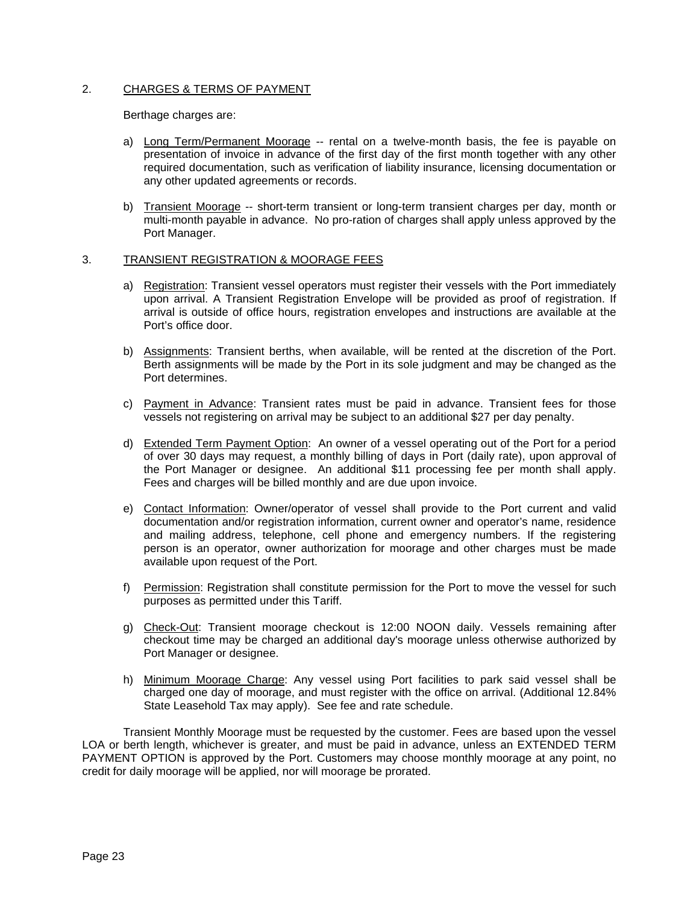## 2. CHARGES & TERMS OF PAYMENT

Berthage charges are:

a) Long Term/Permanent Moorage -- rental on a twelve-month basis, the fee is payable on presentation of invoice in advance of the first day of the first month together with any other required documentation, such as verification of liability insurance, licensing documentation or any other updated agreements or records.

b) Transient Moorage -- short-term transient or long-term transient charges per day, month or multi-month payable in advance. No pro-ration of charges shall apply unless approved by the Port Manager.

## 3. TRANSIENT REGISTRATION & MOORAGE FEES

a) Registration: Transient vessel operators must register their vessels with the Port immediately upon arrival. A Transient Registration Envelope will be provided as proof of registration. If arrival is outside of office hours, registration envelopes and instructions are available at the Port's office door.

b) Assignments: Transient berths, when available, will be rented at the discretion of the Port. Berth assignments will be made by the Port in its sole judgment and may be changed as the Port determines.

c) Payment in Advance: Transient rates must be paid in advance. Transient fees for those vessels not registering on arrival may be subject to an additional $27 per day penalty.

d) Extended Term Payment Option: An owner of a vessel operating out of the Port for a period of over 30 days may request, a monthly billing of days in Port (daily rate), upon approval of the Port Manager or designee. An additional $11 processing fee per month shall apply. Fees and charges will be billed monthly and are due upon invoice.

e) Contact Information: Owner/operator of vessel shall provide to the Port current and valid documentation and/or registration information, current owner and operator's name, residence and mailing address, telephone, cell phone and emergency numbers. If the registering person is an operator, owner authorization for moorage and other charges must be made available upon request of the Port.

f) Permission: Registration shall constitute permission for the Port to move the vessel for such purposes as permitted under this Tariff.

g) Check-Out: Transient moorage checkout is 12:00 NOON daily. Vessels remaining after checkout time may be charged an additional day's moorage unless otherwise authorized by Port Manager or designee.

h) Minimum Moorage Charge: Any vessel using Port facilities to park said vessel shall be charged one day of moorage, and must register with the office on arrival. (Additional 12.84% State Leasehold Tax may apply). See fee and rate schedule.

Transient Monthly Moorage must be requested by the customer. Fees are based upon the vessel LOA or berth length, whichever is greater, and must be paid in advance, unless an EXTENDED TERM PAYMENT OPTION is approved by the Port. Customers may choose monthly moorage at any point, no credit for daily moorage will be applied, nor will moorage be prorated.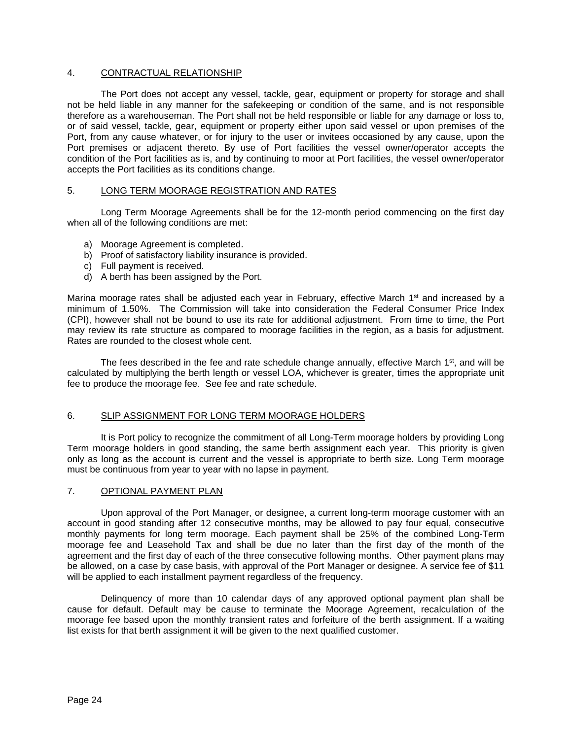## 4. CONTRACTUAL RELATIONSHIP

The Port does not accept any vessel, tackle, gear, equipment or property for storage and shall not be held liable in any manner for the safekeeping or condition of the same, and is not responsible therefore as a warehouseman. The Port shall not be held responsible or liable for any damage or loss to, or of said vessel, tackle, gear, equipment or property either upon said vessel or upon premises of the Port, from any cause whatever, or for injury to the user or invitees occasioned by any cause, upon the Port premises or adjacent thereto. By use of Port facilities the vessel owner/operator accepts the condition of the Port facilities as is, and by continuing to moor at Port facilities, the vessel owner/operator accepts the Port facilities as its conditions change.

## 5. LONG TERM MOORAGE REGISTRATION AND RATES

Long Term Moorage Agreements shall be for the 12-month period commencing on the first day when all of the following conditions are met:

a) Moorage Agreement is completed.
b) Proof of satisfactory liability insurance is provided.
c) Full payment is received.
d) A berth has been assigned by the Port.

Marina moorage rates shall be adjusted each year in February, effective March 1st and increased by a minimum of 1.50%. The Commission will take into consideration the Federal Consumer Price Index (CPI), however shall not be bound to use its rate for additional adjustment. From time to time, the Port may review its rate structure as compared to moorage facilities in the region, as a basis for adjustment. Rates are rounded to the closest whole cent.

The fees described in the fee and rate schedule change annually, effective March 1st, and will be calculated by multiplying the berth length or vessel LOA, whichever is greater, times the appropriate unit fee to produce the moorage fee. See fee and rate schedule.

## 6. SLIP ASSIGNMENT FOR LONG TERM MOORAGE HOLDERS

It is Port policy to recognize the commitment of all Long-Term moorage holders by providing Long Term moorage holders in good standing, the same berth assignment each year. This priority is given only as long as the account is current and the vessel is appropriate to berth size. Long Term moorage must be continuous from year to year with no lapse in payment.

## 7. OPTIONAL PAYMENT PLAN

Upon approval of the Port Manager, or designee, a current long-term moorage customer with an account in good standing after 12 consecutive months, may be allowed to pay four equal, consecutive monthly payments for long term moorage. Each payment shall be 25% of the combined Long-Term moorage fee and Leasehold Tax and shall be due no later than the first day of the month of the agreement and the first day of each of the three consecutive following months. Other payment plans may be allowed, on a case by case basis, with approval of the Port Manager or designee. A service fee of $11 will be applied to each installment payment regardless of the frequency.

Delinquency of more than 10 calendar days of any approved optional payment plan shall be cause for default. Default may be cause to terminate the Moorage Agreement, recalculation of the moorage fee based upon the monthly transient rates and forfeiture of the berth assignment. If a waiting list exists for that berth assignment it will be given to the next qualified customer.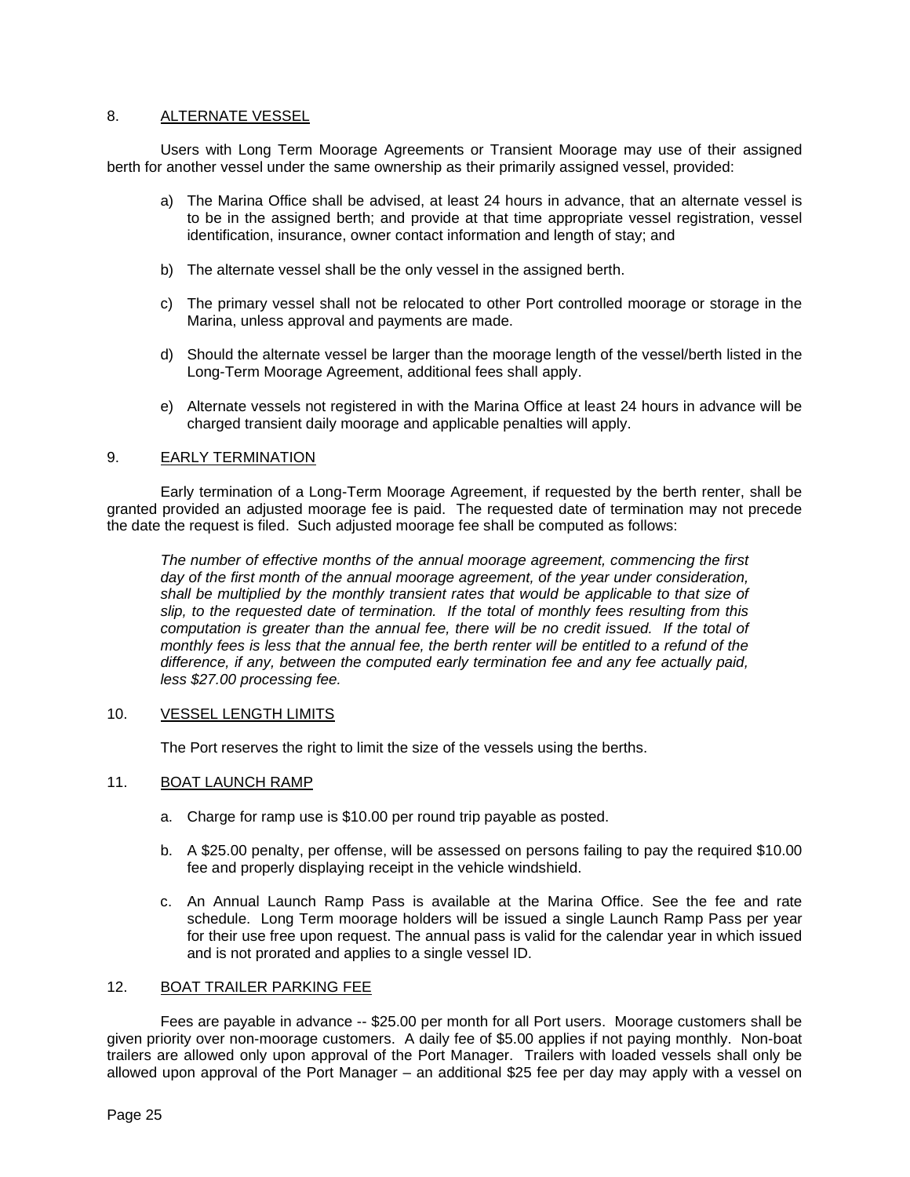## 8. ALTERNATE VESSEL

Users with Long Term Moorage Agreements or Transient Moorage may use of their assigned berth for another vessel under the same ownership as their primarily assigned vessel, provided:

a) The Marina Office shall be advised, at least 24 hours in advance, that an alternate vessel is to be in the assigned berth; and provide at that time appropriate vessel registration, vessel identification, insurance, owner contact information and length of stay; and

b) The alternate vessel shall be the only vessel in the assigned berth.

c) The primary vessel shall not be relocated to other Port controlled moorage or storage in the Marina, unless approval and payments are made.

d) Should the alternate vessel be larger than the moorage length of the vessel/berth listed in the Long-Term Moorage Agreement, additional fees shall apply.

e) Alternate vessels not registered in with the Marina Office at least 24 hours in advance will be charged transient daily moorage and applicable penalties will apply.

## 9. EARLY TERMINATION

Early termination of a Long-Term Moorage Agreement, if requested by the berth renter, shall be granted provided an adjusted moorage fee is paid. The requested date of termination may not precede the date the request is filed. Such adjusted moorage fee shall be computed as follows:

*The number of effective months of the annual moorage agreement, commencing the first day of the first month of the annual moorage agreement, of the year under consideration, shall be multiplied by the monthly transient rates that would be applicable to that size of slip, to the requested date of termination. If the total of monthly fees resulting from this computation is greater than the annual fee, there will be no credit issued. If the total of monthly fees is less that the annual fee, the berth renter will be entitled to a refund of the difference, if any, between the computed early termination fee and any fee actually paid, less $27.00 processing fee.*

## 10. VESSEL LENGTH LIMITS

The Port reserves the right to limit the size of the vessels using the berths.

## 11. BOAT LAUNCH RAMP

a. Charge for ramp use is $10.00 per round trip payable as posted.

b. A $25.00 penalty, per offense, will be assessed on persons failing to pay the required $10.00 fee and properly displaying receipt in the vehicle windshield.

c. An Annual Launch Ramp Pass is available at the Marina Office. See the fee and rate schedule. Long Term moorage holders will be issued a single Launch Ramp Pass per year for their use free upon request. The annual pass is valid for the calendar year in which issued and is not prorated and applies to a single vessel ID.

## 12. BOAT TRAILER PARKING FEE

Fees are payable in advance -- $25.00 per month for all Port users. Moorage customers shall be given priority over non-moorage customers. A daily fee of $5.00 applies if not paying monthly. Non-boat trailers are allowed only upon approval of the Port Manager. Trailers with loaded vessels shall only be allowed upon approval of the Port Manager – an additional $25 fee per day may apply with a vessel on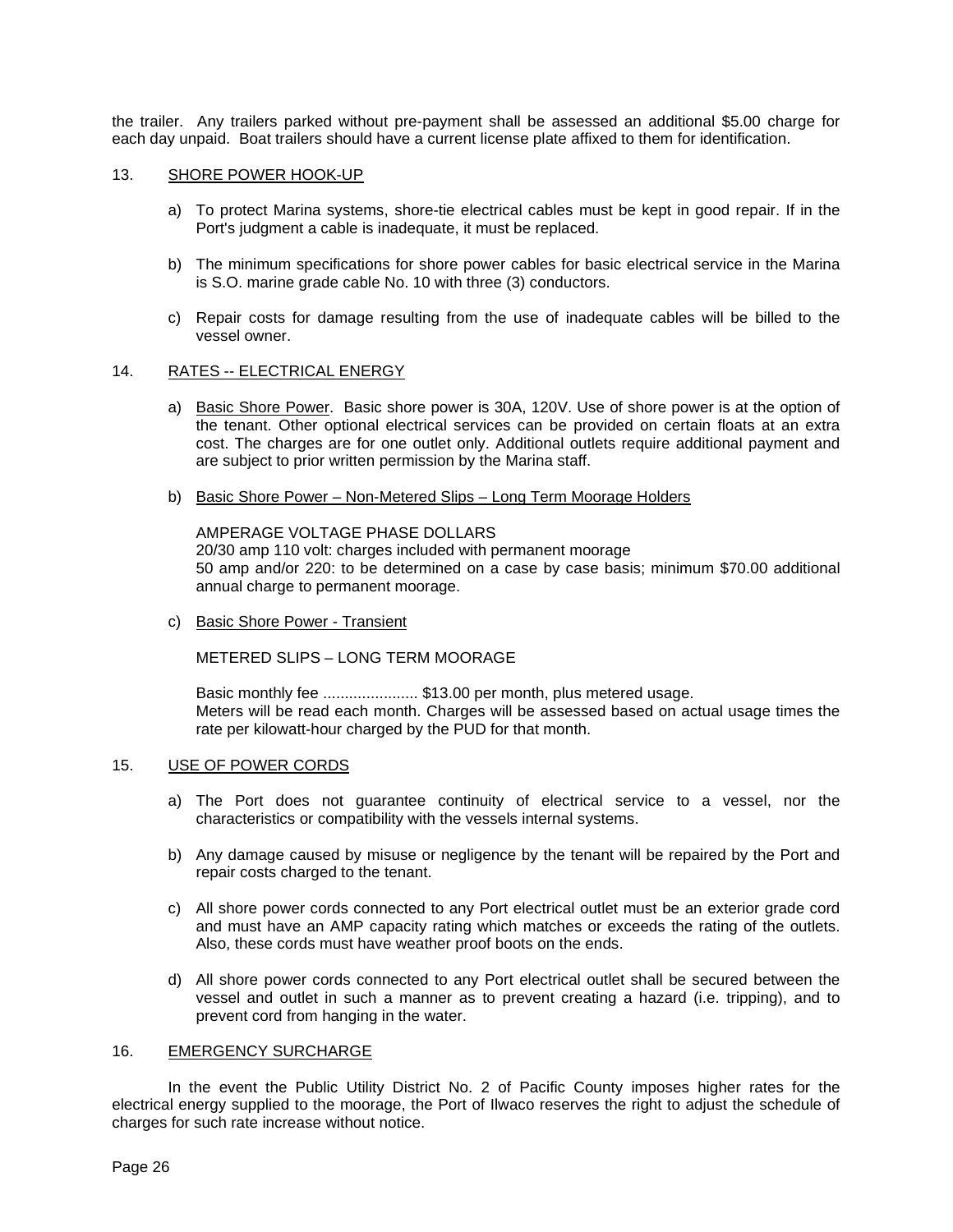the trailer. Any trailers parked without pre-payment shall be assessed an additional $5.00 charge for each day unpaid. Boat trailers should have a current license plate affixed to them for identification.

13. SHORE POWER HOOK-UP

a) To protect Marina systems, shore-tie electrical cables must be kept in good repair. If in the Port's judgment a cable is inadequate, it must be replaced.

b) The minimum specifications for shore power cables for basic electrical service in the Marina is S.O. marine grade cable No. 10 with three (3) conductors.

c) Repair costs for damage resulting from the use of inadequate cables will be billed to the vessel owner.

14. RATES -- ELECTRICAL ENERGY

a) Basic Shore Power. Basic shore power is 30A, 120V. Use of shore power is at the option of the tenant. Other optional electrical services can be provided on certain floats at an extra cost. The charges are for one outlet only. Additional outlets require additional payment and are subject to prior written permission by the Marina staff.

b) Basic Shore Power – Non-Metered Slips – Long Term Moorage Holders

AMPERAGE VOLTAGE PHASE DOLLARS
20/30 amp 110 volt: charges included with permanent moorage
50 amp and/or 220: to be determined on a case by case basis; minimum $70.00 additional annual charge to permanent moorage.

c) Basic Shore Power - Transient

METERED SLIPS – LONG TERM MOORAGE

Basic monthly fee ...................... $13.00 per month, plus metered usage.
Meters will be read each month. Charges will be assessed based on actual usage times the rate per kilowatt-hour charged by the PUD for that month.

15. USE OF POWER CORDS

a) The Port does not guarantee continuity of electrical service to a vessel, nor the characteristics or compatibility with the vessels internal systems.

b) Any damage caused by misuse or negligence by the tenant will be repaired by the Port and repair costs charged to the tenant.

c) All shore power cords connected to any Port electrical outlet must be an exterior grade cord and must have an AMP capacity rating which matches or exceeds the rating of the outlets. Also, these cords must have weather proof boots on the ends.

d) All shore power cords connected to any Port electrical outlet shall be secured between the vessel and outlet in such a manner as to prevent creating a hazard (i.e. tripping), and to prevent cord from hanging in the water.

16. EMERGENCY SURCHARGE

In the event the Public Utility District No. 2 of Pacific County imposes higher rates for the electrical energy supplied to the moorage, the Port of Ilwaco reserves the right to adjust the schedule of charges for such rate increase without notice.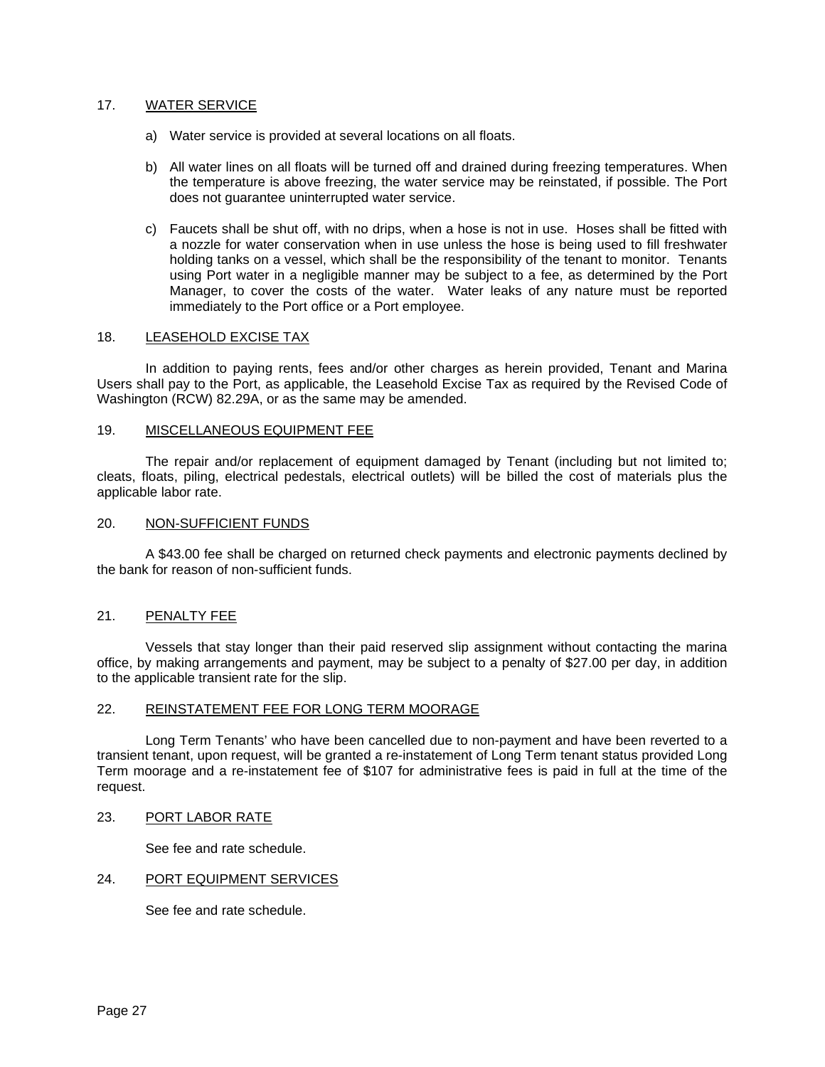## 17. WATER SERVICE

a) Water service is provided at several locations on all floats.

b) All water lines on all floats will be turned off and drained during freezing temperatures. When the temperature is above freezing, the water service may be reinstated, if possible. The Port does not guarantee uninterrupted water service.

c) Faucets shall be shut off, with no drips, when a hose is not in use. Hoses shall be fitted with a nozzle for water conservation when in use unless the hose is being used to fill freshwater holding tanks on a vessel, which shall be the responsibility of the tenant to monitor. Tenants using Port water in a negligible manner may be subject to a fee, as determined by the Port Manager, to cover the costs of the water. Water leaks of any nature must be reported immediately to the Port office or a Port employee.

## 18. LEASEHOLD EXCISE TAX

In addition to paying rents, fees and/or other charges as herein provided, Tenant and Marina Users shall pay to the Port, as applicable, the Leasehold Excise Tax as required by the Revised Code of Washington (RCW) 82.29A, or as the same may be amended.

## 19. MISCELLANEOUS EQUIPMENT FEE

The repair and/or replacement of equipment damaged by Tenant (including but not limited to; cleats, floats, piling, electrical pedestals, electrical outlets) will be billed the cost of materials plus the applicable labor rate.

## 20. NON-SUFFICIENT FUNDS

A $43.00 fee shall be charged on returned check payments and electronic payments declined by the bank for reason of non-sufficient funds.

## 21. PENALTY FEE

Vessels that stay longer than their paid reserved slip assignment without contacting the marina office, by making arrangements and payment, may be subject to a penalty of $27.00 per day, in addition to the applicable transient rate for the slip.

## 22. REINSTATEMENT FEE FOR LONG TERM MOORAGE

Long Term Tenants' who have been cancelled due to non-payment and have been reverted to a transient tenant, upon request, will be granted a re-instatement of Long Term tenant status provided Long Term moorage and a re-instatement fee of $107 for administrative fees is paid in full at the time of the request.

## 23. PORT LABOR RATE

See fee and rate schedule.

## 24. PORT EQUIPMENT SERVICES

See fee and rate schedule.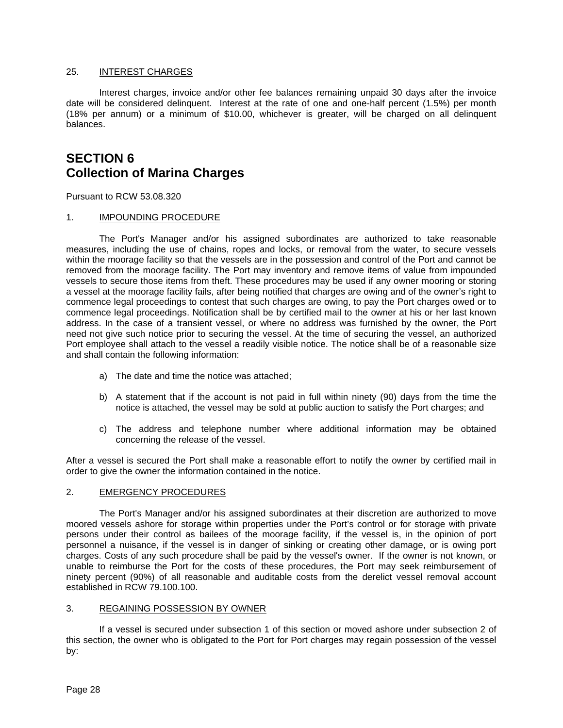25. <u>INTEREST CHARGES</u>

Interest charges, invoice and/or other fee balances remaining unpaid 30 days after the invoice date will be considered delinquent. Interest at the rate of one and one-half percent (1.5%) per month (18% per annum) or a minimum of $10.00, whichever is greater, will be charged on all delinquent balances.

# SECTION 6
# Collection of Marina Charges

Pursuant to RCW 53.08.320

1. <u>IMPOUNDING PROCEDURE</u>

The Port's Manager and/or his assigned subordinates are authorized to take reasonable measures, including the use of chains, ropes and locks, or removal from the water, to secure vessels within the moorage facility so that the vessels are in the possession and control of the Port and cannot be removed from the moorage facility. The Port may inventory and remove items of value from impounded vessels to secure those items from theft. These procedures may be used if any owner mooring or storing a vessel at the moorage facility fails, after being notified that charges are owing and of the owner's right to commence legal proceedings to contest that such charges are owing, to pay the Port charges owed or to commence legal proceedings. Notification shall be by certified mail to the owner at his or her last known address. In the case of a transient vessel, or where no address was furnished by the owner, the Port need not give such notice prior to securing the vessel. At the time of securing the vessel, an authorized Port employee shall attach to the vessel a readily visible notice. The notice shall be of a reasonable size and shall contain the following information:

a) The date and time the notice was attached;

b) A statement that if the account is not paid in full within ninety (90) days from the time the notice is attached, the vessel may be sold at public auction to satisfy the Port charges; and

c) The address and telephone number where additional information may be obtained concerning the release of the vessel.

After a vessel is secured the Port shall make a reasonable effort to notify the owner by certified mail in order to give the owner the information contained in the notice.

2. <u>EMERGENCY PROCEDURES</u>

The Port's Manager and/or his assigned subordinates at their discretion are authorized to move moored vessels ashore for storage within properties under the Port's control or for storage with private persons under their control as bailees of the moorage facility, if the vessel is, in the opinion of port personnel a nuisance, if the vessel is in danger of sinking or creating other damage, or is owing port charges. Costs of any such procedure shall be paid by the vessel's owner. If the owner is not known, or unable to reimburse the Port for the costs of these procedures, the Port may seek reimbursement of ninety percent (90%) of all reasonable and auditable costs from the derelict vessel removal account established in RCW 79.100.100.

3. <u>REGAINING POSSESSION BY OWNER</u>

If a vessel is secured under subsection 1 of this section or moved ashore under subsection 2 of this section, the owner who is obligated to the Port for Port charges may regain possession of the vessel by: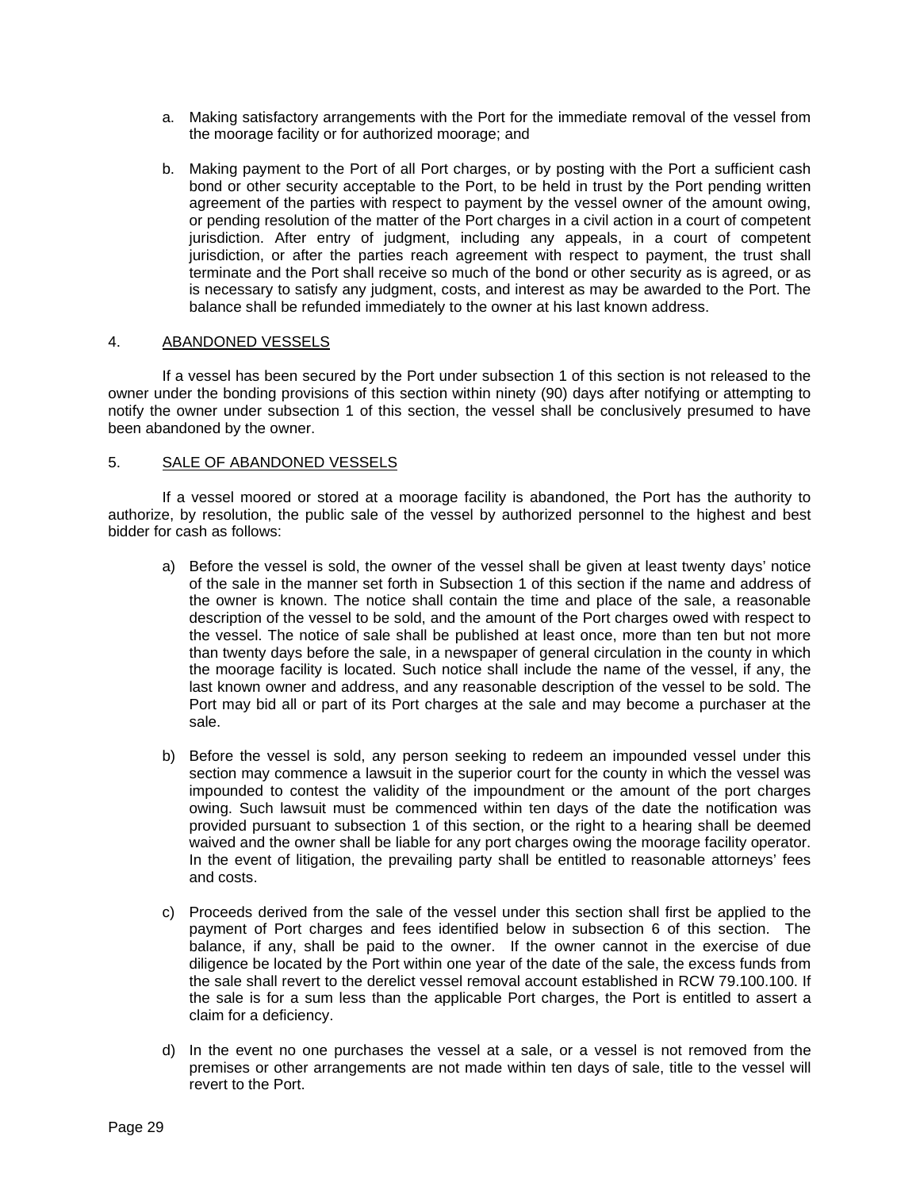a. Making satisfactory arrangements with the Port for the immediate removal of the vessel from the moorage facility or for authorized moorage; and

b. Making payment to the Port of all Port charges, or by posting with the Port a sufficient cash bond or other security acceptable to the Port, to be held in trust by the Port pending written agreement of the parties with respect to payment by the vessel owner of the amount owing, or pending resolution of the matter of the Port charges in a civil action in a court of competent jurisdiction. After entry of judgment, including any appeals, in a court of competent jurisdiction, or after the parties reach agreement with respect to payment, the trust shall terminate and the Port shall receive so much of the bond or other security as is agreed, or as is necessary to satisfy any judgment, costs, and interest as may be awarded to the Port. The balance shall be refunded immediately to the owner at his last known address.

4. <u>ABANDONED VESSELS</u>

If a vessel has been secured by the Port under subsection 1 of this section is not released to the owner under the bonding provisions of this section within ninety (90) days after notifying or attempting to notify the owner under subsection 1 of this section, the vessel shall be conclusively presumed to have been abandoned by the owner.

5. <u>SALE OF ABANDONED VESSELS</u>

If a vessel moored or stored at a moorage facility is abandoned, the Port has the authority to authorize, by resolution, the public sale of the vessel by authorized personnel to the highest and best bidder for cash as follows:

a) Before the vessel is sold, the owner of the vessel shall be given at least twenty days' notice of the sale in the manner set forth in Subsection 1 of this section if the name and address of the owner is known. The notice shall contain the time and place of the sale, a reasonable description of the vessel to be sold, and the amount of the Port charges owed with respect to the vessel. The notice of sale shall be published at least once, more than ten but not more than twenty days before the sale, in a newspaper of general circulation in the county in which the moorage facility is located. Such notice shall include the name of the vessel, if any, the last known owner and address, and any reasonable description of the vessel to be sold. The Port may bid all or part of its Port charges at the sale and may become a purchaser at the sale.

b) Before the vessel is sold, any person seeking to redeem an impounded vessel under this section may commence a lawsuit in the superior court for the county in which the vessel was impounded to contest the validity of the impoundment or the amount of the port charges owing. Such lawsuit must be commenced within ten days of the date the notification was provided pursuant to subsection 1 of this section, or the right to a hearing shall be deemed waived and the owner shall be liable for any port charges owing the moorage facility operator. In the event of litigation, the prevailing party shall be entitled to reasonable attorneys' fees and costs.

c) Proceeds derived from the sale of the vessel under this section shall first be applied to the payment of Port charges and fees identified below in subsection 6 of this section. The balance, if any, shall be paid to the owner. If the owner cannot in the exercise of due diligence be located by the Port within one year of the date of the sale, the excess funds from the sale shall revert to the derelict vessel removal account established in RCW 79.100.100. If the sale is for a sum less than the applicable Port charges, the Port is entitled to assert a claim for a deficiency.

d) In the event no one purchases the vessel at a sale, or a vessel is not removed from the premises or other arrangements are not made within ten days of sale, title to the vessel will revert to the Port.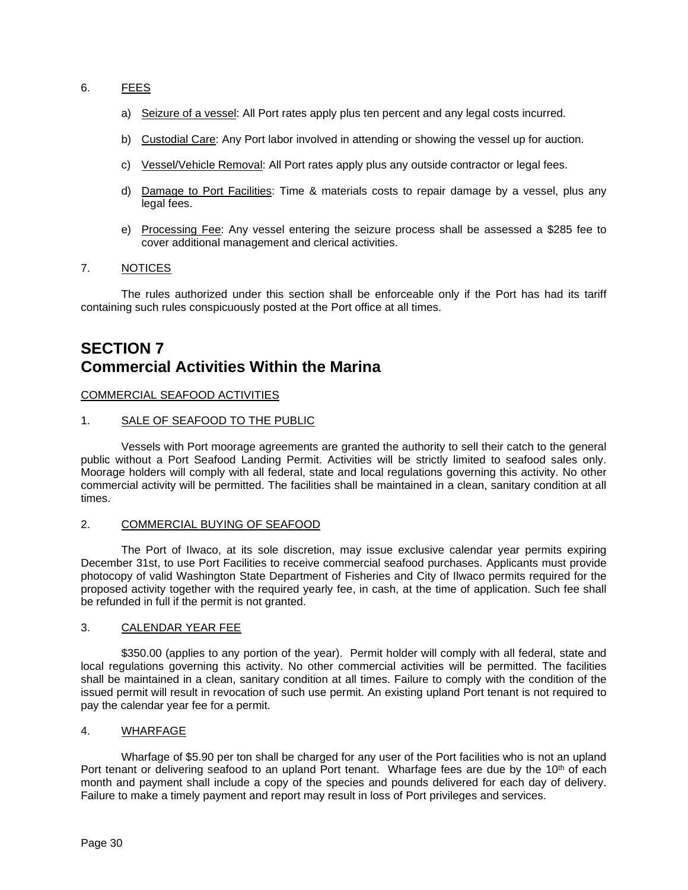6. <u>FEES</u>

   a) <u>Seizure of a vessel</u>: All Port rates apply plus ten percent and any legal costs incurred.

   b) <u>Custodial Care</u>: Any Port labor involved in attending or showing the vessel up for auction.

   c) <u>Vessel/Vehicle Removal</u>: All Port rates apply plus any outside contractor or legal fees.

   d) <u>Damage to Port Facilities</u>: Time & materials costs to repair damage by a vessel, plus any legal fees.

   e) <u>Processing Fee</u>: Any vessel entering the seizure process shall be assessed a $285 fee to cover additional management and clerical activities.

7. <u>NOTICES</u>

The rules authorized under this section shall be enforceable only if the Port has had its tariff containing such rules conspicuously posted at the Port office at all times.

# SECTION 7
# Commercial Activities Within the Marina

<u>COMMERCIAL SEAFOOD ACTIVITIES</u>

1. <u>SALE OF SEAFOOD TO THE PUBLIC</u>

Vessels with Port moorage agreements are granted the authority to sell their catch to the general public without a Port Seafood Landing Permit. Activities will be strictly limited to seafood sales only. Moorage holders will comply with all federal, state and local regulations governing this activity. No other commercial activity will be permitted. The facilities shall be maintained in a clean, sanitary condition at all times.

2. <u>COMMERCIAL BUYING OF SEAFOOD</u>

The Port of Ilwaco, at its sole discretion, may issue exclusive calendar year permits expiring December 31st, to use Port Facilities to receive commercial seafood purchases. Applicants must provide photocopy of valid Washington State Department of Fisheries and City of Ilwaco permits required for the proposed activity together with the required yearly fee, in cash, at the time of application. Such fee shall be refunded in full if the permit is not granted.

3. <u>CALENDAR YEAR FEE</u>

$350.00 (applies to any portion of the year). Permit holder will comply with all federal, state and local regulations governing this activity. No other commercial activities will be permitted. The facilities shall be maintained in a clean, sanitary condition at all times. Failure to comply with the condition of the issued permit will result in revocation of such use permit. An existing upland Port tenant is not required to pay the calendar year fee for a permit.

4. <u>WHARFAGE</u>

Wharfage of $5.90 per ton shall be charged for any user of the Port facilities who is not an upland Port tenant or delivering seafood to an upland Port tenant. Wharfage fees are due by the 10th of each month and payment shall include a copy of the species and pounds delivered for each day of delivery. Failure to make a timely payment and report may result in loss of Port privileges and services.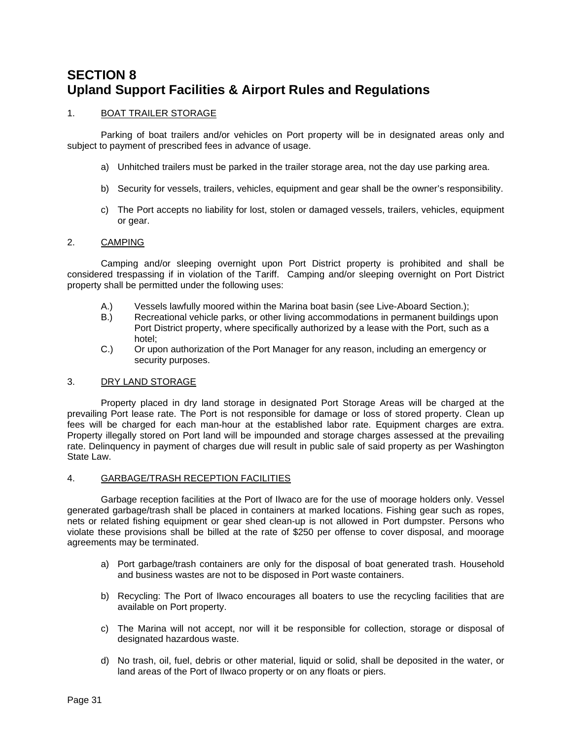# SECTION 8
# Upland Support Facilities & Airport Rules and Regulations

## 1. BOAT TRAILER STORAGE

Parking of boat trailers and/or vehicles on Port property will be in designated areas only and subject to payment of prescribed fees in advance of usage.

a) Unhitched trailers must be parked in the trailer storage area, not the day use parking area.

b) Security for vessels, trailers, vehicles, equipment and gear shall be the owner's responsibility.

c) The Port accepts no liability for lost, stolen or damaged vessels, trailers, vehicles, equipment or gear.

## 2. CAMPING

Camping and/or sleeping overnight upon Port District property is prohibited and shall be considered trespassing if in violation of the Tariff. Camping and/or sleeping overnight on Port District property shall be permitted under the following uses:

A.) Vessels lawfully moored within the Marina boat basin (see Live-Aboard Section.);

B.) Recreational vehicle parks, or other living accommodations in permanent buildings upon Port District property, where specifically authorized by a lease with the Port, such as a hotel;

C.) Or upon authorization of the Port Manager for any reason, including an emergency or security purposes.

## 3. DRY LAND STORAGE

Property placed in dry land storage in designated Port Storage Areas will be charged at the prevailing Port lease rate. The Port is not responsible for damage or loss of stored property. Clean up fees will be charged for each man-hour at the established labor rate. Equipment charges are extra. Property illegally stored on Port land will be impounded and storage charges assessed at the prevailing rate. Delinquency in payment of charges due will result in public sale of said property as per Washington State Law.

## 4. GARBAGE/TRASH RECEPTION FACILITIES

Garbage reception facilities at the Port of Ilwaco are for the use of moorage holders only. Vessel generated garbage/trash shall be placed in containers at marked locations. Fishing gear such as ropes, nets or related fishing equipment or gear shed clean-up is not allowed in Port dumpster. Persons who violate these provisions shall be billed at the rate of $250 per offense to cover disposal, and moorage agreements may be terminated.

a) Port garbage/trash containers are only for the disposal of boat generated trash. Household and business wastes are not to be disposed in Port waste containers.

b) Recycling: The Port of Ilwaco encourages all boaters to use the recycling facilities that are available on Port property.

c) The Marina will not accept, nor will it be responsible for collection, storage or disposal of designated hazardous waste.

d) No trash, oil, fuel, debris or other material, liquid or solid, shall be deposited in the water, or land areas of the Port of Ilwaco property or on any floats or piers.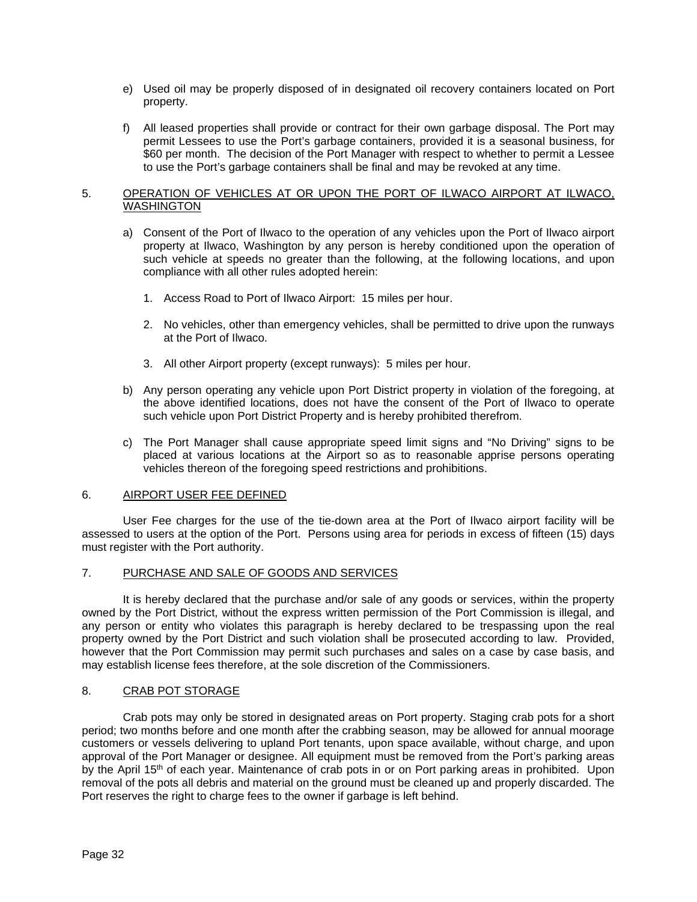e) Used oil may be properly disposed of in designated oil recovery containers located on Port property.

f) All leased properties shall provide or contract for their own garbage disposal. The Port may permit Lessees to use the Port's garbage containers, provided it is a seasonal business, for $60 per month. The decision of the Port Manager with respect to whether to permit a Lessee to use the Port's garbage containers shall be final and may be revoked at any time.

## 5. <u>OPERATION OF VEHICLES AT OR UPON THE PORT OF ILWACO AIRPORT AT ILWACO, WASHINGTON</u>

a) Consent of the Port of Ilwaco to the operation of any vehicles upon the Port of Ilwaco airport property at Ilwaco, Washington by any person is hereby conditioned upon the operation of such vehicle at speeds no greater than the following, at the following locations, and upon compliance with all other rules adopted herein:

   1. Access Road to Port of Ilwaco Airport: 15 miles per hour.

   2. No vehicles, other than emergency vehicles, shall be permitted to drive upon the runways at the Port of Ilwaco.

   3. All other Airport property (except runways): 5 miles per hour.

b) Any person operating any vehicle upon Port District property in violation of the foregoing, at the above identified locations, does not have the consent of the Port of Ilwaco to operate such vehicle upon Port District Property and is hereby prohibited therefrom.

c) The Port Manager shall cause appropriate speed limit signs and "No Driving" signs to be placed at various locations at the Airport so as to reasonable apprise persons operating vehicles thereon of the foregoing speed restrictions and prohibitions.

## 6. <u>AIRPORT USER FEE DEFINED</u>

User Fee charges for the use of the tie-down area at the Port of Ilwaco airport facility will be assessed to users at the option of the Port. Persons using area for periods in excess of fifteen (15) days must register with the Port authority.

## 7. <u>PURCHASE AND SALE OF GOODS AND SERVICES</u>

It is hereby declared that the purchase and/or sale of any goods or services, within the property owned by the Port District, without the express written permission of the Port Commission is illegal, and any person or entity who violates this paragraph is hereby declared to be trespassing upon the real property owned by the Port District and such violation shall be prosecuted according to law. Provided, however that the Port Commission may permit such purchases and sales on a case by case basis, and may establish license fees therefore, at the sole discretion of the Commissioners.

## 8. <u>CRAB POT STORAGE</u>

Crab pots may only be stored in designated areas on Port property. Staging crab pots for a short period; two months before and one month after the crabbing season, may be allowed for annual moorage customers or vessels delivering to upland Port tenants, upon space available, without charge, and upon approval of the Port Manager or designee. All equipment must be removed from the Port's parking areas by the April 15th of each year. Maintenance of crab pots in or on Port parking areas in prohibited. Upon removal of the pots all debris and material on the ground must be cleaned up and properly discarded. The Port reserves the right to charge fees to the owner if garbage is left behind.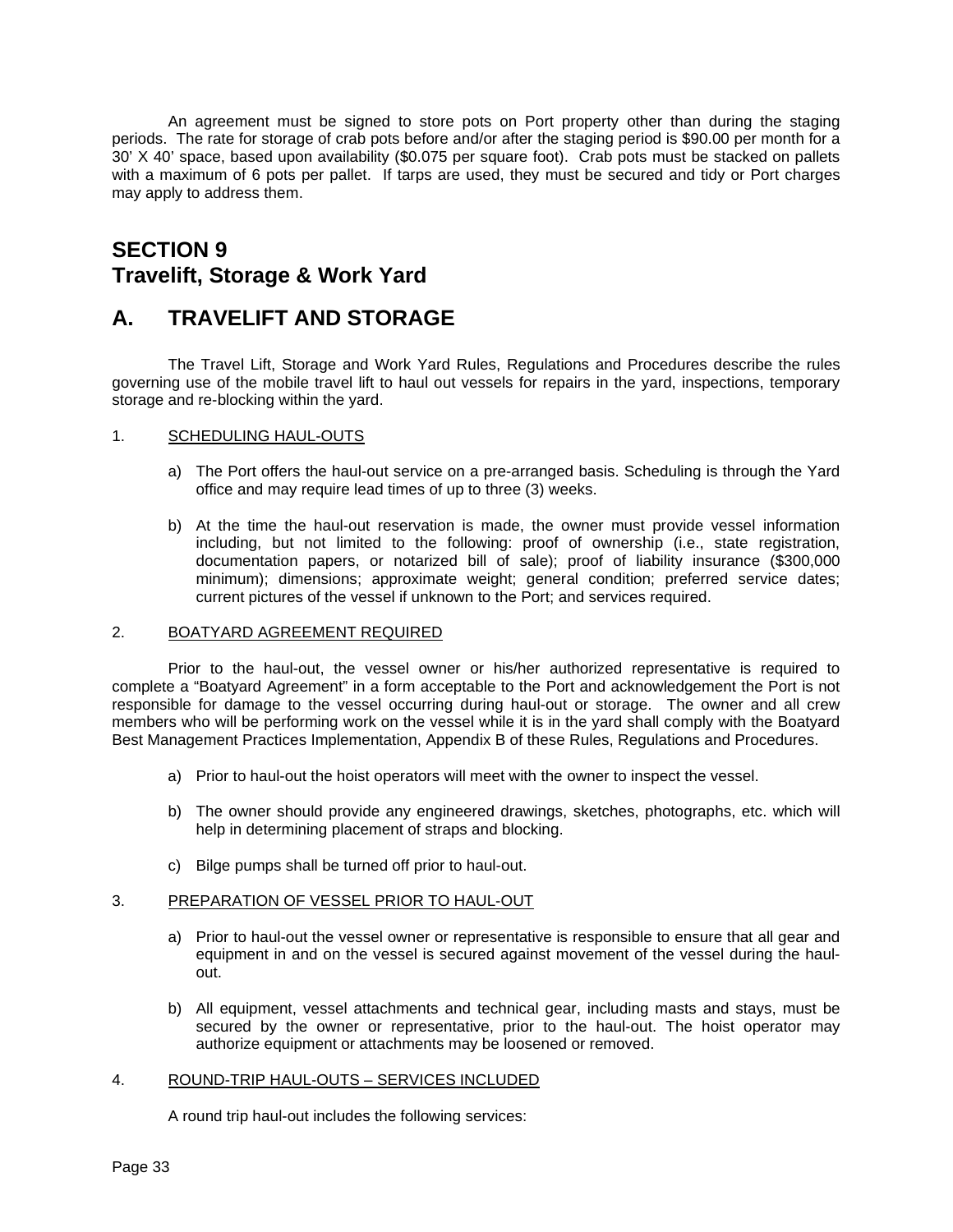An agreement must be signed to store pots on Port property other than during the staging periods. The rate for storage of crab pots before and/or after the staging period is $90.00 per month for a 30' X 40' space, based upon availability ($0.075 per square foot). Crab pots must be stacked on pallets with a maximum of 6 pots per pallet. If tarps are used, they must be secured and tidy or Port charges may apply to address them.

# SECTION 9
# Travelift, Storage & Work Yard

## A. TRAVELIFT AND STORAGE

The Travel Lift, Storage and Work Yard Rules, Regulations and Procedures describe the rules governing use of the mobile travel lift to haul out vessels for repairs in the yard, inspections, temporary storage and re-blocking within the yard.

### 1. SCHEDULING HAUL-OUTS

a) The Port offers the haul-out service on a pre-arranged basis. Scheduling is through the Yard office and may require lead times of up to three (3) weeks.

b) At the time the haul-out reservation is made, the owner must provide vessel information including, but not limited to the following: proof of ownership (i.e., state registration, documentation papers, or notarized bill of sale); proof of liability insurance ($300,000 minimum); dimensions; approximate weight; general condition; preferred service dates; current pictures of the vessel if unknown to the Port; and services required.

### 2. BOATYARD AGREEMENT REQUIRED

Prior to the haul-out, the vessel owner or his/her authorized representative is required to complete a "Boatyard Agreement" in a form acceptable to the Port and acknowledgement the Port is not responsible for damage to the vessel occurring during haul-out or storage. The owner and all crew members who will be performing work on the vessel while it is in the yard shall comply with the Boatyard Best Management Practices Implementation, Appendix B of these Rules, Regulations and Procedures.

a) Prior to haul-out the hoist operators will meet with the owner to inspect the vessel.

b) The owner should provide any engineered drawings, sketches, photographs, etc. which will help in determining placement of straps and blocking.

c) Bilge pumps shall be turned off prior to haul-out.

### 3. PREPARATION OF VESSEL PRIOR TO HAUL-OUT

a) Prior to haul-out the vessel owner or representative is responsible to ensure that all gear and equipment in and on the vessel is secured against movement of the vessel during the haul-out.

b) All equipment, vessel attachments and technical gear, including masts and stays, must be secured by the owner or representative, prior to the haul-out. The hoist operator may authorize equipment or attachments may be loosened or removed.

### 4. ROUND-TRIP HAUL-OUTS – SERVICES INCLUDED

A round trip haul-out includes the following services: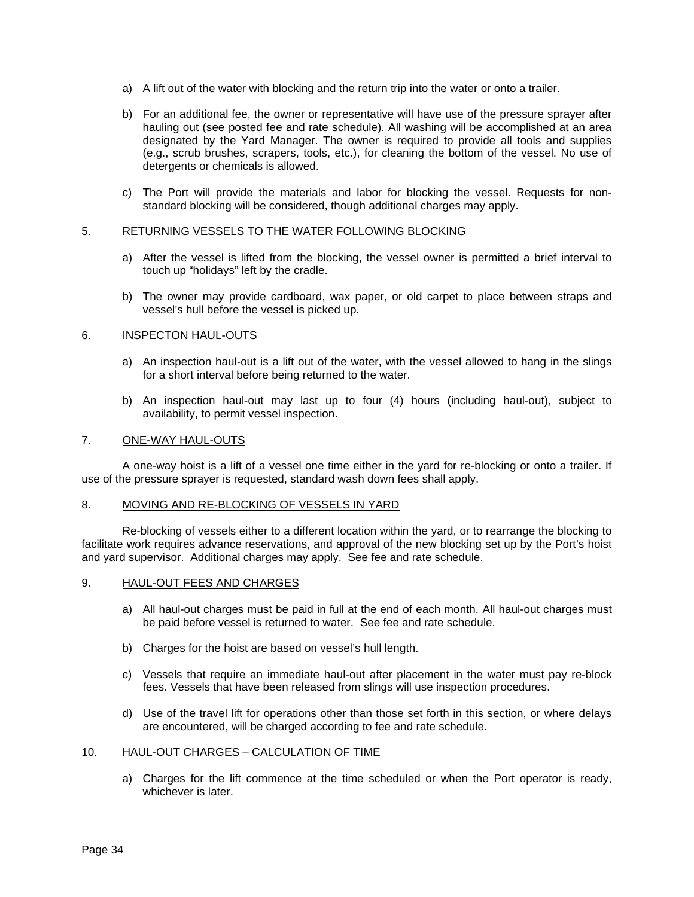a) A lift out of the water with blocking and the return trip into the water or onto a trailer.

b) For an additional fee, the owner or representative will have use of the pressure sprayer after hauling out (see posted fee and rate schedule). All washing will be accomplished at an area designated by the Yard Manager. The owner is required to provide all tools and supplies (e.g., scrub brushes, scrapers, tools, etc.), for cleaning the bottom of the vessel. No use of detergents or chemicals is allowed.

c) The Port will provide the materials and labor for blocking the vessel. Requests for non-standard blocking will be considered, though additional charges may apply.

## 5. RETURNING VESSELS TO THE WATER FOLLOWING BLOCKING

a) After the vessel is lifted from the blocking, the vessel owner is permitted a brief interval to touch up "holidays" left by the cradle.

b) The owner may provide cardboard, wax paper, or old carpet to place between straps and vessel's hull before the vessel is picked up.

## 6. INSPECTON HAUL-OUTS

a) An inspection haul-out is a lift out of the water, with the vessel allowed to hang in the slings for a short interval before being returned to the water.

b) An inspection haul-out may last up to four (4) hours (including haul-out), subject to availability, to permit vessel inspection.

## 7. ONE-WAY HAUL-OUTS

A one-way hoist is a lift of a vessel one time either in the yard for re-blocking or onto a trailer. If use of the pressure sprayer is requested, standard wash down fees shall apply.

## 8. MOVING AND RE-BLOCKING OF VESSELS IN YARD

Re-blocking of vessels either to a different location within the yard, or to rearrange the blocking to facilitate work requires advance reservations, and approval of the new blocking set up by the Port's hoist and yard supervisor. Additional charges may apply. See fee and rate schedule.

## 9. HAUL-OUT FEES AND CHARGES

a) All haul-out charges must be paid in full at the end of each month. All haul-out charges must be paid before vessel is returned to water. See fee and rate schedule.

b) Charges for the hoist are based on vessel's hull length.

c) Vessels that require an immediate haul-out after placement in the water must pay re-block fees. Vessels that have been released from slings will use inspection procedures.

d) Use of the travel lift for operations other than those set forth in this section, or where delays are encountered, will be charged according to fee and rate schedule.

## 10. HAUL-OUT CHARGES – CALCULATION OF TIME

a) Charges for the lift commence at the time scheduled or when the Port operator is ready, whichever is later.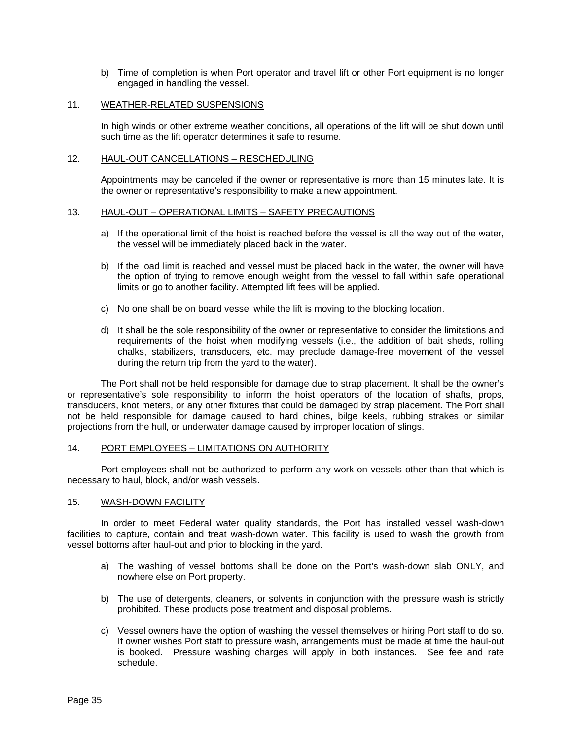b) Time of completion is when Port operator and travel lift or other Port equipment is no longer engaged in handling the vessel.

11. WEATHER-RELATED SUSPENSIONS

In high winds or other extreme weather conditions, all operations of the lift will be shut down until such time as the lift operator determines it safe to resume.

12. HAUL-OUT CANCELLATIONS – RESCHEDULING

Appointments may be canceled if the owner or representative is more than 15 minutes late. It is the owner or representative's responsibility to make a new appointment.

13. HAUL-OUT – OPERATIONAL LIMITS – SAFETY PRECAUTIONS

a) If the operational limit of the hoist is reached before the vessel is all the way out of the water, the vessel will be immediately placed back in the water.

b) If the load limit is reached and vessel must be placed back in the water, the owner will have the option of trying to remove enough weight from the vessel to fall within safe operational limits or go to another facility. Attempted lift fees will be applied.

c) No one shall be on board vessel while the lift is moving to the blocking location.

d) It shall be the sole responsibility of the owner or representative to consider the limitations and requirements of the hoist when modifying vessels (i.e., the addition of bait sheds, rolling chalks, stabilizers, transducers, etc. may preclude damage-free movement of the vessel during the return trip from the yard to the water).

The Port shall not be held responsible for damage due to strap placement. It shall be the owner's or representative's sole responsibility to inform the hoist operators of the location of shafts, props, transducers, knot meters, or any other fixtures that could be damaged by strap placement. The Port shall not be held responsible for damage caused to hard chines, bilge keels, rubbing strakes or similar projections from the hull, or underwater damage caused by improper location of slings.

14. PORT EMPLOYEES – LIMITATIONS ON AUTHORITY

Port employees shall not be authorized to perform any work on vessels other than that which is necessary to haul, block, and/or wash vessels.

15. WASH-DOWN FACILITY

In order to meet Federal water quality standards, the Port has installed vessel wash-down facilities to capture, contain and treat wash-down water. This facility is used to wash the growth from vessel bottoms after haul-out and prior to blocking in the yard.

a) The washing of vessel bottoms shall be done on the Port's wash-down slab ONLY, and nowhere else on Port property.

b) The use of detergents, cleaners, or solvents in conjunction with the pressure wash is strictly prohibited. These products pose treatment and disposal problems.

c) Vessel owners have the option of washing the vessel themselves or hiring Port staff to do so. If owner wishes Port staff to pressure wash, arrangements must be made at time the haul-out is booked. Pressure washing charges will apply in both instances. See fee and rate schedule.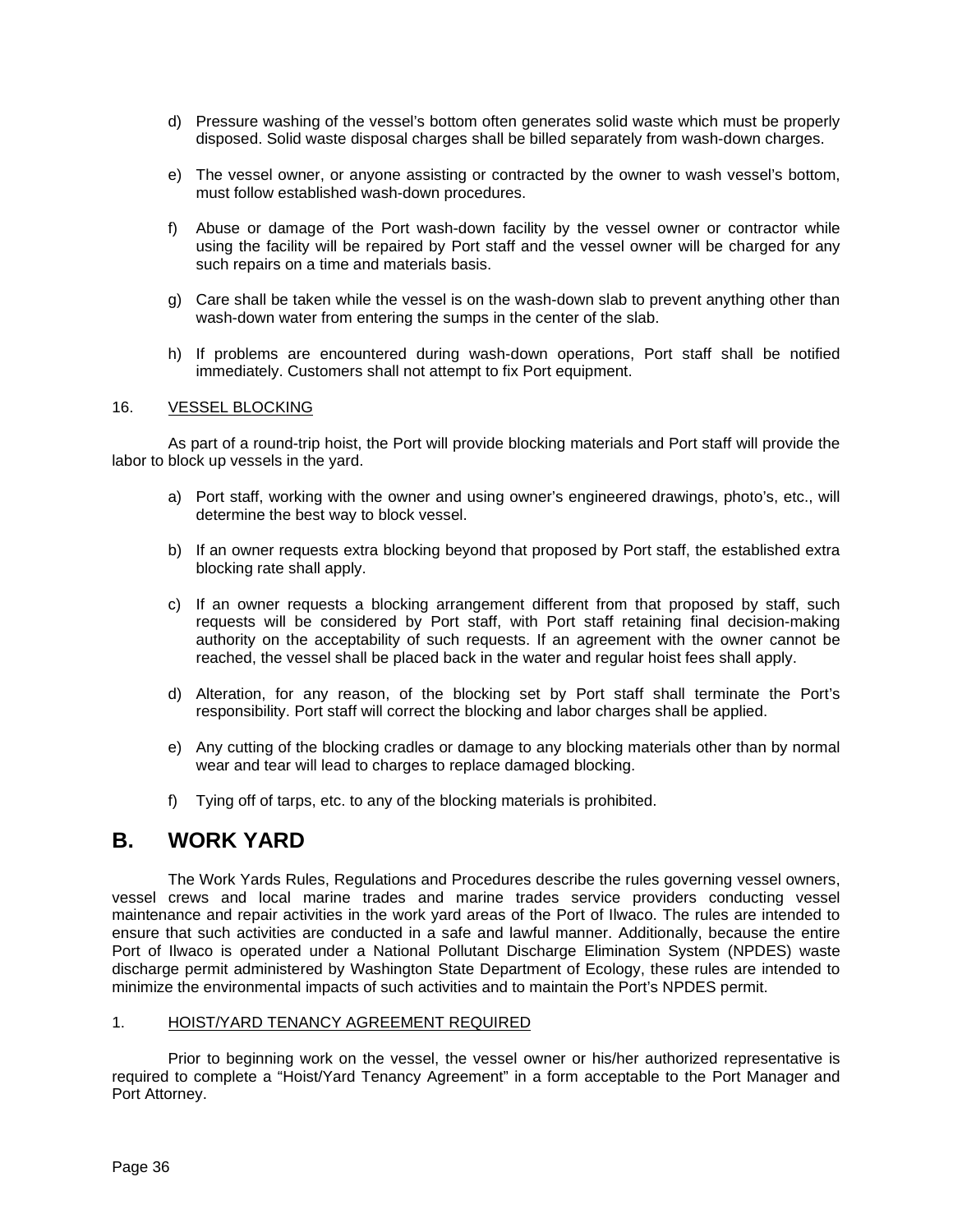d) Pressure washing of the vessel's bottom often generates solid waste which must be properly disposed. Solid waste disposal charges shall be billed separately from wash-down charges.

e) The vessel owner, or anyone assisting or contracted by the owner to wash vessel's bottom, must follow established wash-down procedures.

f) Abuse or damage of the Port wash-down facility by the vessel owner or contractor while using the facility will be repaired by Port staff and the vessel owner will be charged for any such repairs on a time and materials basis.

g) Care shall be taken while the vessel is on the wash-down slab to prevent anything other than wash-down water from entering the sumps in the center of the slab.

h) If problems are encountered during wash-down operations, Port staff shall be notified immediately. Customers shall not attempt to fix Port equipment.

16. VESSEL BLOCKING

As part of a round-trip hoist, the Port will provide blocking materials and Port staff will provide the labor to block up vessels in the yard.

a) Port staff, working with the owner and using owner's engineered drawings, photo's, etc., will determine the best way to block vessel.

b) If an owner requests extra blocking beyond that proposed by Port staff, the established extra blocking rate shall apply.

c) If an owner requests a blocking arrangement different from that proposed by staff, such requests will be considered by Port staff, with Port staff retaining final decision-making authority on the acceptability of such requests. If an agreement with the owner cannot be reached, the vessel shall be placed back in the water and regular hoist fees shall apply.

d) Alteration, for any reason, of the blocking set by Port staff shall terminate the Port's responsibility. Port staff will correct the blocking and labor charges shall be applied.

e) Any cutting of the blocking cradles or damage to any blocking materials other than by normal wear and tear will lead to charges to replace damaged blocking.

f) Tying off of tarps, etc. to any of the blocking materials is prohibited.

## B. WORK YARD

The Work Yards Rules, Regulations and Procedures describe the rules governing vessel owners, vessel crews and local marine trades and marine trades service providers conducting vessel maintenance and repair activities in the work yard areas of the Port of Ilwaco. The rules are intended to ensure that such activities are conducted in a safe and lawful manner. Additionally, because the entire Port of Ilwaco is operated under a National Pollutant Discharge Elimination System (NPDES) waste discharge permit administered by Washington State Department of Ecology, these rules are intended to minimize the environmental impacts of such activities and to maintain the Port's NPDES permit.

1. HOIST/YARD TENANCY AGREEMENT REQUIRED

Prior to beginning work on the vessel, the vessel owner or his/her authorized representative is required to complete a "Hoist/Yard Tenancy Agreement" in a form acceptable to the Port Manager and Port Attorney.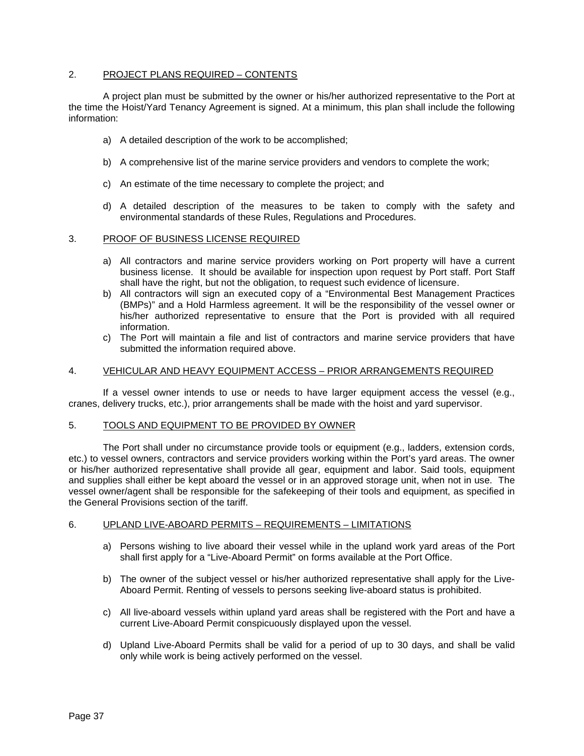## 2. PROJECT PLANS REQUIRED – CONTENTS

A project plan must be submitted by the owner or his/her authorized representative to the Port at the time the Hoist/Yard Tenancy Agreement is signed. At a minimum, this plan shall include the following information:

a) A detailed description of the work to be accomplished;

b) A comprehensive list of the marine service providers and vendors to complete the work;

c) An estimate of the time necessary to complete the project; and

d) A detailed description of the measures to be taken to comply with the safety and environmental standards of these Rules, Regulations and Procedures.

## 3. PROOF OF BUSINESS LICENSE REQUIRED

a) All contractors and marine service providers working on Port property will have a current business license. It should be available for inspection upon request by Port staff. Port Staff shall have the right, but not the obligation, to request such evidence of licensure.

b) All contractors will sign an executed copy of a "Environmental Best Management Practices (BMPs)" and a Hold Harmless agreement. It will be the responsibility of the vessel owner or his/her authorized representative to ensure that the Port is provided with all required information.

c) The Port will maintain a file and list of contractors and marine service providers that have submitted the information required above.

## 4. VEHICULAR AND HEAVY EQUIPMENT ACCESS – PRIOR ARRANGEMENTS REQUIRED

If a vessel owner intends to use or needs to have larger equipment access the vessel (e.g., cranes, delivery trucks, etc.), prior arrangements shall be made with the hoist and yard supervisor.

## 5. TOOLS AND EQUIPMENT TO BE PROVIDED BY OWNER

The Port shall under no circumstance provide tools or equipment (e.g., ladders, extension cords, etc.) to vessel owners, contractors and service providers working within the Port's yard areas. The owner or his/her authorized representative shall provide all gear, equipment and labor. Said tools, equipment and supplies shall either be kept aboard the vessel or in an approved storage unit, when not in use. The vessel owner/agent shall be responsible for the safekeeping of their tools and equipment, as specified in the General Provisions section of the tariff.

## 6. UPLAND LIVE-ABOARD PERMITS – REQUIREMENTS – LIMITATIONS

a) Persons wishing to live aboard their vessel while in the upland work yard areas of the Port shall first apply for a "Live-Aboard Permit" on forms available at the Port Office.

b) The owner of the subject vessel or his/her authorized representative shall apply for the Live-Aboard Permit. Renting of vessels to persons seeking live-aboard status is prohibited.

c) All live-aboard vessels within upland yard areas shall be registered with the Port and have a current Live-Aboard Permit conspicuously displayed upon the vessel.

d) Upland Live-Aboard Permits shall be valid for a period of up to 30 days, and shall be valid only while work is being actively performed on the vessel.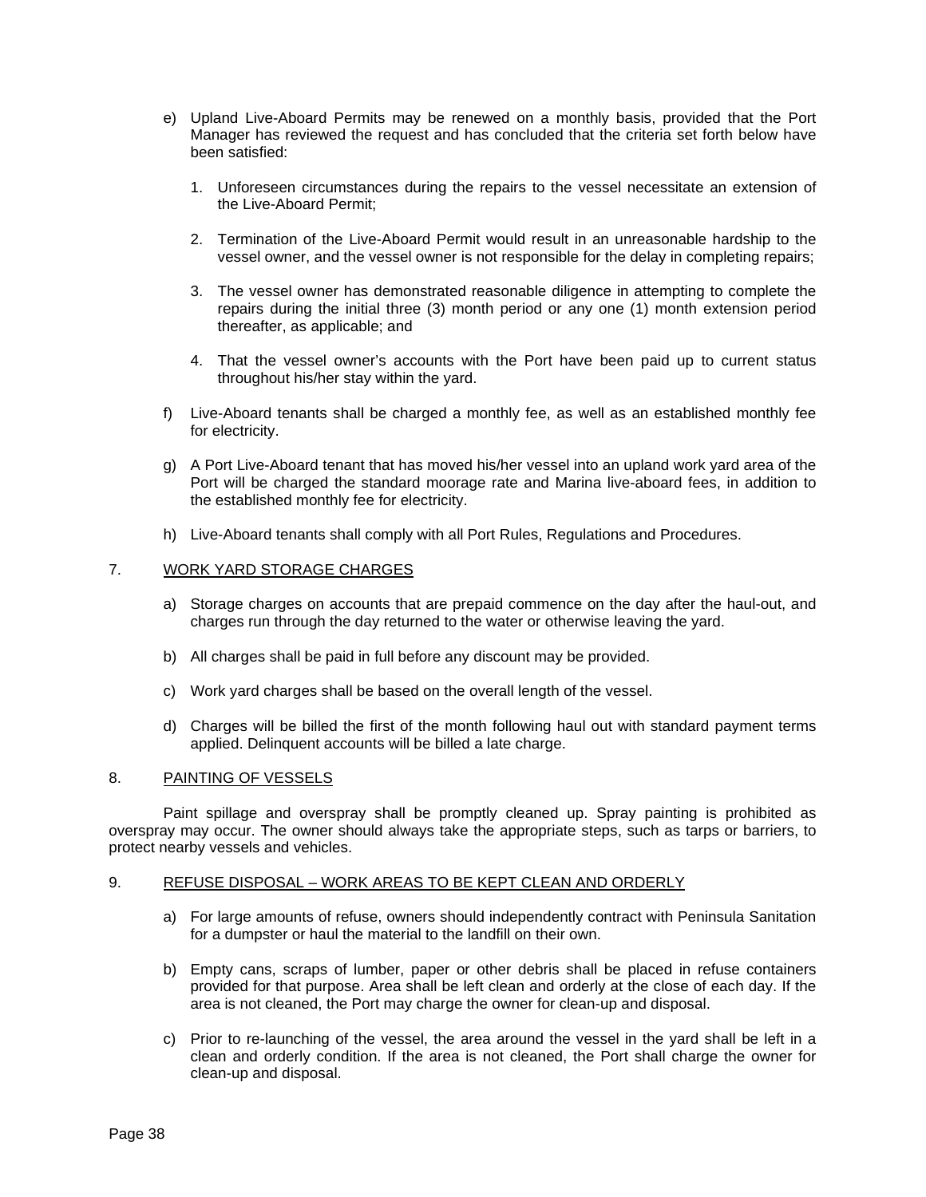e) Upland Live-Aboard Permits may be renewed on a monthly basis, provided that the Port Manager has reviewed the request and has concluded that the criteria set forth below have been satisfied:

   1. Unforeseen circumstances during the repairs to the vessel necessitate an extension of the Live-Aboard Permit;

   2. Termination of the Live-Aboard Permit would result in an unreasonable hardship to the vessel owner, and the vessel owner is not responsible for the delay in completing repairs;

   3. The vessel owner has demonstrated reasonable diligence in attempting to complete the repairs during the initial three (3) month period or any one (1) month extension period thereafter, as applicable; and

   4. That the vessel owner's accounts with the Port have been paid up to current status throughout his/her stay within the yard.

f) Live-Aboard tenants shall be charged a monthly fee, as well as an established monthly fee for electricity.

g) A Port Live-Aboard tenant that has moved his/her vessel into an upland work yard area of the Port will be charged the standard moorage rate and Marina live-aboard fees, in addition to the established monthly fee for electricity.

h) Live-Aboard tenants shall comply with all Port Rules, Regulations and Procedures.

## 7. WORK YARD STORAGE CHARGES

a) Storage charges on accounts that are prepaid commence on the day after the haul-out, and charges run through the day returned to the water or otherwise leaving the yard.

b) All charges shall be paid in full before any discount may be provided.

c) Work yard charges shall be based on the overall length of the vessel.

d) Charges will be billed the first of the month following haul out with standard payment terms applied. Delinquent accounts will be billed a late charge.

## 8. PAINTING OF VESSELS

Paint spillage and overspray shall be promptly cleaned up. Spray painting is prohibited as overspray may occur. The owner should always take the appropriate steps, such as tarps or barriers, to protect nearby vessels and vehicles.

## 9. REFUSE DISPOSAL – WORK AREAS TO BE KEPT CLEAN AND ORDERLY

a) For large amounts of refuse, owners should independently contract with Peninsula Sanitation for a dumpster or haul the material to the landfill on their own.

b) Empty cans, scraps of lumber, paper or other debris shall be placed in refuse containers provided for that purpose. Area shall be left clean and orderly at the close of each day. If the area is not cleaned, the Port may charge the owner for clean-up and disposal.

c) Prior to re-launching of the vessel, the area around the vessel in the yard shall be left in a clean and orderly condition. If the area is not cleaned, the Port shall charge the owner for clean-up and disposal.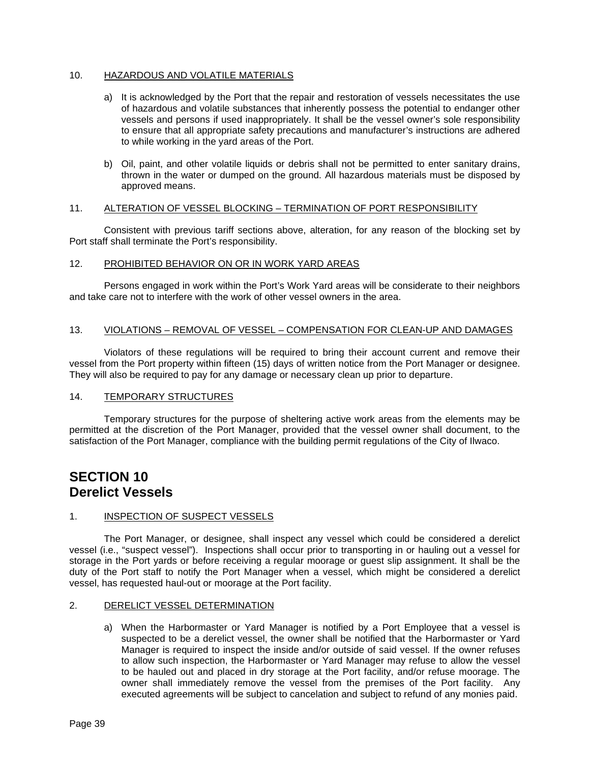10. <u>HAZARDOUS AND VOLATILE MATERIALS</u>

a) It is acknowledged by the Port that the repair and restoration of vessels necessitates the use of hazardous and volatile substances that inherently possess the potential to endanger other vessels and persons if used inappropriately. It shall be the vessel owner's sole responsibility to ensure that all appropriate safety precautions and manufacturer's instructions are adhered to while working in the yard areas of the Port.

b) Oil, paint, and other volatile liquids or debris shall not be permitted to enter sanitary drains, thrown in the water or dumped on the ground. All hazardous materials must be disposed by approved means.

11. <u>ALTERATION OF VESSEL BLOCKING – TERMINATION OF PORT RESPONSIBILITY</u>

Consistent with previous tariff sections above, alteration, for any reason of the blocking set by Port staff shall terminate the Port's responsibility.

12. <u>PROHIBITED BEHAVIOR ON OR IN WORK YARD AREAS</u>

Persons engaged in work within the Port's Work Yard areas will be considerate to their neighbors and take care not to interfere with the work of other vessel owners in the area.

13. <u>VIOLATIONS – REMOVAL OF VESSEL – COMPENSATION FOR CLEAN-UP AND DAMAGES</u>

Violators of these regulations will be required to bring their account current and remove their vessel from the Port property within fifteen (15) days of written notice from the Port Manager or designee. They will also be required to pay for any damage or necessary clean up prior to departure.

14. <u>TEMPORARY STRUCTURES</u>

Temporary structures for the purpose of sheltering active work areas from the elements may be permitted at the discretion of the Port Manager, provided that the vessel owner shall document, to the satisfaction of the Port Manager, compliance with the building permit regulations of the City of Ilwaco.

# SECTION 10
# Derelict Vessels

1. <u>INSPECTION OF SUSPECT VESSELS</u>

The Port Manager, or designee, shall inspect any vessel which could be considered a derelict vessel (i.e., "suspect vessel"). Inspections shall occur prior to transporting in or hauling out a vessel for storage in the Port yards or before receiving a regular moorage or guest slip assignment. It shall be the duty of the Port staff to notify the Port Manager when a vessel, which might be considered a derelict vessel, has requested haul-out or moorage at the Port facility.

2. <u>DERELICT VESSEL DETERMINATION</u>

a) When the Harbormaster or Yard Manager is notified by a Port Employee that a vessel is suspected to be a derelict vessel, the owner shall be notified that the Harbormaster or Yard Manager is required to inspect the inside and/or outside of said vessel. If the owner refuses to allow such inspection, the Harbormaster or Yard Manager may refuse to allow the vessel to be hauled out and placed in dry storage at the Port facility, and/or refuse moorage. The owner shall immediately remove the vessel from the premises of the Port facility. Any executed agreements will be subject to cancelation and subject to refund of any monies paid.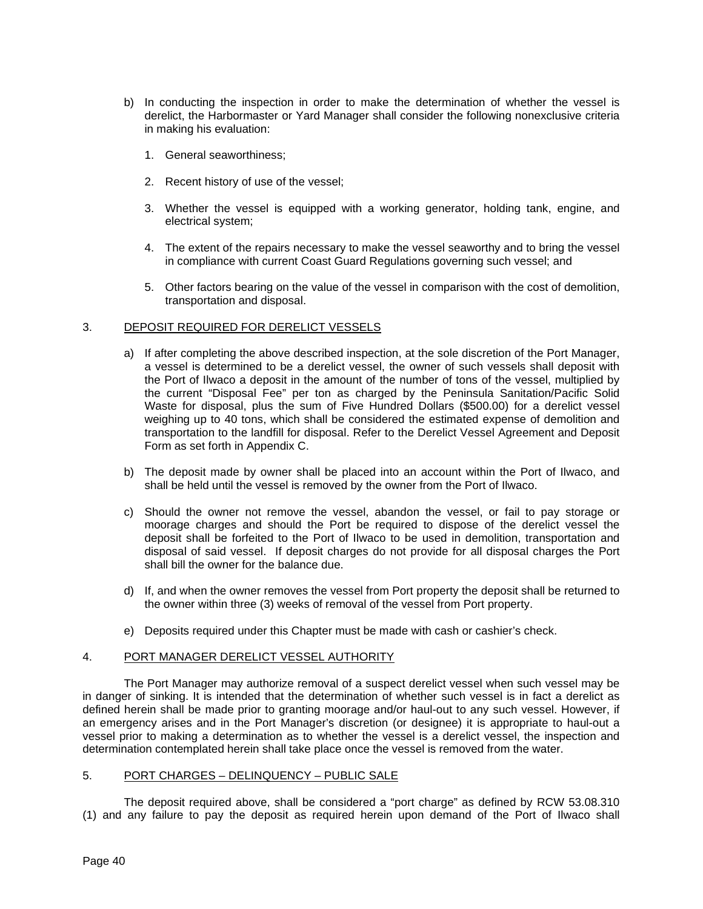b) In conducting the inspection in order to make the determination of whether the vessel is derelict, the Harbormaster or Yard Manager shall consider the following nonexclusive criteria in making his evaluation:

   1. General seaworthiness;

   2. Recent history of use of the vessel;

   3. Whether the vessel is equipped with a working generator, holding tank, engine, and electrical system;

   4. The extent of the repairs necessary to make the vessel seaworthy and to bring the vessel in compliance with current Coast Guard Regulations governing such vessel; and

   5. Other factors bearing on the value of the vessel in comparison with the cost of demolition, transportation and disposal.

## 3. DEPOSIT REQUIRED FOR DERELICT VESSELS

a) If after completing the above described inspection, at the sole discretion of the Port Manager, a vessel is determined to be a derelict vessel, the owner of such vessels shall deposit with the Port of Ilwaco a deposit in the amount of the number of tons of the vessel, multiplied by the current "Disposal Fee" per ton as charged by the Peninsula Sanitation/Pacific Solid Waste for disposal, plus the sum of Five Hundred Dollars ($500.00) for a derelict vessel weighing up to 40 tons, which shall be considered the estimated expense of demolition and transportation to the landfill for disposal. Refer to the Derelict Vessel Agreement and Deposit Form as set forth in Appendix C.

b) The deposit made by owner shall be placed into an account within the Port of Ilwaco, and shall be held until the vessel is removed by the owner from the Port of Ilwaco.

c) Should the owner not remove the vessel, abandon the vessel, or fail to pay storage or moorage charges and should the Port be required to dispose of the derelict vessel the deposit shall be forfeited to the Port of Ilwaco to be used in demolition, transportation and disposal of said vessel. If deposit charges do not provide for all disposal charges the Port shall bill the owner for the balance due.

d) If, and when the owner removes the vessel from Port property the deposit shall be returned to the owner within three (3) weeks of removal of the vessel from Port property.

e) Deposits required under this Chapter must be made with cash or cashier's check.

## 4. PORT MANAGER DERELICT VESSEL AUTHORITY

The Port Manager may authorize removal of a suspect derelict vessel when such vessel may be in danger of sinking. It is intended that the determination of whether such vessel is in fact a derelict as defined herein shall be made prior to granting moorage and/or haul-out to any such vessel. However, if an emergency arises and in the Port Manager's discretion (or designee) it is appropriate to haul-out a vessel prior to making a determination as to whether the vessel is a derelict vessel, the inspection and determination contemplated herein shall take place once the vessel is removed from the water.

## 5. PORT CHARGES – DELINQUENCY – PUBLIC SALE

The deposit required above, shall be considered a "port charge" as defined by RCW 53.08.310 (1) and any failure to pay the deposit as required herein upon demand of the Port of Ilwaco shall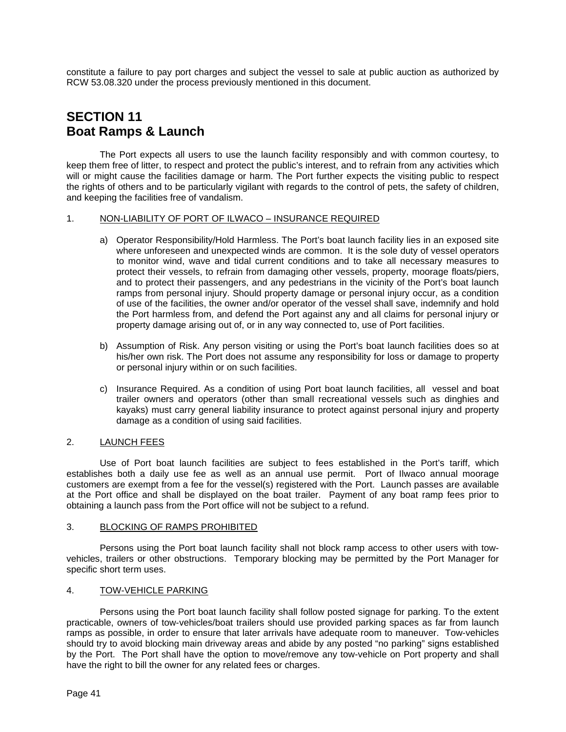constitute a failure to pay port charges and subject the vessel to sale at public auction as authorized by RCW 53.08.320 under the process previously mentioned in this document.

# SECTION 11
# Boat Ramps & Launch

The Port expects all users to use the launch facility responsibly and with common courtesy, to keep them free of litter, to respect and protect the public's interest, and to refrain from any activities which will or might cause the facilities damage or harm. The Port further expects the visiting public to respect the rights of others and to be particularly vigilant with regards to the control of pets, the safety of children, and keeping the facilities free of vandalism.

1. NON-LIABILITY OF PORT OF ILWACO – INSURANCE REQUIRED

   a) Operator Responsibility/Hold Harmless. The Port's boat launch facility lies in an exposed site where unforeseen and unexpected winds are common. It is the sole duty of vessel operators to monitor wind, wave and tidal current conditions and to take all necessary measures to protect their vessels, to refrain from damaging other vessels, property, moorage floats/piers, and to protect their passengers, and any pedestrians in the vicinity of the Port's boat launch ramps from personal injury. Should property damage or personal injury occur, as a condition of use of the facilities, the owner and/or operator of the vessel shall save, indemnify and hold the Port harmless from, and defend the Port against any and all claims for personal injury or property damage arising out of, or in any way connected to, use of Port facilities.

   b) Assumption of Risk. Any person visiting or using the Port's boat launch facilities does so at his/her own risk. The Port does not assume any responsibility for loss or damage to property or personal injury within or on such facilities.

   c) Insurance Required. As a condition of using Port boat launch facilities, all vessel and boat trailer owners and operators (other than small recreational vessels such as dinghies and kayaks) must carry general liability insurance to protect against personal injury and property damage as a condition of using said facilities.

2. LAUNCH FEES

Use of Port boat launch facilities are subject to fees established in the Port's tariff, which establishes both a daily use fee as well as an annual use permit. Port of Ilwaco annual moorage customers are exempt from a fee for the vessel(s) registered with the Port. Launch passes are available at the Port office and shall be displayed on the boat trailer. Payment of any boat ramp fees prior to obtaining a launch pass from the Port office will not be subject to a refund.

3. BLOCKING OF RAMPS PROHIBITED

Persons using the Port boat launch facility shall not block ramp access to other users with tow-vehicles, trailers or other obstructions. Temporary blocking may be permitted by the Port Manager for specific short term uses.

4. TOW-VEHICLE PARKING

Persons using the Port boat launch facility shall follow posted signage for parking. To the extent practicable, owners of tow-vehicles/boat trailers should use provided parking spaces as far from launch ramps as possible, in order to ensure that later arrivals have adequate room to maneuver. Tow-vehicles should try to avoid blocking main driveway areas and abide by any posted "no parking" signs established by the Port. The Port shall have the option to move/remove any tow-vehicle on Port property and shall have the right to bill the owner for any related fees or charges.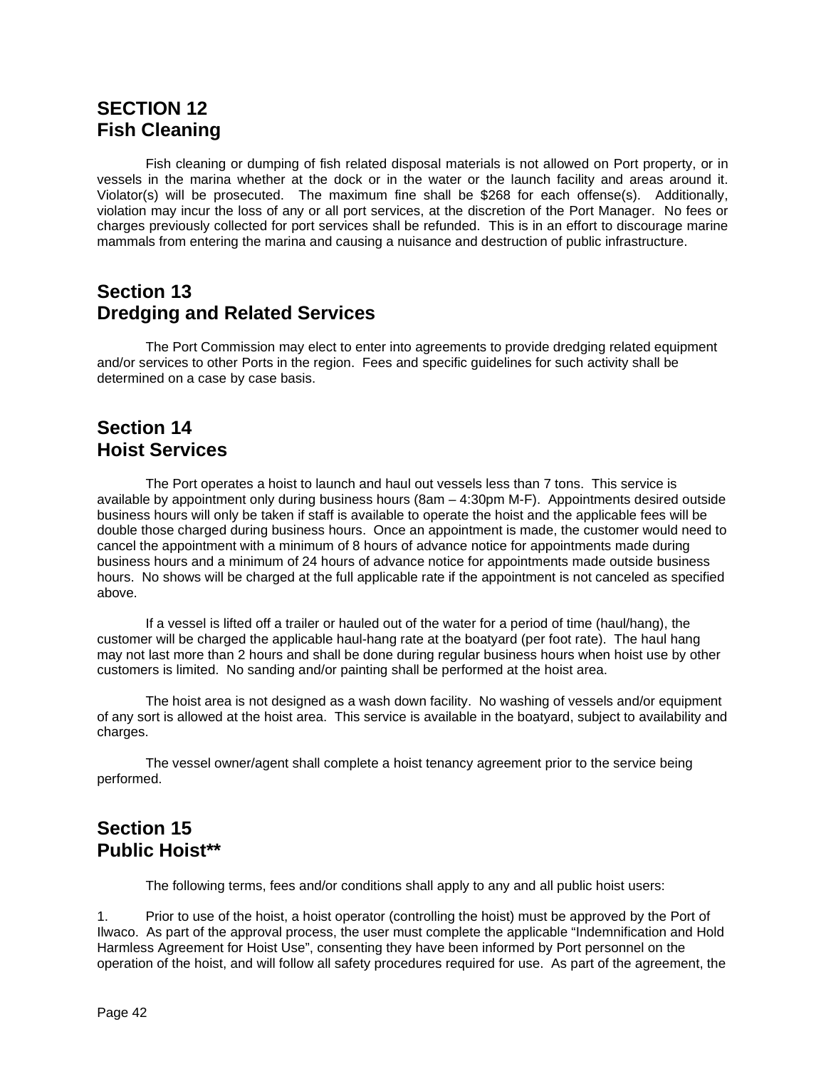## SECTION 12
## Fish Cleaning

Fish cleaning or dumping of fish related disposal materials is not allowed on Port property, or in vessels in the marina whether at the dock or in the water or the launch facility and areas around it. Violator(s) will be prosecuted. The maximum fine shall be $268 for each offense(s). Additionally, violation may incur the loss of any or all port services, at the discretion of the Port Manager. No fees or charges previously collected for port services shall be refunded. This is in an effort to discourage marine mammals from entering the marina and causing a nuisance and destruction of public infrastructure.

## Section 13
## Dredging and Related Services

The Port Commission may elect to enter into agreements to provide dredging related equipment and/or services to other Ports in the region. Fees and specific guidelines for such activity shall be determined on a case by case basis.

## Section 14
## Hoist Services

The Port operates a hoist to launch and haul out vessels less than 7 tons. This service is available by appointment only during business hours (8am – 4:30pm M-F). Appointments desired outside business hours will only be taken if staff is available to operate the hoist and the applicable fees will be double those charged during business hours. Once an appointment is made, the customer would need to cancel the appointment with a minimum of 8 hours of advance notice for appointments made during business hours and a minimum of 24 hours of advance notice for appointments made outside business hours. No shows will be charged at the full applicable rate if the appointment is not canceled as specified above.

If a vessel is lifted off a trailer or hauled out of the water for a period of time (haul/hang), the customer will be charged the applicable haul-hang rate at the boatyard (per foot rate). The haul hang may not last more than 2 hours and shall be done during regular business hours when hoist use by other customers is limited. No sanding and/or painting shall be performed at the hoist area.

The hoist area is not designed as a wash down facility. No washing of vessels and/or equipment of any sort is allowed at the hoist area. This service is available in the boatyard, subject to availability and charges.

The vessel owner/agent shall complete a hoist tenancy agreement prior to the service being performed.

## Section 15
## Public Hoist**

The following terms, fees and/or conditions shall apply to any and all public hoist users:

1. Prior to use of the hoist, a hoist operator (controlling the hoist) must be approved by the Port of Ilwaco. As part of the approval process, the user must complete the applicable “Indemnification and Hold Harmless Agreement for Hoist Use”, consenting they have been informed by Port personnel on the operation of the hoist, and will follow all safety procedures required for use. As part of the agreement, the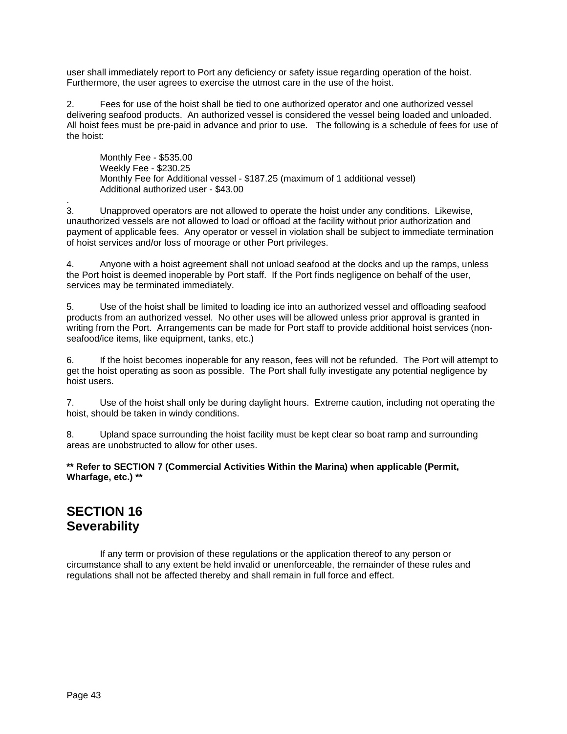user shall immediately report to Port any deficiency or safety issue regarding operation of the hoist. Furthermore, the user agrees to exercise the utmost care in the use of the hoist.

2. Fees for use of the hoist shall be tied to one authorized operator and one authorized vessel delivering seafood products. An authorized vessel is considered the vessel being loaded and unloaded. All hoist fees must be pre-paid in advance and prior to use. The following is a schedule of fees for use of the hoist:

Monthly Fee - $535.00
Weekly Fee - $230.25
Monthly Fee for Additional vessel - $187.25 (maximum of 1 additional vessel)
Additional authorized user - $43.00

3. Unapproved operators are not allowed to operate the hoist under any conditions. Likewise, unauthorized vessels are not allowed to load or offload at the facility without prior authorization and payment of applicable fees. Any operator or vessel in violation shall be subject to immediate termination of hoist services and/or loss of moorage or other Port privileges.

4. Anyone with a hoist agreement shall not unload seafood at the docks and up the ramps, unless the Port hoist is deemed inoperable by Port staff. If the Port finds negligence on behalf of the user, services may be terminated immediately.

5. Use of the hoist shall be limited to loading ice into an authorized vessel and offloading seafood products from an authorized vessel. No other uses will be allowed unless prior approval is granted in writing from the Port. Arrangements can be made for Port staff to provide additional hoist services (non-seafood/ice items, like equipment, tanks, etc.)

6. If the hoist becomes inoperable for any reason, fees will not be refunded. The Port will attempt to get the hoist operating as soon as possible. The Port shall fully investigate any potential negligence by hoist users.

7. Use of the hoist shall only be during daylight hours. Extreme caution, including not operating the hoist, should be taken in windy conditions.

8. Upland space surrounding the hoist facility must be kept clear so boat ramp and surrounding areas are unobstructed to allow for other uses.

**** Refer to SECTION 7 (Commercial Activities Within the Marina) when applicable (Permit, Wharfage, etc.) ****

# SECTION 16
# Severability

If any term or provision of these regulations or the application thereof to any person or circumstance shall to any extent be held invalid or unenforceable, the remainder of these rules and regulations shall not be affected thereby and shall remain in full force and effect.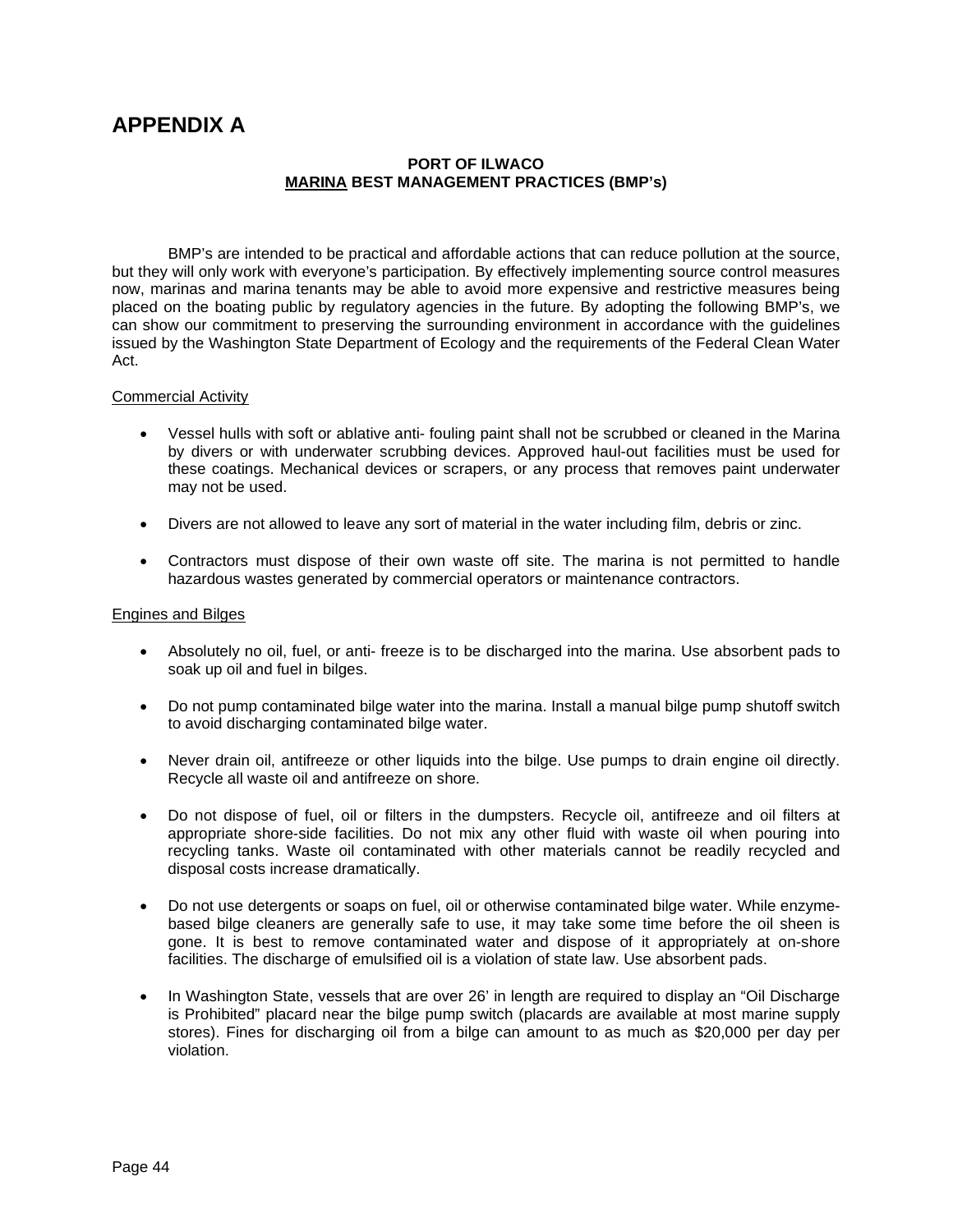# APPENDIX A

**PORT OF ILWACO**
**<u>MARINA</u> BEST MANAGEMENT PRACTICES (BMP's)**

BMP's are intended to be practical and affordable actions that can reduce pollution at the source, but they will only work with everyone's participation. By effectively implementing source control measures now, marinas and marina tenants may be able to avoid more expensive and restrictive measures being placed on the boating public by regulatory agencies in the future. By adopting the following BMP's, we can show our commitment to preserving the surrounding environment in accordance with the guidelines issued by the Washington State Department of Ecology and the requirements of the Federal Clean Water Act.

<u>Commercial Activity</u>

- Vessel hulls with soft or ablative anti- fouling paint shall not be scrubbed or cleaned in the Marina by divers or with underwater scrubbing devices. Approved haul-out facilities must be used for these coatings. Mechanical devices or scrapers, or any process that removes paint underwater may not be used.
- Divers are not allowed to leave any sort of material in the water including film, debris or zinc.
- Contractors must dispose of their own waste off site. The marina is not permitted to handle hazardous wastes generated by commercial operators or maintenance contractors.

<u>Engines and Bilges</u>

- Absolutely no oil, fuel, or anti- freeze is to be discharged into the marina. Use absorbent pads to soak up oil and fuel in bilges.
- Do not pump contaminated bilge water into the marina. Install a manual bilge pump shutoff switch to avoid discharging contaminated bilge water.
- Never drain oil, antifreeze or other liquids into the bilge. Use pumps to drain engine oil directly. Recycle all waste oil and antifreeze on shore.
- Do not dispose of fuel, oil or filters in the dumpsters. Recycle oil, antifreeze and oil filters at appropriate shore-side facilities. Do not mix any other fluid with waste oil when pouring into recycling tanks. Waste oil contaminated with other materials cannot be readily recycled and disposal costs increase dramatically.
- Do not use detergents or soaps on fuel, oil or otherwise contaminated bilge water. While enzyme-based bilge cleaners are generally safe to use, it may take some time before the oil sheen is gone. It is best to remove contaminated water and dispose of it appropriately at on-shore facilities. The discharge of emulsified oil is a violation of state law. Use absorbent pads.
- In Washington State, vessels that are over 26' in length are required to display an "Oil Discharge is Prohibited" placard near the bilge pump switch (placards are available at most marine supply stores). Fines for discharging oil from a bilge can amount to as much as $20,000 per day per violation.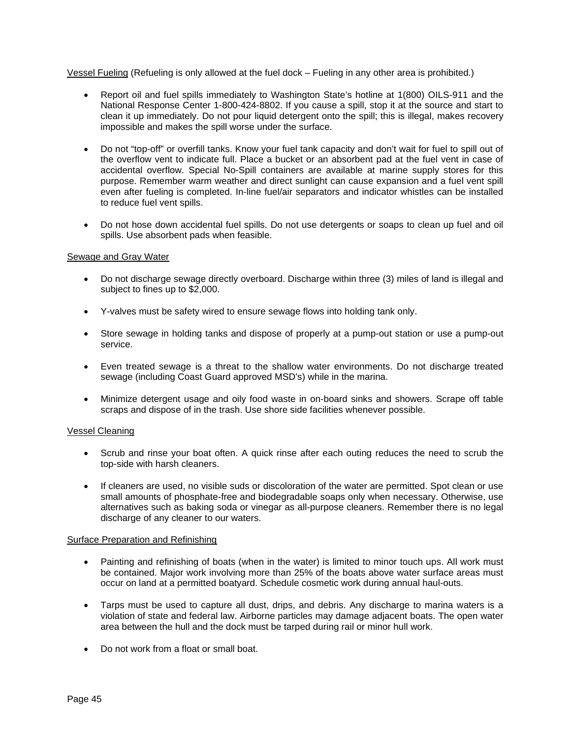Vessel Fueling (Refueling is only allowed at the fuel dock – Fueling in any other area is prohibited.)

- Report oil and fuel spills immediately to Washington State's hotline at 1(800) OILS-911 and the National Response Center 1-800-424-8802. If you cause a spill, stop it at the source and start to clean it up immediately. Do not pour liquid detergent onto the spill; this is illegal, makes recovery impossible and makes the spill worse under the surface.

- Do not "top-off" or overfill tanks. Know your fuel tank capacity and don't wait for fuel to spill out of the overflow vent to indicate full. Place a bucket or an absorbent pad at the fuel vent in case of accidental overflow. Special No-Spill containers are available at marine supply stores for this purpose. Remember warm weather and direct sunlight can cause expansion and a fuel vent spill even after fueling is completed. In-line fuel/air separators and indicator whistles can be installed to reduce fuel vent spills.

- Do not hose down accidental fuel spills. Do not use detergents or soaps to clean up fuel and oil spills. Use absorbent pads when feasible.

Sewage and Gray Water

- Do not discharge sewage directly overboard. Discharge within three (3) miles of land is illegal and subject to fines up to $2,000.

- Y-valves must be safety wired to ensure sewage flows into holding tank only.

- Store sewage in holding tanks and dispose of properly at a pump-out station or use a pump-out service.

- Even treated sewage is a threat to the shallow water environments. Do not discharge treated sewage (including Coast Guard approved MSD's) while in the marina.

- Minimize detergent usage and oily food waste in on-board sinks and showers. Scrape off table scraps and dispose of in the trash. Use shore side facilities whenever possible.

Vessel Cleaning

- Scrub and rinse your boat often. A quick rinse after each outing reduces the need to scrub the top-side with harsh cleaners.

- If cleaners are used, no visible suds or discoloration of the water are permitted. Spot clean or use small amounts of phosphate-free and biodegradable soaps only when necessary. Otherwise, use alternatives such as baking soda or vinegar as all-purpose cleaners. Remember there is no legal discharge of any cleaner to our waters.

Surface Preparation and Refinishing

- Painting and refinishing of boats (when in the water) is limited to minor touch ups. All work must be contained. Major work involving more than 25% of the boats above water surface areas must occur on land at a permitted boatyard. Schedule cosmetic work during annual haul-outs.

- Tarps must be used to capture all dust, drips, and debris. Any discharge to marina waters is a violation of state and federal law. Airborne particles may damage adjacent boats. The open water area between the hull and the dock must be tarped during rail or minor hull work.

- Do not work from a float or small boat.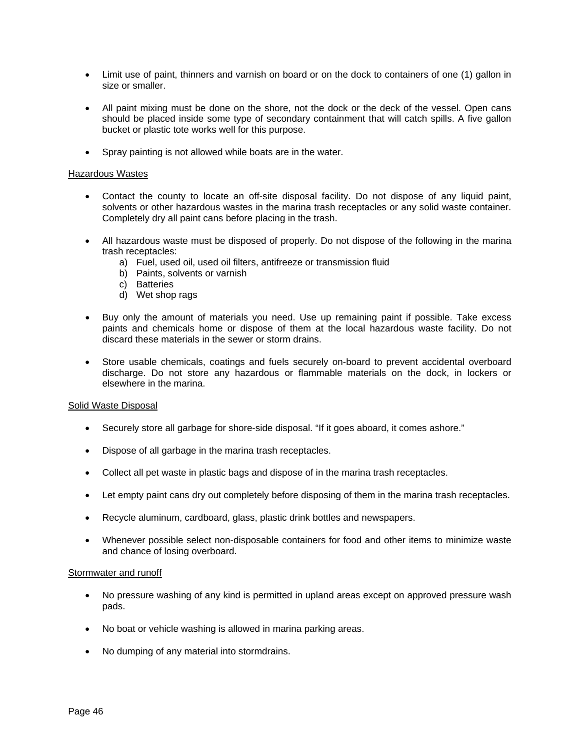- Limit use of paint, thinners and varnish on board or on the dock to containers of one (1) gallon in size or smaller.

- All paint mixing must be done on the shore, not the dock or the deck of the vessel. Open cans should be placed inside some type of secondary containment that will catch spills. A five gallon bucket or plastic tote works well for this purpose.

- Spray painting is not allowed while boats are in the water.

<u>Hazardous Wastes</u>

- Contact the county to locate an off-site disposal facility. Do not dispose of any liquid paint, solvents or other hazardous wastes in the marina trash receptacles or any solid waste container. Completely dry all paint cans before placing in the trash.

- All hazardous waste must be disposed of properly. Do not dispose of the following in the marina trash receptacles:
  a) Fuel, used oil, used oil filters, antifreeze or transmission fluid
  b) Paints, solvents or varnish
  c) Batteries
  d) Wet shop rags

- Buy only the amount of materials you need. Use up remaining paint if possible. Take excess paints and chemicals home or dispose of them at the local hazardous waste facility. Do not discard these materials in the sewer or storm drains.

- Store usable chemicals, coatings and fuels securely on-board to prevent accidental overboard discharge. Do not store any hazardous or flammable materials on the dock, in lockers or elsewhere in the marina.

<u>Solid Waste Disposal</u>

- Securely store all garbage for shore-side disposal. "If it goes aboard, it comes ashore."

- Dispose of all garbage in the marina trash receptacles.

- Collect all pet waste in plastic bags and dispose of in the marina trash receptacles.

- Let empty paint cans dry out completely before disposing of them in the marina trash receptacles.

- Recycle aluminum, cardboard, glass, plastic drink bottles and newspapers.

- Whenever possible select non-disposable containers for food and other items to minimize waste and chance of losing overboard.

<u>Stormwater and runoff</u>

- No pressure washing of any kind is permitted in upland areas except on approved pressure wash pads.

- No boat or vehicle washing is allowed in marina parking areas.

- No dumping of any material into stormdrains.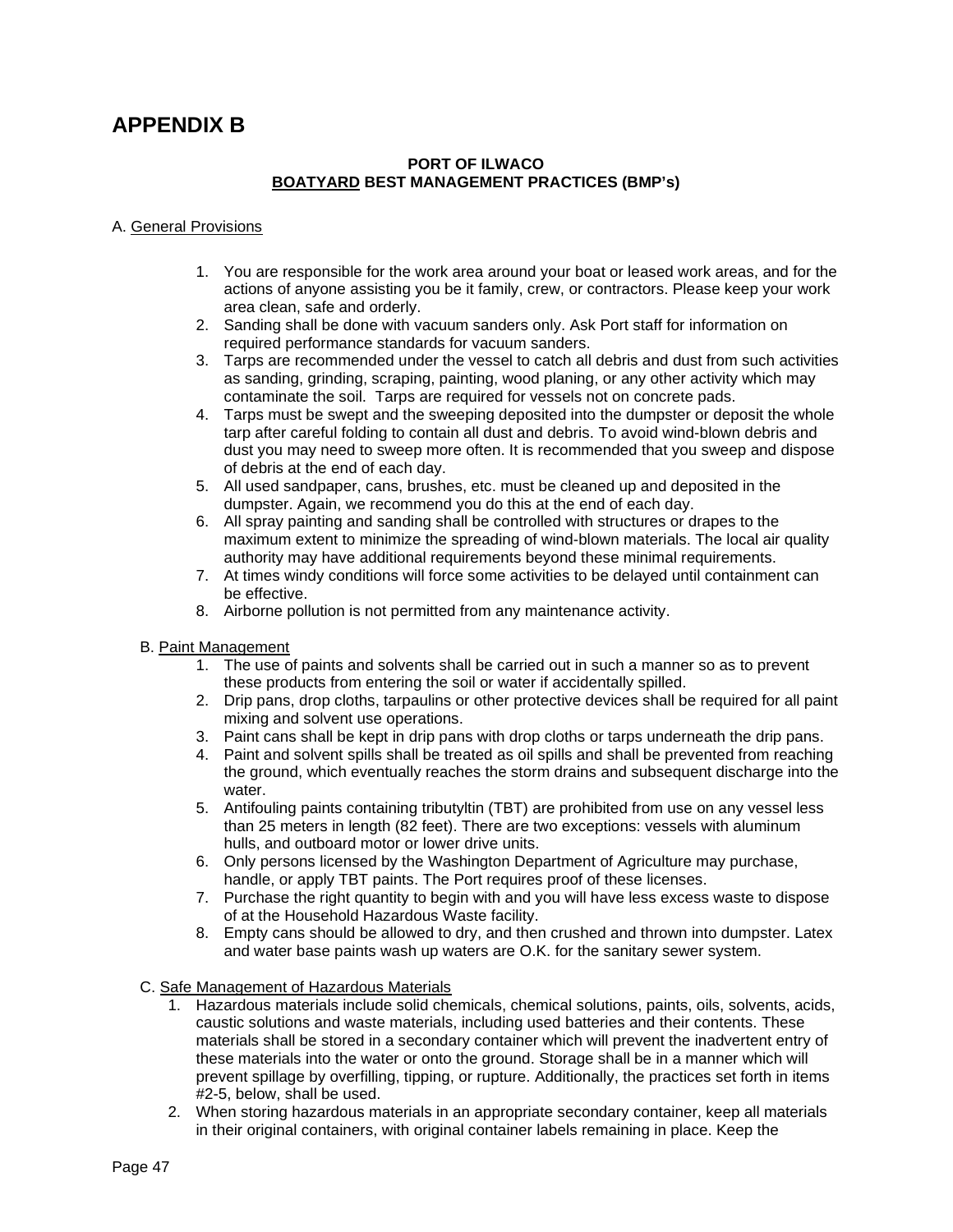# APPENDIX B

**PORT OF ILWACO**
**BOATYARD BEST MANAGEMENT PRACTICES (BMP's)**

A. General Provisions

1. You are responsible for the work area around your boat or leased work areas, and for the actions of anyone assisting you be it family, crew, or contractors. Please keep your work area clean, safe and orderly.
2. Sanding shall be done with vacuum sanders only. Ask Port staff for information on required performance standards for vacuum sanders.
3. Tarps are recommended under the vessel to catch all debris and dust from such activities as sanding, grinding, scraping, painting, wood planing, or any other activity which may contaminate the soil. Tarps are required for vessels not on concrete pads.
4. Tarps must be swept and the sweeping deposited into the dumpster or deposit the whole tarp after careful folding to contain all dust and debris. To avoid wind-blown debris and dust you may need to sweep more often. It is recommended that you sweep and dispose of debris at the end of each day.
5. All used sandpaper, cans, brushes, etc. must be cleaned up and deposited in the dumpster. Again, we recommend you do this at the end of each day.
6. All spray painting and sanding shall be controlled with structures or drapes to the maximum extent to minimize the spreading of wind-blown materials. The local air quality authority may have additional requirements beyond these minimal requirements.
7. At times windy conditions will force some activities to be delayed until containment can be effective.
8. Airborne pollution is not permitted from any maintenance activity.

B. Paint Management

1. The use of paints and solvents shall be carried out in such a manner so as to prevent these products from entering the soil or water if accidentally spilled.
2. Drip pans, drop cloths, tarpaulins or other protective devices shall be required for all paint mixing and solvent use operations.
3. Paint cans shall be kept in drip pans with drop cloths or tarps underneath the drip pans.
4. Paint and solvent spills shall be treated as oil spills and shall be prevented from reaching the ground, which eventually reaches the storm drains and subsequent discharge into the water.
5. Antifouling paints containing tributyltin (TBT) are prohibited from use on any vessel less than 25 meters in length (82 feet). There are two exceptions: vessels with aluminum hulls, and outboard motor or lower drive units.
6. Only persons licensed by the Washington Department of Agriculture may purchase, handle, or apply TBT paints. The Port requires proof of these licenses.
7. Purchase the right quantity to begin with and you will have less excess waste to dispose of at the Household Hazardous Waste facility.
8. Empty cans should be allowed to dry, and then crushed and thrown into dumpster. Latex and water base paints wash up waters are O.K. for the sanitary sewer system.

C. Safe Management of Hazardous Materials

1. Hazardous materials include solid chemicals, chemical solutions, paints, oils, solvents, acids, caustic solutions and waste materials, including used batteries and their contents. These materials shall be stored in a secondary container which will prevent the inadvertent entry of these materials into the water or onto the ground. Storage shall be in a manner which will prevent spillage by overfilling, tipping, or rupture. Additionally, the practices set forth in items #2-5, below, shall be used.
2. When storing hazardous materials in an appropriate secondary container, keep all materials in their original containers, with original container labels remaining in place. Keep the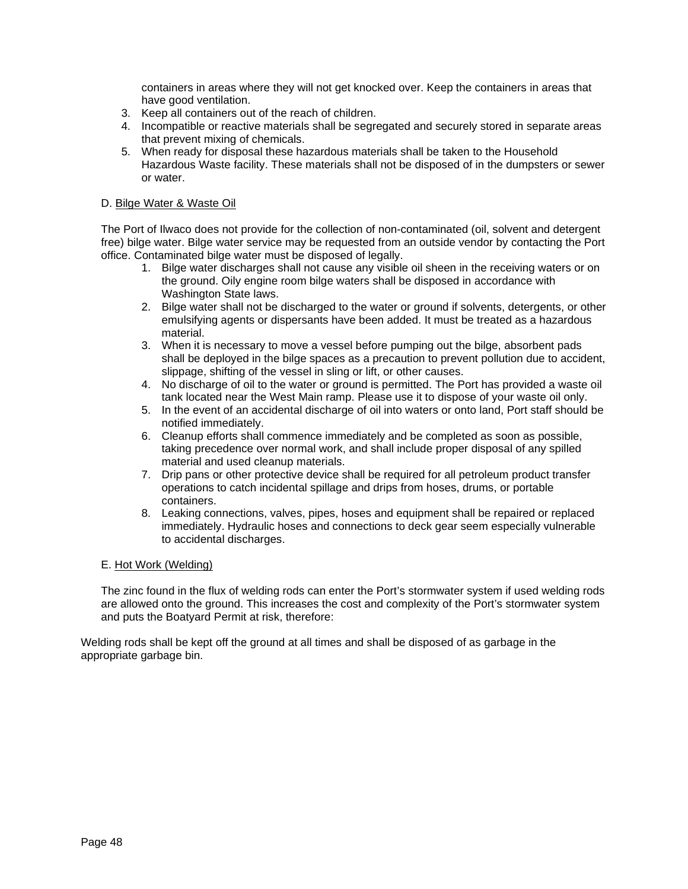containers in areas where they will not get knocked over. Keep the containers in areas that have good ventilation.

3. Keep all containers out of the reach of children.
4. Incompatible or reactive materials shall be segregated and securely stored in separate areas that prevent mixing of chemicals.
5. When ready for disposal these hazardous materials shall be taken to the Household Hazardous Waste facility. These materials shall not be disposed of in the dumpsters or sewer or water.

D. <u>Bilge Water & Waste Oil</u>

The Port of Ilwaco does not provide for the collection of non-contaminated (oil, solvent and detergent free) bilge water. Bilge water service may be requested from an outside vendor by contacting the Port office. Contaminated bilge water must be disposed of legally.

1. Bilge water discharges shall not cause any visible oil sheen in the receiving waters or on the ground. Oily engine room bilge waters shall be disposed in accordance with Washington State laws.
2. Bilge water shall not be discharged to the water or ground if solvents, detergents, or other emulsifying agents or dispersants have been added. It must be treated as a hazardous material.
3. When it is necessary to move a vessel before pumping out the bilge, absorbent pads shall be deployed in the bilge spaces as a precaution to prevent pollution due to accident, slippage, shifting of the vessel in sling or lift, or other causes.
4. No discharge of oil to the water or ground is permitted. The Port has provided a waste oil tank located near the West Main ramp. Please use it to dispose of your waste oil only.
5. In the event of an accidental discharge of oil into waters or onto land, Port staff should be notified immediately.
6. Cleanup efforts shall commence immediately and be completed as soon as possible, taking precedence over normal work, and shall include proper disposal of any spilled material and used cleanup materials.
7. Drip pans or other protective device shall be required for all petroleum product transfer operations to catch incidental spillage and drips from hoses, drums, or portable containers.
8. Leaking connections, valves, pipes, hoses and equipment shall be repaired or replaced immediately. Hydraulic hoses and connections to deck gear seem especially vulnerable to accidental discharges.

E. <u>Hot Work (Welding)</u>

The zinc found in the flux of welding rods can enter the Port's stormwater system if used welding rods are allowed onto the ground. This increases the cost and complexity of the Port's stormwater system and puts the Boatyard Permit at risk, therefore:

Welding rods shall be kept off the ground at all times and shall be disposed of as garbage in the appropriate garbage bin.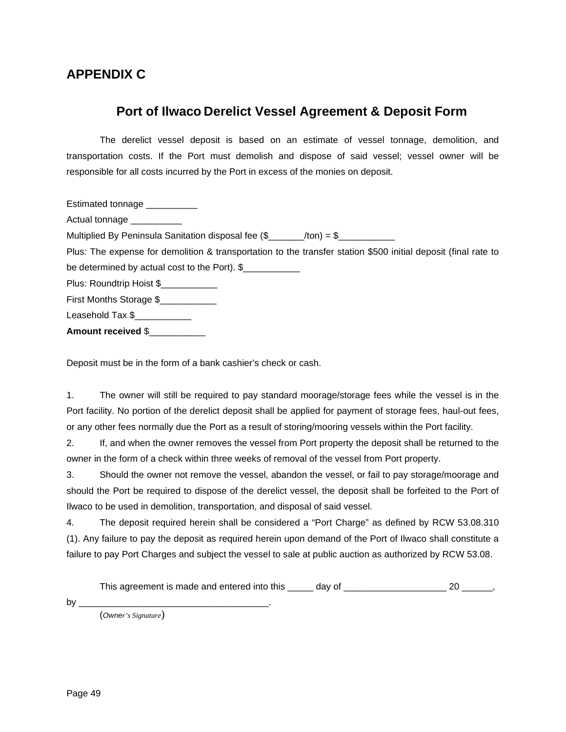## APPENDIX C

### Port of Ilwaco Derelict Vessel Agreement & Deposit Form

The derelict vessel deposit is based on an estimate of vessel tonnage, demolition, and transportation costs. If the Port must demolish and dispose of said vessel; vessel owner will be responsible for all costs incurred by the Port in excess of the monies on deposit.

Estimated tonnage __________

Actual tonnage __________

Multiplied By Peninsula Sanitation disposal fee ($_______/ton) = $___________

Plus: The expense for demolition & transportation to the transfer station $500 initial deposit (final rate to be determined by actual cost to the Port). $___________

Plus: Roundtrip Hoist $___________

First Months Storage $___________

Leasehold Tax $___________

**Amount received** $___________

Deposit must be in the form of a bank cashier's check or cash.

1. The owner will still be required to pay standard moorage/storage fees while the vessel is in the Port facility. No portion of the derelict deposit shall be applied for payment of storage fees, haul-out fees, or any other fees normally due the Port as a result of storing/mooring vessels within the Port facility.
2. If, and when the owner removes the vessel from Port property the deposit shall be returned to the owner in the form of a check within three weeks of removal of the vessel from Port property.
3. Should the owner not remove the vessel, abandon the vessel, or fail to pay storage/moorage and should the Port be required to dispose of the derelict vessel, the deposit shall be forfeited to the Port of Ilwaco to be used in demolition, transportation, and disposal of said vessel.
4. The deposit required herein shall be considered a "Port Charge" as defined by RCW 53.08.310 (1). Any failure to pay the deposit as required herein upon demand of the Port of Ilwaco shall constitute a failure to pay Port Charges and subject the vessel to sale at public auction as authorized by RCW 53.08.

This agreement is made and entered into this _____ day of ____________________ 20 ______, by _____________________________________.

(*Owner's Signature*)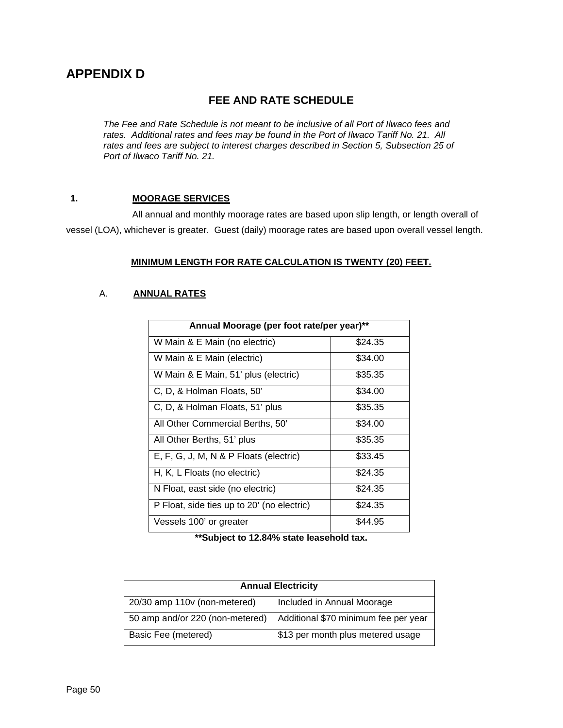# APPENDIX D

## FEE AND RATE SCHEDULE

*The Fee and Rate Schedule is not meant to be inclusive of all Port of Ilwaco fees and rates. Additional rates and fees may be found in the Port of Ilwaco Tariff No. 21. All rates and fees are subject to interest charges described in Section 5, Subsection 25 of Port of Ilwaco Tariff No. 21.*

### 1. MOORAGE SERVICES

All annual and monthly moorage rates are based upon slip length, or length overall of vessel (LOA), whichever is greater. Guest (daily) moorage rates are based upon overall vessel length.

**MINIMUM LENGTH FOR RATE CALCULATION IS TWENTY (20) FEET.**

#### A. ANNUAL RATES

| Annual Moorage (per foot rate/per year)** | |
|---|---|
| W Main & E Main (no electric) | $24.35 |
| W Main & E Main (electric) | $34.00 |
| W Main & E Main, 51' plus (electric) | $35.35 |
| C, D, & Holman Floats, 50' | $34.00 |
| C, D, & Holman Floats, 51' plus | $35.35 |
| All Other Commercial Berths, 50' | $34.00 |
| All Other Berths, 51' plus | $35.35 |
| E, F, G, J, M, N & P Floats (electric) | $33.45 |
| H, K, L Floats (no electric) | $24.35 |
| N Float, east side (no electric) | $24.35 |
| P Float, side ties up to 20' (no electric) | $24.35 |
| Vessels 100' or greater | $44.95 |

**\*\*Subject to 12.84% state leasehold tax.**

| Annual Electricity | |
|---|---|
| 20/30 amp 110v (non-metered) | Included in Annual Moorage |
| 50 amp and/or 220 (non-metered) | Additional $70 minimum fee per year |
| Basic Fee (metered) | $13 per month plus metered usage |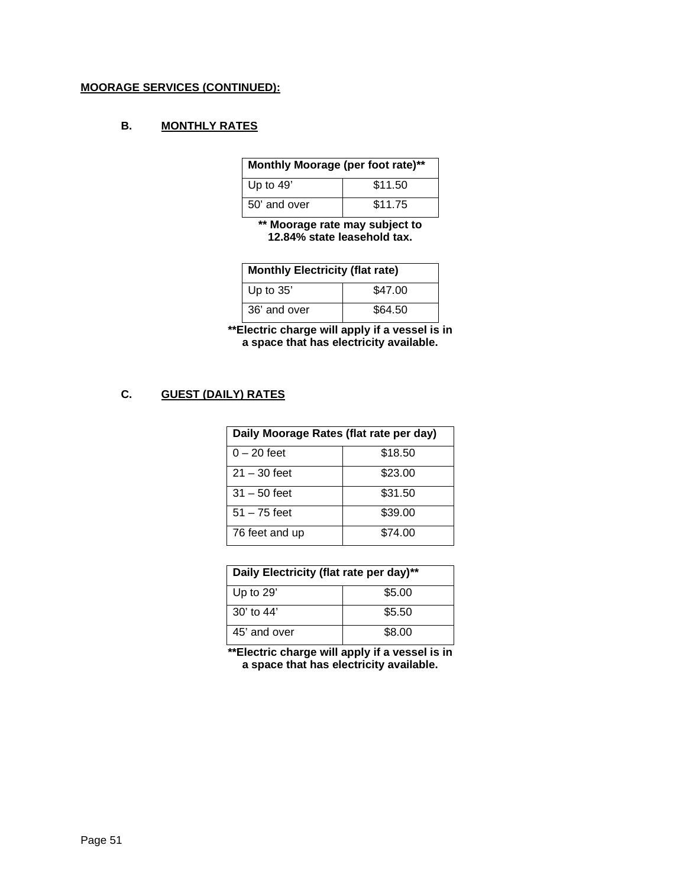**MOORAGE SERVICES (CONTINUED):**

### B. MONTHLY RATES

| Monthly Moorage (per foot rate)** | |
|---|---|
| Up to 49’ | $11.50 |
| 50’ and over | $11.75 |

**** Moorage rate may subject to 12.84% state leasehold tax.**

| Monthly Electricity (flat rate) | |
|---|---|
| Up to 35’ | $47.00 |
| 36’ and over | $64.50 |

****Electric charge will apply if a vessel is in a space that has electricity available.**

### C. GUEST (DAILY) RATES

| Daily Moorage Rates (flat rate per day) | |
|---|---|
| 0 – 20 feet | $18.50 |
| 21 – 30 feet | $23.00 |
| 31 – 50 feet | $31.50 |
| 51 – 75 feet | $39.00 |
| 76 feet and up | $74.00 |

| Daily Electricity (flat rate per day)** | |
|---|---|
| Up to 29’ | $5.00 |
| 30’ to 44’ | $5.50 |
| 45’ and over | $8.00 |

****Electric charge will apply if a vessel is in a space that has electricity available.**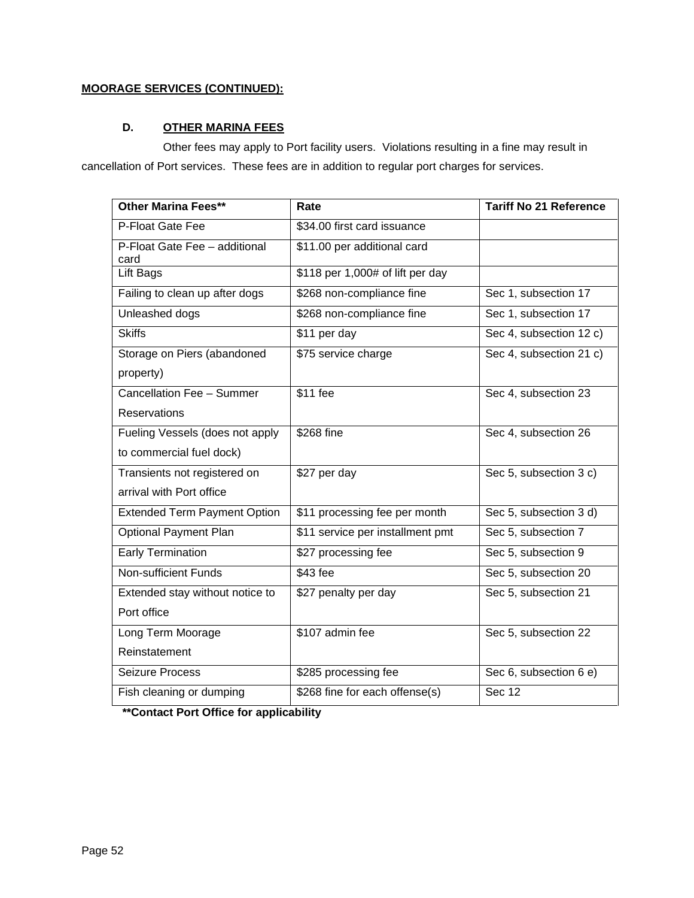**MOORAGE SERVICES (CONTINUED):**

### D. OTHER MARINA FEES

Other fees may apply to Port facility users. Violations resulting in a fine may result in cancellation of Port services. These fees are in addition to regular port charges for services.

| Other Marina Fees** | Rate | Tariff No 21 Reference |
|---|---|---|
| P-Float Gate Fee | $34.00 first card issuance | |
| P-Float Gate Fee – additional card | $11.00 per additional card | |
| Lift Bags | $118 per 1,000# of lift per day | |
| Failing to clean up after dogs | $268 non-compliance fine | Sec 1, subsection 17 |
| Unleashed dogs | $268 non-compliance fine | Sec 1, subsection 17 |
| Skiffs | $11 per day | Sec 4, subsection 12 c) |
| Storage on Piers (abandoned property) | $75 service charge | Sec 4, subsection 21 c) |
| Cancellation Fee – Summer Reservations | $11 fee | Sec 4, subsection 23 |
| Fueling Vessels (does not apply to commercial fuel dock) | $268 fine | Sec 4, subsection 26 |
| Transients not registered on arrival with Port office | $27 per day | Sec 5, subsection 3 c) |
| Extended Term Payment Option | $11 processing fee per month | Sec 5, subsection 3 d) |
| Optional Payment Plan | $11 service per installment pmt | Sec 5, subsection 7 |
| Early Termination | $27 processing fee | Sec 5, subsection 9 |
| Non-sufficient Funds | $43 fee | Sec 5, subsection 20 |
| Extended stay without notice to Port office | $27 penalty per day | Sec 5, subsection 21 |
| Long Term Moorage Reinstatement | $107 admin fee | Sec 5, subsection 22 |
| Seizure Process | $285 processing fee | Sec 6, subsection 6 e) |
| Fish cleaning or dumping | $268 fine for each offense(s) | Sec 12 |

****Contact Port Office for applicability**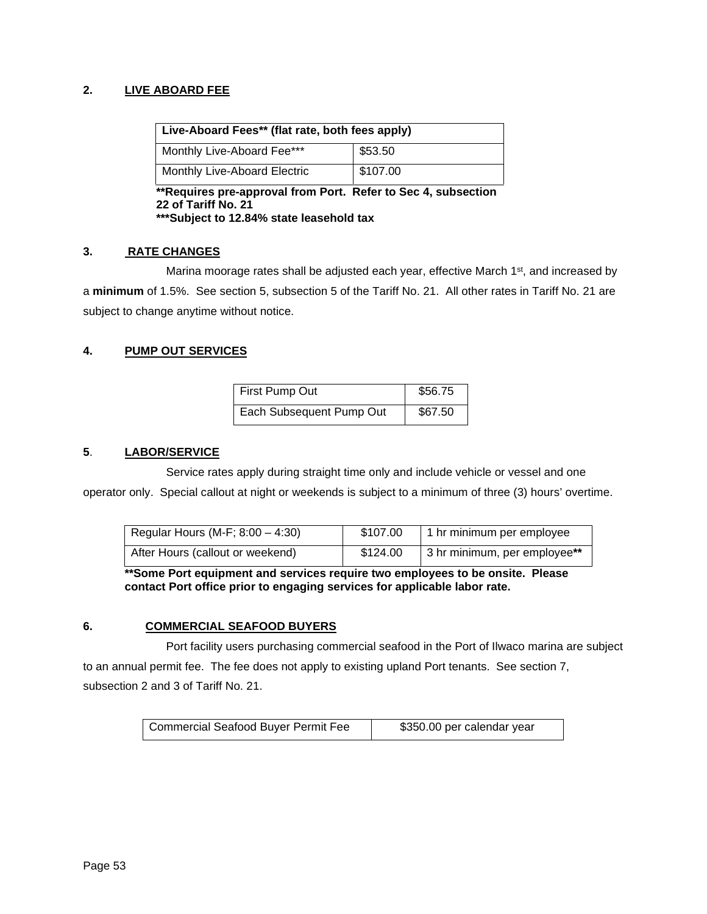## 2. LIVE ABOARD FEE

| Live-Aboard Fees** (flat rate, both fees apply) | |
|---|---|
| Monthly Live-Aboard Fee*** | $53.50 |
| Monthly Live-Aboard Electric | $107.00 |

****Requires pre-approval from Port. Refer to Sec 4, subsection 22 of Tariff No. 21**
*****Subject to 12.84% state leasehold tax**

## 3. RATE CHANGES

Marina moorage rates shall be adjusted each year, effective March 1st, and increased by a **minimum** of 1.5%. See section 5, subsection 5 of the Tariff No. 21. All other rates in Tariff No. 21 are subject to change anytime without notice.

## 4. PUMP OUT SERVICES

| Service | Rate |
|---|---|
| First Pump Out | $56.75 |
| Each Subsequent Pump Out | $67.50 |

## 5. LABOR/SERVICE

Service rates apply during straight time only and include vehicle or vessel and one operator only. Special callout at night or weekends is subject to a minimum of three (3) hours' overtime.

| Hours | Rate | Minimum |
|---|---|---|
| Regular Hours (M-F; 8:00 – 4:30) | $107.00 | 1 hr minimum per employee |
| After Hours (callout or weekend) | $124.00 | 3 hr minimum, per employee** |

****Some Port equipment and services require two employees to be onsite. Please contact Port office prior to engaging services for applicable labor rate.**

## 6. COMMERCIAL SEAFOOD BUYERS

Port facility users purchasing commercial seafood in the Port of Ilwaco marina are subject to an annual permit fee. The fee does not apply to existing upland Port tenants. See section 7, subsection 2 and 3 of Tariff No. 21.

| Permit | Fee |
|---|---|
| Commercial Seafood Buyer Permit Fee | $350.00 per calendar year |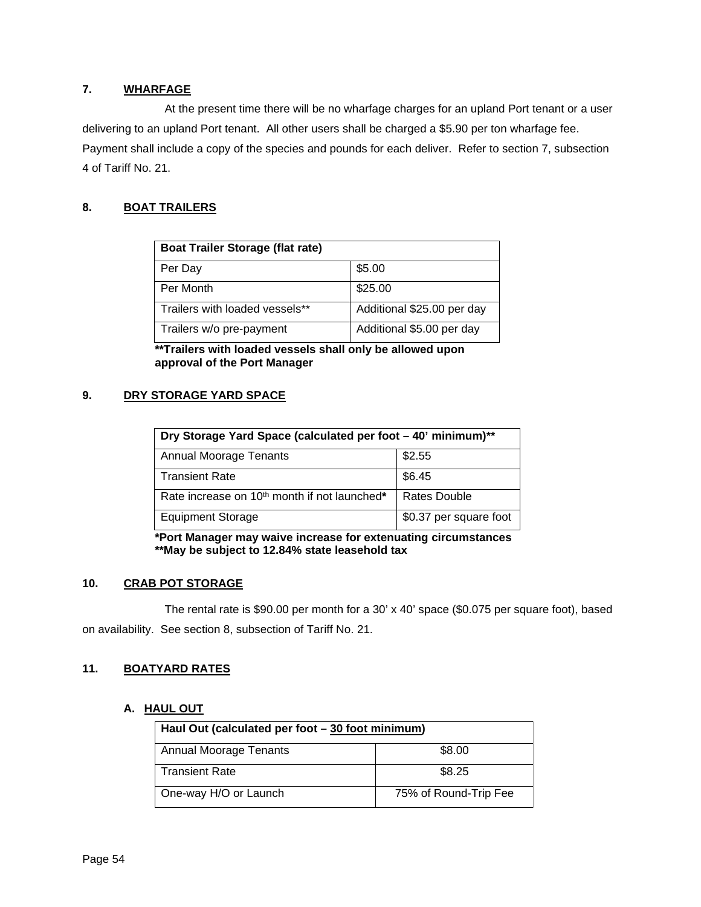## 7. WHARFAGE

At the present time there will be no wharfage charges for an upland Port tenant or a user delivering to an upland Port tenant. All other users shall be charged a $5.90 per ton wharfage fee. Payment shall include a copy of the species and pounds for each deliver. Refer to section 7, subsection 4 of Tariff No. 21.

## 8. BOAT TRAILERS

| Boat Trailer Storage (flat rate) | |
|---|---|
| Per Day | $5.00 |
| Per Month | $25.00 |
| Trailers with loaded vessels** | Additional $25.00 per day |
| Trailers w/o pre-payment | Additional $5.00 per day |

**\*\*Trailers with loaded vessels shall only be allowed upon approval of the Port Manager**

## 9. DRY STORAGE YARD SPACE

| Dry Storage Yard Space (calculated per foot – 40' minimum)** | |
|---|---|
| Annual Moorage Tenants | $2.55 |
| Transient Rate | $6.45 |
| Rate increase on 10th month if not launched* | Rates Double |
| Equipment Storage | $0.37 per square foot |

**\*Port Manager may waive increase for extenuating circumstances**
**\*\*May be subject to 12.84% state leasehold tax**

## 10. CRAB POT STORAGE

The rental rate is $90.00 per month for a 30' x 40' space ($0.075 per square foot), based on availability. See section 8, subsection of Tariff No. 21.

## 11. BOATYARD RATES

### A. HAUL OUT

| Haul Out (calculated per foot – 30 foot minimum) | |
|---|---|
| Annual Moorage Tenants | $8.00 |
| Transient Rate | $8.25 |
| One-way H/O or Launch | 75% of Round-Trip Fee |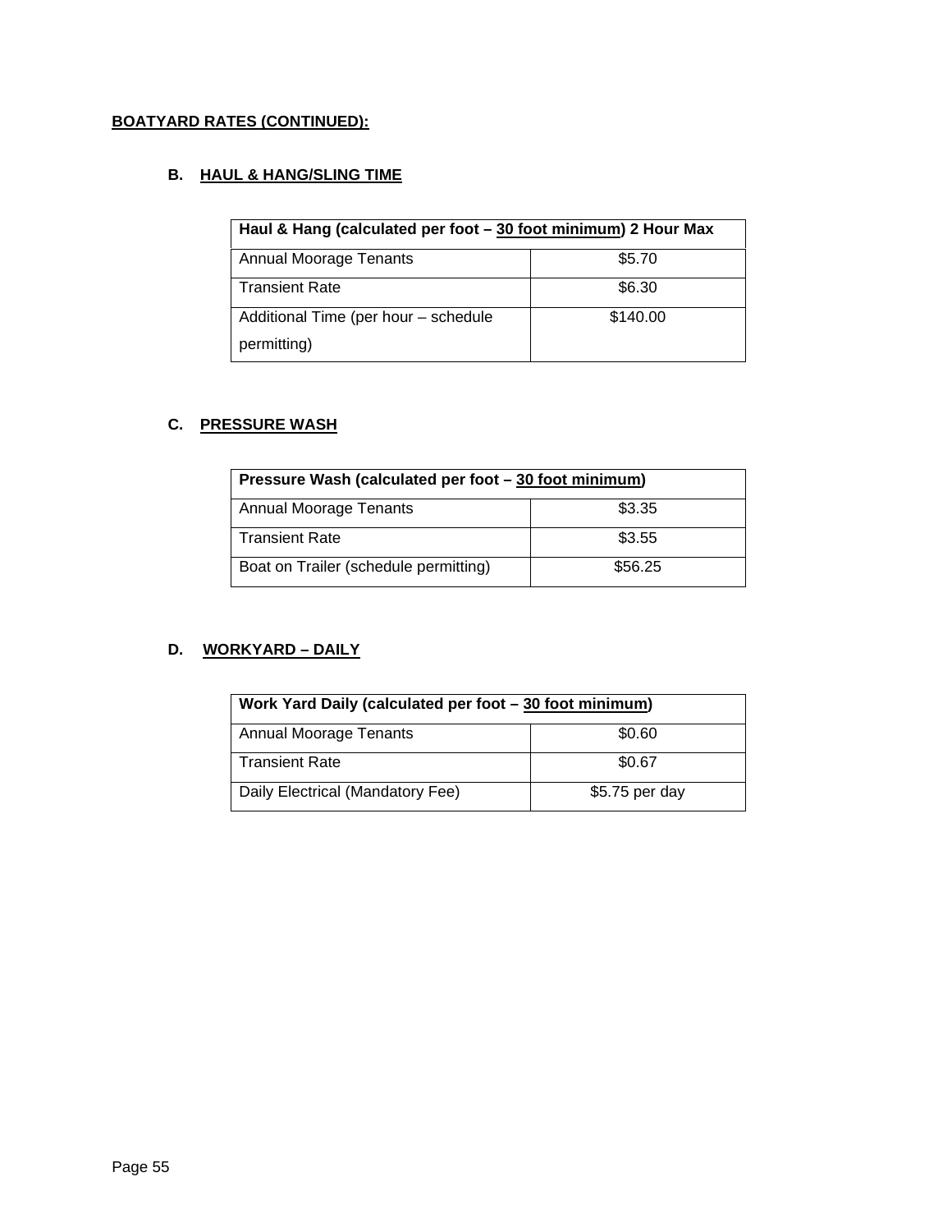**BOATYARD RATES (CONTINUED):**

### B. HAUL & HANG/SLING TIME

| Haul & Hang (calculated per foot – 30 foot minimum) 2 Hour Max | |
|---|---|
| Annual Moorage Tenants | $5.70 |
| Transient Rate | $6.30 |
| Additional Time (per hour – schedule permitting) | $140.00 |

### C. PRESSURE WASH

| Pressure Wash (calculated per foot – 30 foot minimum) | |
|---|---|
| Annual Moorage Tenants | $3.35 |
| Transient Rate | $3.55 |
| Boat on Trailer (schedule permitting) | $56.25 |

### D. WORKYARD – DAILY

| Work Yard Daily (calculated per foot – 30 foot minimum) | |
|---|---|
| Annual Moorage Tenants | $0.60 |
| Transient Rate | $0.67 |
| Daily Electrical (Mandatory Fee) | $5.75 per day |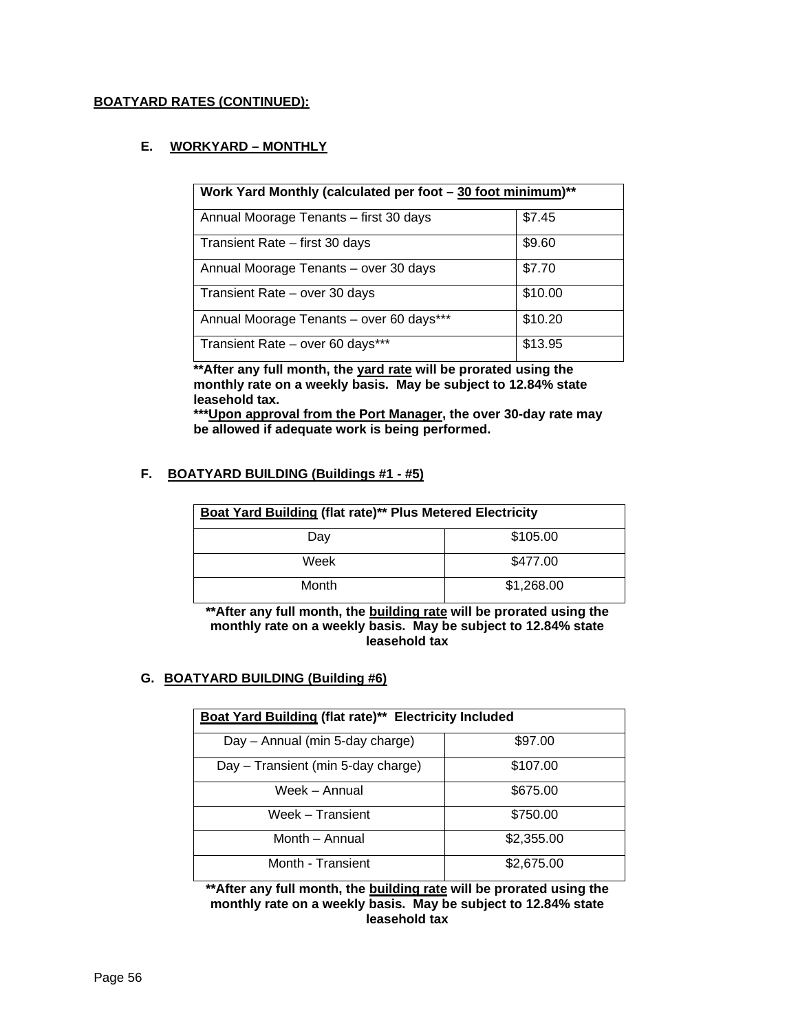**BOATYARD RATES (CONTINUED):**

### E. WORKYARD – MONTHLY

| Work Yard Monthly (calculated per foot – 30 foot minimum)** | |
|---|---|
| Annual Moorage Tenants – first 30 days | $7.45 |
| Transient Rate – first 30 days | $9.60 |
| Annual Moorage Tenants – over 30 days | $7.70 |
| Transient Rate – over 30 days | $10.00 |
| Annual Moorage Tenants – over 60 days*** | $10.20 |
| Transient Rate – over 60 days*** | $13.95 |

****After any full month, the yard rate will be prorated using the monthly rate on a weekly basis. May be subject to 12.84% state leasehold tax.**

*****Upon approval from the Port Manager, the over 30-day rate may be allowed if adequate work is being performed.**

### F. BOATYARD BUILDING (Buildings #1 - #5)

| Boat Yard Building (flat rate)** Plus Metered Electricity | |
|---|---|
| Day | $105.00 |
| Week | $477.00 |
| Month | $1,268.00 |

****After any full month, the building rate will be prorated using the monthly rate on a weekly basis. May be subject to 12.84% state leasehold tax**

### G. BOATYARD BUILDING (Building #6)

| Boat Yard Building (flat rate)** Electricity Included | |
|---|---|
| Day – Annual (min 5-day charge) | $97.00 |
| Day – Transient (min 5-day charge) | $107.00 |
| Week – Annual | $675.00 |
| Week – Transient | $750.00 |
| Month – Annual | $2,355.00 |
| Month - Transient | $2,675.00 |

****After any full month, the building rate will be prorated using the monthly rate on a weekly basis. May be subject to 12.84% state leasehold tax**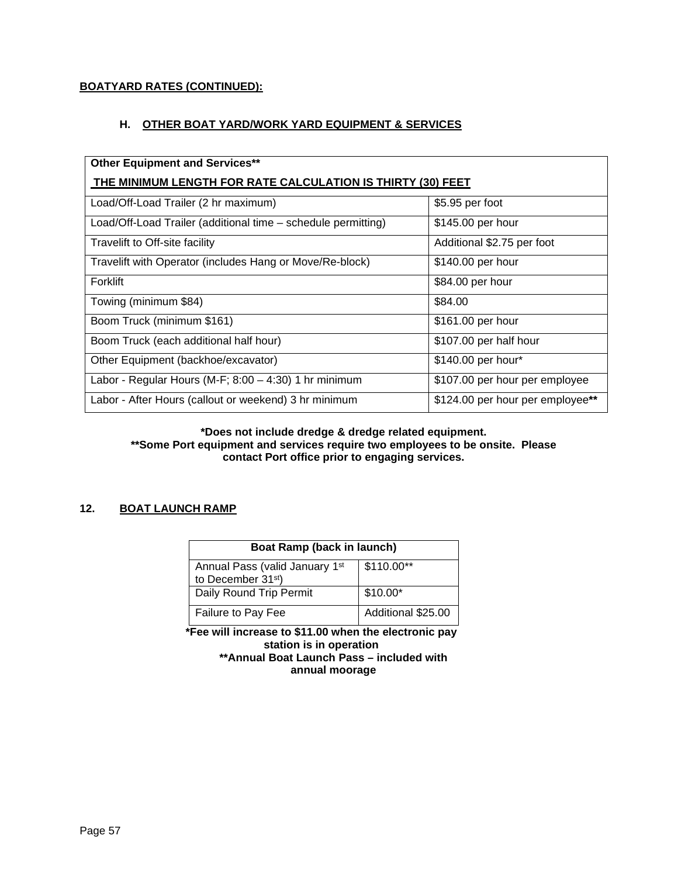**BOATYARD RATES (CONTINUED):**

### H. OTHER BOAT YARD/WORK YARD EQUIPMENT & SERVICES

| **Other Equipment and Services**<br>**THE MINIMUM LENGTH FOR RATE CALCULATION IS THIRTY (30) FEET** | |
|---|---|
| Load/Off-Load Trailer (2 hr maximum) | $5.95 per foot |
| Load/Off-Load Trailer (additional time – schedule permitting) | $145.00 per hour |
| Travelift to Off-site facility | Additional $2.75 per foot |
| Travelift with Operator (includes Hang or Move/Re-block) | $140.00 per hour |
| Forklift | $84.00 per hour |
| Towing (minimum $84) | $84.00 |
| Boom Truck (minimum $161) | $161.00 per hour |
| Boom Truck (each additional half hour) | $107.00 per half hour |
| Other Equipment (backhoe/excavator) | $140.00 per hour* |
| Labor - Regular Hours (M-F; 8:00 – 4:30) 1 hr minimum | $107.00 per hour per employee |
| Labor - After Hours (callout or weekend) 3 hr minimum | $124.00 per hour per employee** |

**\*Does not include dredge & dredge related equipment.**
**\*\*Some Port equipment and services require two employees to be onsite. Please contact Port office prior to engaging services.**

## 12. BOAT LAUNCH RAMP

| **Boat Ramp (back in launch)** | |
|---|---|
| Annual Pass (valid January 1st to December 31st) | $110.00** |
| Daily Round Trip Permit | $10.00* |
| Failure to Pay Fee | Additional $25.00 |

**\*Fee will increase to $11.00 when the electronic pay station is in operation**
**\*\*Annual Boat Launch Pass – included with annual moorage**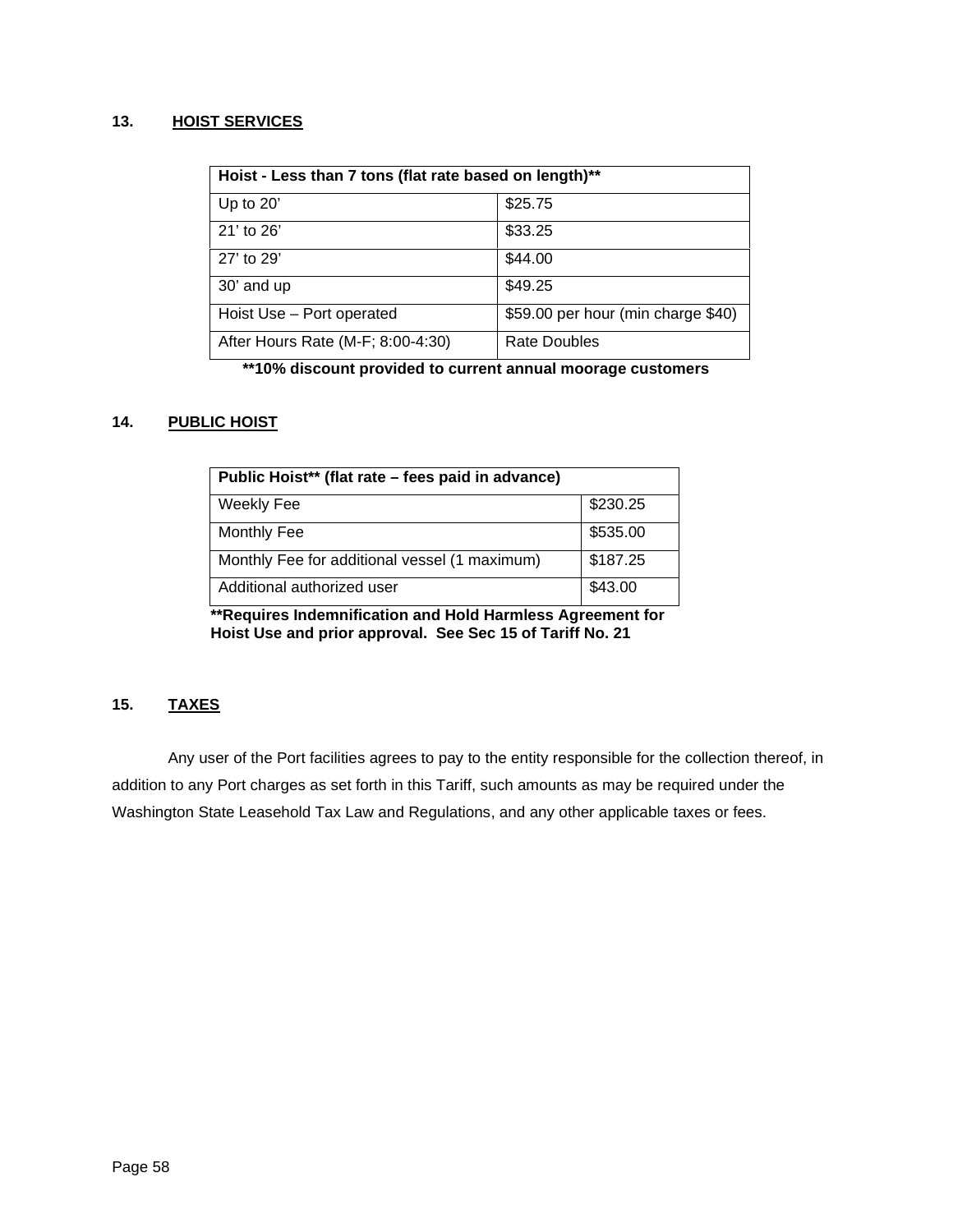## 13. HOIST SERVICES

| Hoist - Less than 7 tons (flat rate based on length)** | |
|---|---|
| Up to 20' | $25.75 |
| 21' to 26' | $33.25 |
| 27' to 29' | $44.00 |
| 30' and up | $49.25 |
| Hoist Use – Port operated | $59.00 per hour (min charge $40) |
| After Hours Rate (M-F; 8:00-4:30) | Rate Doubles |

**\*\*10% discount provided to current annual moorage customers**

## 14. PUBLIC HOIST

| Public Hoist** (flat rate – fees paid in advance) | |
|---|---|
| Weekly Fee | $230.25 |
| Monthly Fee | $535.00 |
| Monthly Fee for additional vessel (1 maximum) | $187.25 |
| Additional authorized user | $43.00 |

**\*\*Requires Indemnification and Hold Harmless Agreement for Hoist Use and prior approval. See Sec 15 of Tariff No. 21**

## 15. TAXES

Any user of the Port facilities agrees to pay to the entity responsible for the collection thereof, in addition to any Port charges as set forth in this Tariff, such amounts as may be required under the Washington State Leasehold Tax Law and Regulations, and any other applicable taxes or fees.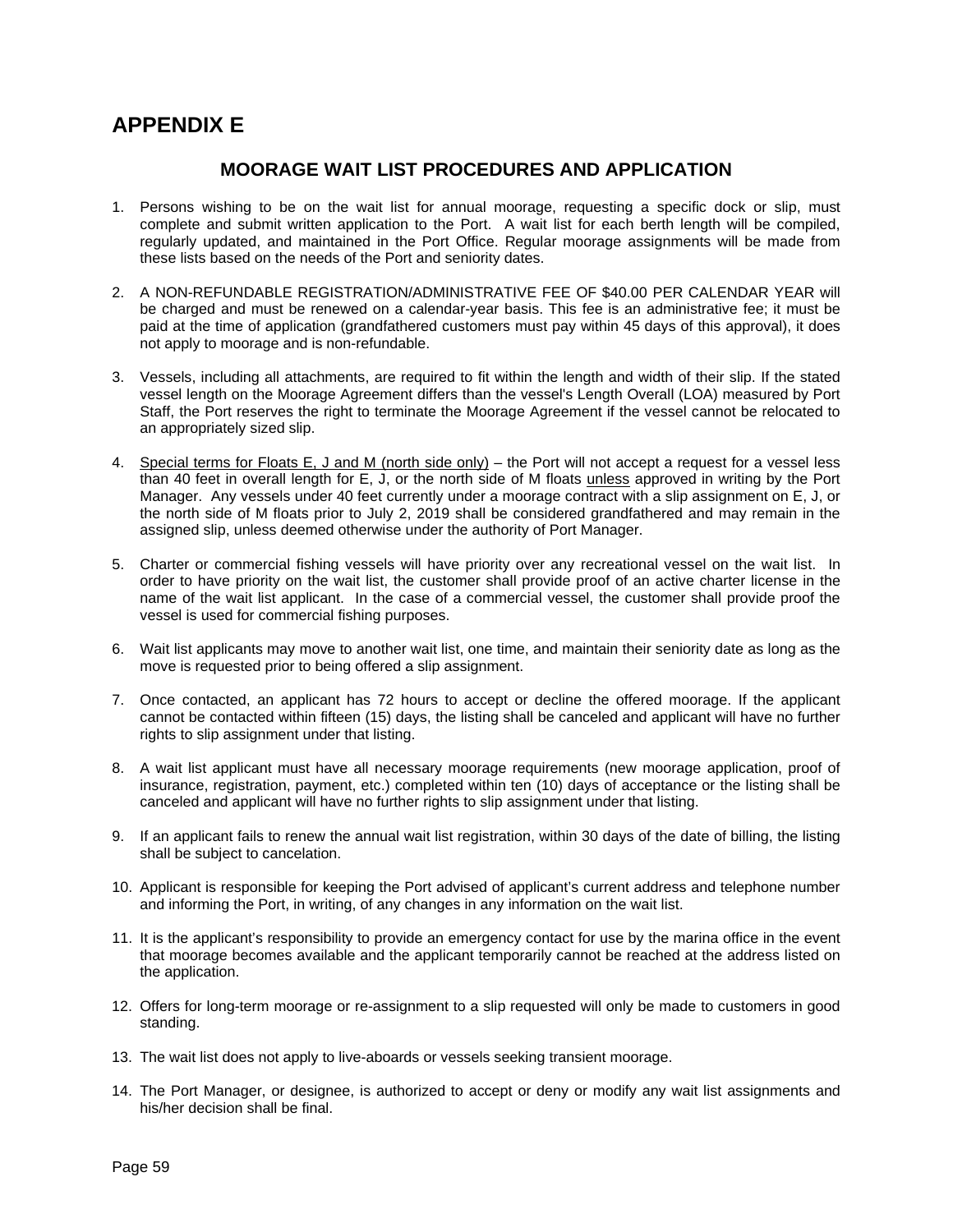# APPENDIX E

## MOORAGE WAIT LIST PROCEDURES AND APPLICATION

1. Persons wishing to be on the wait list for annual moorage, requesting a specific dock or slip, must complete and submit written application to the Port. A wait list for each berth length will be compiled, regularly updated, and maintained in the Port Office. Regular moorage assignments will be made from these lists based on the needs of the Port and seniority dates.

2. A NON-REFUNDABLE REGISTRATION/ADMINISTRATIVE FEE OF $40.00 PER CALENDAR YEAR will be charged and must be renewed on a calendar-year basis. This fee is an administrative fee; it must be paid at the time of application (grandfathered customers must pay within 45 days of this approval), it does not apply to moorage and is non-refundable.

3. Vessels, including all attachments, are required to fit within the length and width of their slip. If the stated vessel length on the Moorage Agreement differs than the vessel's Length Overall (LOA) measured by Port Staff, the Port reserves the right to terminate the Moorage Agreement if the vessel cannot be relocated to an appropriately sized slip.

4. <u>Special terms for Floats E, J and M (north side only)</u> – the Port will not accept a request for a vessel less than 40 feet in overall length for E, J, or the north side of M floats <u>unless</u> approved in writing by the Port Manager. Any vessels under 40 feet currently under a moorage contract with a slip assignment on E, J, or the north side of M floats prior to July 2, 2019 shall be considered grandfathered and may remain in the assigned slip, unless deemed otherwise under the authority of Port Manager.

5. Charter or commercial fishing vessels will have priority over any recreational vessel on the wait list. In order to have priority on the wait list, the customer shall provide proof of an active charter license in the name of the wait list applicant. In the case of a commercial vessel, the customer shall provide proof the vessel is used for commercial fishing purposes.

6. Wait list applicants may move to another wait list, one time, and maintain their seniority date as long as the move is requested prior to being offered a slip assignment.

7. Once contacted, an applicant has 72 hours to accept or decline the offered moorage. If the applicant cannot be contacted within fifteen (15) days, the listing shall be canceled and applicant will have no further rights to slip assignment under that listing.

8. A wait list applicant must have all necessary moorage requirements (new moorage application, proof of insurance, registration, payment, etc.) completed within ten (10) days of acceptance or the listing shall be canceled and applicant will have no further rights to slip assignment under that listing.

9. If an applicant fails to renew the annual wait list registration, within 30 days of the date of billing, the listing shall be subject to cancelation.

10. Applicant is responsible for keeping the Port advised of applicant's current address and telephone number and informing the Port, in writing, of any changes in any information on the wait list.

11. It is the applicant's responsibility to provide an emergency contact for use by the marina office in the event that moorage becomes available and the applicant temporarily cannot be reached at the address listed on the application.

12. Offers for long-term moorage or re-assignment to a slip requested will only be made to customers in good standing.

13. The wait list does not apply to live-aboards or vessels seeking transient moorage.

14. The Port Manager, or designee, is authorized to accept or deny or modify any wait list assignments and his/her decision shall be final.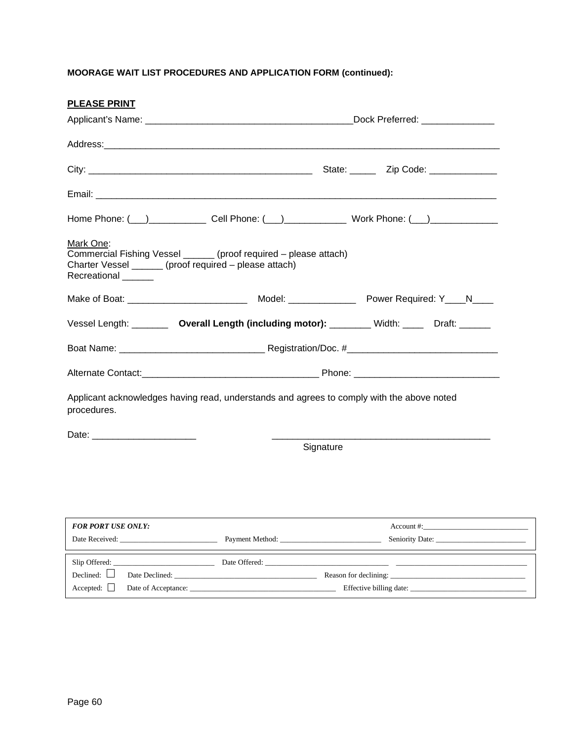**MOORAGE WAIT LIST PROCEDURES AND APPLICATION FORM (continued):**

**PLEASE PRINT**

Applicant's Name: ________________________________________Dock Preferred: ______________

Address:_________________________________________________________________________________

City: ____________________________________________ State: _____ Zip Code: _____________

Email: ______________________________________________________________________________

Home Phone: (___)___________ Cell Phone: (___)____________ Work Phone: (___)_____________

Mark One:
Commercial Fishing Vessel ______ (proof required – please attach)
Charter Vessel ______ (proof required – please attach)
Recreational ______

Make of Boat: _______________________ Model: _____________ Power Required: Y____N____

Vessel Length: _______ **Overall Length (including motor):** ________ Width: ____ Draft: ______

Boat Name: ___________________________ Registration/Doc. #____________________________

Alternate Contact:_________________________________ Phone: ___________________________

Applicant acknowledges having read, understands and agrees to comply with the above noted procedures.

Date: ___________________ __________________________________________
Signature

| | | |
|---|---|---|
| ***FOR PORT USE ONLY:*** | | Account #:___________________________ |
| Date Received: _________________________ | Payment Method: __________________________ | Seniority Date: _______________________ |

| | | |
|---|---|---|
| Slip Offered: __________________________ | Date Offered: ________________________________ | __________________________________ |
| Declined: ☐ | Date Declined: _____________________________________ | Reason for declining: __________________________________ |
| Accepted: ☐ | Date of Acceptance: ______________________________________ | Effective billing date: ______________________________ |